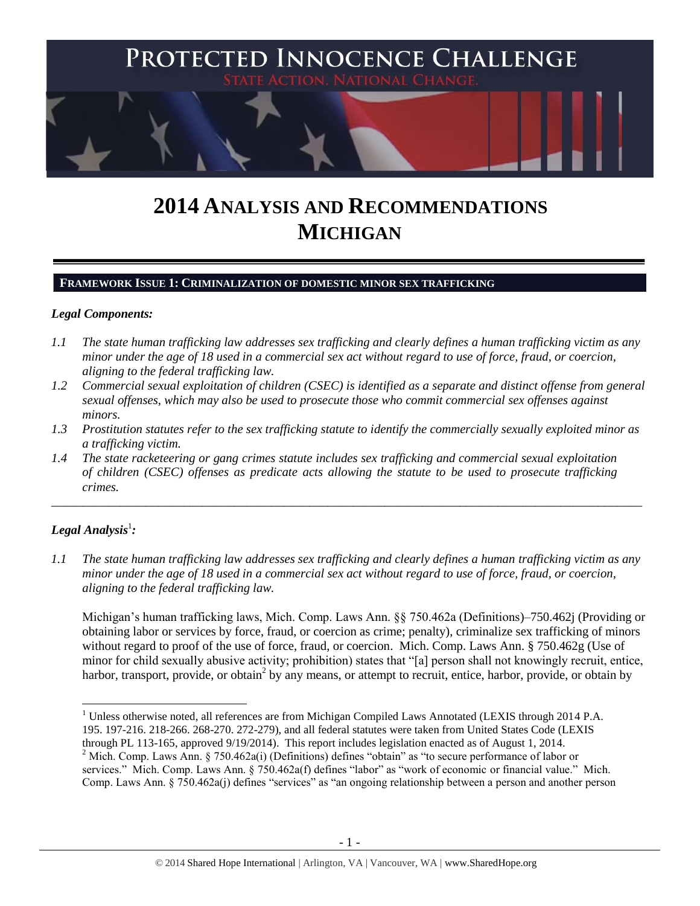# PROTECTED INNOCENCE CHALLENGE

STATE ACTION. NATIONAL CHANGE.

# 2014 ANALYSIS AND RECOMMENDATIONS MICHIGAN

## FRAMEWORK ISSUE 1: CRIMINALIZATION OF DOMESTIC MINOR SEX TRAFFICKING

### *Legal Components:*

*1.1 The state human trafficking law addresses sex trafficking and clearly defines a human trafficking victim as any minor under the age of 18 used in a commercial sex act without regard to use of force, fraud, or coercion, aligning to the federal trafficking law.*

*1.2 Commercial sexual exploitation of children (CSEC) is identified as a separate and distinct offense from general sexual offenses, which may also be used to prosecute those who commit commercial sex offenses against minors.*

*1.3 Prostitution statutes refer to the sex trafficking statute to identify the commercially sexually exploited minor as a trafficking victim.*

*1.4 The state racketeering or gang crimes statute includes sex trafficking and commercial sexual exploitation of children (CSEC) offenses as predicate acts allowing the statute to be used to prosecute trafficking crimes.*

---

### *Legal Analysis*[1]*:*

*1.1 The state human trafficking law addresses sex trafficking and clearly defines a human trafficking victim as any minor under the age of 18 used in a commercial sex act without regard to use of force, fraud, or coercion, aligning to the federal trafficking law.*

Michigan's human trafficking laws, Mich. Comp. Laws Ann. §§ 750.462a (Definitions)–750.462j (Providing or obtaining labor or services by force, fraud, or coercion as crime; penalty), criminalize sex trafficking of minors without regard to proof of the use of force, fraud, or coercion. Mich. Comp. Laws Ann. § 750.462g (Use of minor for child sexually abusive activity; prohibition) states that "[a] person shall not knowingly recruit, entice, harbor, transport, provide, or obtain[2] by any means, or attempt to recruit, entice, harbor, provide, or obtain by

---

[1] Unless otherwise noted, all references are from Michigan Compiled Laws Annotated (LEXIS through 2014 P.A. 195. 197-216. 218-266. 268-270. 272-279), and all federal statutes were taken from United States Code (LEXIS through PL 113-165, approved 9/19/2014). This report includes legislation enacted as of August 1, 2014.

[2] Mich. Comp. Laws Ann. § 750.462a(i) (Definitions) defines "obtain" as "to secure performance of labor or services." Mich. Comp. Laws Ann. § 750.462a(f) defines "labor" as "work of economic or financial value." Mich. Comp. Laws Ann. § 750.462a(j) defines "services" as "an ongoing relationship between a person and another person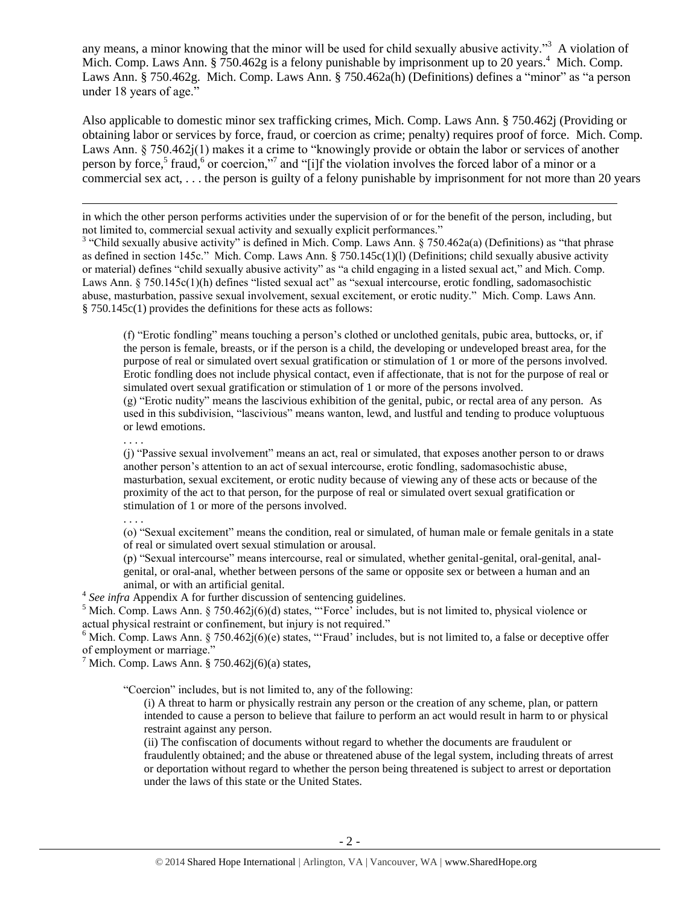any means, a minor knowing that the minor will be used for child sexually abusive activity."[3] A violation of Mich. Comp. Laws Ann. § 750.462g is a felony punishable by imprisonment up to 20 years.[4] Mich. Comp. Laws Ann. § 750.462g. Mich. Comp. Laws Ann. § 750.462a(h) (Definitions) defines a "minor" as "a person under 18 years of age."

Also applicable to domestic minor sex trafficking crimes, Mich. Comp. Laws Ann. § 750.462j (Providing or obtaining labor or services by force, fraud, or coercion as crime; penalty) requires proof of force. Mich. Comp. Laws Ann. § 750.462j(1) makes it a crime to "knowingly provide or obtain the labor or services of another person by force,[5] fraud,[6] or coercion,"[7] and "[i]f the violation involves the forced labor of a minor or a commercial sex act, . . . the person is guilty of a felony punishable by imprisonment for not more than 20 years

---

in which the other person performs activities under the supervision of or for the benefit of the person, including, but not limited to, commercial sexual activity and sexually explicit performances."

[3] "Child sexually abusive activity" is defined in Mich. Comp. Laws Ann. § 750.462a(a) (Definitions) as "that phrase as defined in section 145c." Mich. Comp. Laws Ann. § 750.145c(1)(l) (Definitions; child sexually abusive activity or material) defines "child sexually abusive activity" as "a child engaging in a listed sexual act," and Mich. Comp. Laws Ann. § 750.145c(1)(h) defines "listed sexual act" as "sexual intercourse, erotic fondling, sadomasochistic abuse, masturbation, passive sexual involvement, sexual excitement, or erotic nudity." Mich. Comp. Laws Ann. § 750.145c(1) provides the definitions for these acts as follows:

> (f) "Erotic fondling" means touching a person's clothed or unclothed genitals, pubic area, buttocks, or, if the person is female, breasts, or if the person is a child, the developing or undeveloped breast area, for the purpose of real or simulated overt sexual gratification or stimulation of 1 or more of the persons involved. Erotic fondling does not include physical contact, even if affectionate, that is not for the purpose of real or simulated overt sexual gratification or stimulation of 1 or more of the persons involved.
>
> (g) "Erotic nudity" means the lascivious exhibition of the genital, pubic, or rectal area of any person. As used in this subdivision, "lascivious" means wanton, lewd, and lustful and tending to produce voluptuous or lewd emotions.
>
> . . . .
>
> (j) "Passive sexual involvement" means an act, real or simulated, that exposes another person to or draws another person's attention to an act of sexual intercourse, erotic fondling, sadomasochistic abuse, masturbation, sexual excitement, or erotic nudity because of viewing any of these acts or because of the proximity of the act to that person, for the purpose of real or simulated overt sexual gratification or stimulation of 1 or more of the persons involved.
>
> . . . .
>
> (o) "Sexual excitement" means the condition, real or simulated, of human male or female genitals in a state of real or simulated overt sexual stimulation or arousal.
>
> (p) "Sexual intercourse" means intercourse, real or simulated, whether genital-genital, oral-genital, anal-genital, or oral-anal, whether between persons of the same or opposite sex or between a human and an animal, or with an artificial genital.

[4] *See infra* Appendix A for further discussion of sentencing guidelines.

[5] Mich. Comp. Laws Ann. § 750.462j(6)(d) states, "'Force' includes, but is not limited to, physical violence or actual physical restraint or confinement, but injury is not required."

[6] Mich. Comp. Laws Ann. § 750.462j(6)(e) states, "'Fraud' includes, but is not limited to, a false or deceptive offer of employment or marriage."

[7] Mich. Comp. Laws Ann. § 750.462j(6)(a) states,

> "Coercion" includes, but is not limited to, any of the following:
>
> (i) A threat to harm or physically restrain any person or the creation of any scheme, plan, or pattern intended to cause a person to believe that failure to perform an act would result in harm to or physical restraint against any person.
>
> (ii) The confiscation of documents without regard to whether the documents are fraudulent or fraudulently obtained; and the abuse or threatened abuse of the legal system, including threats of arrest or deportation without regard to whether the person being threatened is subject to arrest or deportation under the laws of this state or the United States.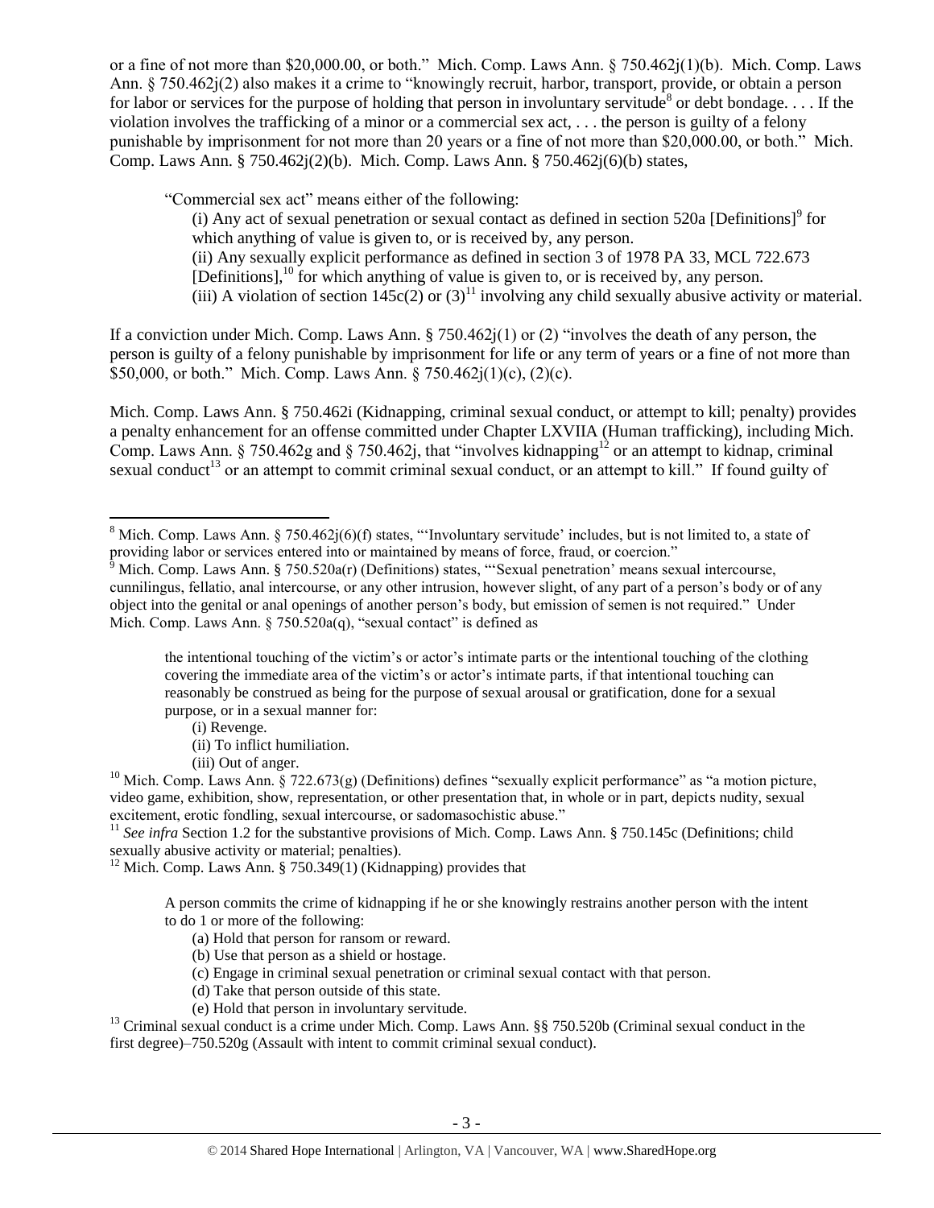or a fine of not more than $20,000.00, or both." Mich. Comp. Laws Ann. § 750.462j(1)(b). Mich. Comp. Laws Ann. § 750.462j(2) also makes it a crime to "knowingly recruit, harbor, transport, provide, or obtain a person for labor or services for the purpose of holding that person in involuntary servitude[8] or debt bondage. . . . If the violation involves the trafficking of a minor or a commercial sex act, . . . the person is guilty of a felony punishable by imprisonment for not more than 20 years or a fine of not more than $20,000.00, or both." Mich. Comp. Laws Ann. § 750.462j(2)(b). Mich. Comp. Laws Ann. § 750.462j(6)(b) states,

> "Commercial sex act" means either of the following:
>
> (i) Any act of sexual penetration or sexual contact as defined in section 520a [Definitions][9] for which anything of value is given to, or is received by, any person.
>
> (ii) Any sexually explicit performance as defined in section 3 of 1978 PA 33, MCL 722.673 [Definitions],[10] for which anything of value is given to, or is received by, any person.
>
> (iii) A violation of section 145c(2) or (3)[11] involving any child sexually abusive activity or material.

If a conviction under Mich. Comp. Laws Ann. § 750.462j(1) or (2) "involves the death of any person, the person is guilty of a felony punishable by imprisonment for life or any term of years or a fine of not more than $50,000, or both." Mich. Comp. Laws Ann. § 750.462j(1)(c), (2)(c).

Mich. Comp. Laws Ann. § 750.462i (Kidnapping, criminal sexual conduct, or attempt to kill; penalty) provides a penalty enhancement for an offense committed under Chapter LXVIIA (Human trafficking), including Mich. Comp. Laws Ann. § 750.462g and § 750.462j, that "involves kidnapping[12] or an attempt to kidnap, criminal sexual conduct[13] or an attempt to commit criminal sexual conduct, or an attempt to kill." If found guilty of

---

[8] Mich. Comp. Laws Ann. § 750.462j(6)(f) states, "'Involuntary servitude' includes, but is not limited to, a state of providing labor or services entered into or maintained by means of force, fraud, or coercion."

[9] Mich. Comp. Laws Ann. § 750.520a(r) (Definitions) states, "'Sexual penetration' means sexual intercourse, cunnilingus, fellatio, anal intercourse, or any other intrusion, however slight, of any part of a person's body or of any object into the genital or anal openings of another person's body, but emission of semen is not required." Under Mich. Comp. Laws Ann. § 750.520a(q), "sexual contact" is defined as

> the intentional touching of the victim's or actor's intimate parts or the intentional touching of the clothing covering the immediate area of the victim's or actor's intimate parts, if that intentional touching can reasonably be construed as being for the purpose of sexual arousal or gratification, done for a sexual purpose, or in a sexual manner for:
>
> (i) Revenge.
>
> (ii) To inflict humiliation.
>
> (iii) Out of anger.

[10] Mich. Comp. Laws Ann. § 722.673(g) (Definitions) defines "sexually explicit performance" as "a motion picture, video game, exhibition, show, representation, or other presentation that, in whole or in part, depicts nudity, sexual excitement, erotic fondling, sexual intercourse, or sadomasochistic abuse."

[11] *See infra* Section 1.2 for the substantive provisions of Mich. Comp. Laws Ann. § 750.145c (Definitions; child sexually abusive activity or material; penalties).

[12] Mich. Comp. Laws Ann. § 750.349(1) (Kidnapping) provides that

> A person commits the crime of kidnapping if he or she knowingly restrains another person with the intent to do 1 or more of the following:
>
> (a) Hold that person for ransom or reward.
>
> (b) Use that person as a shield or hostage.
>
> (c) Engage in criminal sexual penetration or criminal sexual contact with that person.
>
> (d) Take that person outside of this state.
>
> (e) Hold that person in involuntary servitude.

[13] Criminal sexual conduct is a crime under Mich. Comp. Laws Ann. §§ 750.520b (Criminal sexual conduct in the first degree)–750.520g (Assault with intent to commit criminal sexual conduct).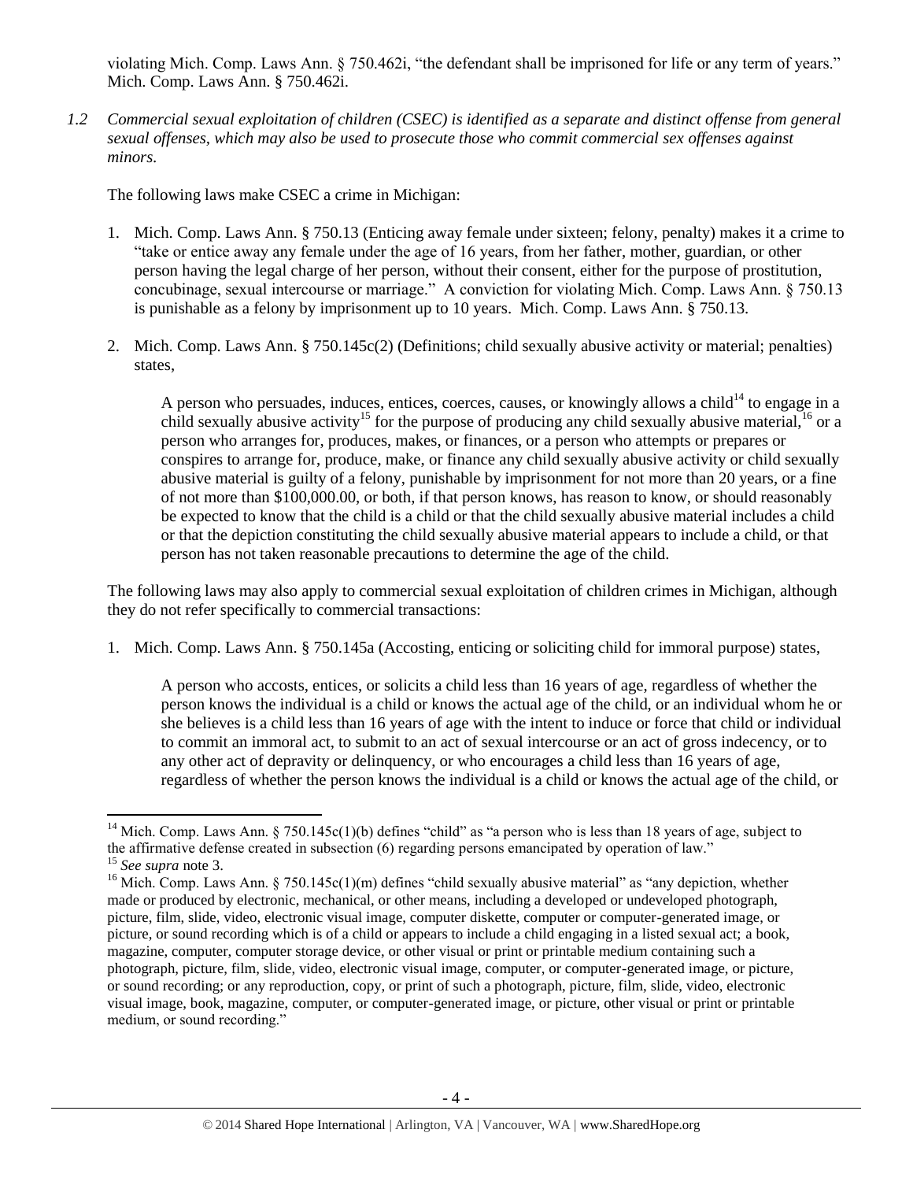violating Mich. Comp. Laws Ann. § 750.462i, "the defendant shall be imprisoned for life or any term of years." Mich. Comp. Laws Ann. § 750.462i.

*1.2 Commercial sexual exploitation of children (CSEC) is identified as a separate and distinct offense from general sexual offenses, which may also be used to prosecute those who commit commercial sex offenses against minors.*

The following laws make CSEC a crime in Michigan:

1. Mich. Comp. Laws Ann. § 750.13 (Enticing away female under sixteen; felony, penalty) makes it a crime to "take or entice away any female under the age of 16 years, from her father, mother, guardian, or other person having the legal charge of her person, without their consent, either for the purpose of prostitution, concubinage, sexual intercourse or marriage." A conviction for violating Mich. Comp. Laws Ann. § 750.13 is punishable as a felony by imprisonment up to 10 years. Mich. Comp. Laws Ann. § 750.13.

2. Mich. Comp. Laws Ann. § 750.145c(2) (Definitions; child sexually abusive activity or material; penalties) states,

   A person who persuades, induces, entices, coerces, causes, or knowingly allows a child[14] to engage in a child sexually abusive activity[15] for the purpose of producing any child sexually abusive material,[16] or a person who arranges for, produces, makes, or finances, or a person who attempts or prepares or conspires to arrange for, produce, make, or finance any child sexually abusive activity or child sexually abusive material is guilty of a felony, punishable by imprisonment for not more than 20 years, or a fine of not more than $100,000.00, or both, if that person knows, has reason to know, or should reasonably be expected to know that the child is a child or that the child sexually abusive material includes a child or that the depiction constituting the child sexually abusive material appears to include a child, or that person has not taken reasonable precautions to determine the age of the child.

The following laws may also apply to commercial sexual exploitation of children crimes in Michigan, although they do not refer specifically to commercial transactions:

1. Mich. Comp. Laws Ann. § 750.145a (Accosting, enticing or soliciting child for immoral purpose) states,

   A person who accosts, entices, or solicits a child less than 16 years of age, regardless of whether the person knows the individual is a child or knows the actual age of the child, or an individual whom he or she believes is a child less than 16 years of age with the intent to induce or force that child or individual to commit an immoral act, to submit to an act of sexual intercourse or an act of gross indecency, or to any other act of depravity or delinquency, or who encourages a child less than 16 years of age, regardless of whether the person knows the individual is a child or knows the actual age of the child, or

---

[14] Mich. Comp. Laws Ann. § 750.145c(1)(b) defines "child" as "a person who is less than 18 years of age, subject to the affirmative defense created in subsection (6) regarding persons emancipated by operation of law."

[15] *See supra* note 3.

[16] Mich. Comp. Laws Ann. § 750.145c(1)(m) defines "child sexually abusive material" as "any depiction, whether made or produced by electronic, mechanical, or other means, including a developed or undeveloped photograph, picture, film, slide, video, electronic visual image, computer diskette, computer or computer-generated image, or picture, or sound recording which is of a child or appears to include a child engaging in a listed sexual act; a book, magazine, computer, computer storage device, or other visual or print or printable medium containing such a photograph, picture, film, slide, video, electronic visual image, computer, or computer-generated image, or picture, or sound recording; or any reproduction, copy, or print of such a photograph, picture, film, slide, video, electronic visual image, book, magazine, computer, or computer-generated image, or picture, other visual or print or printable medium, or sound recording."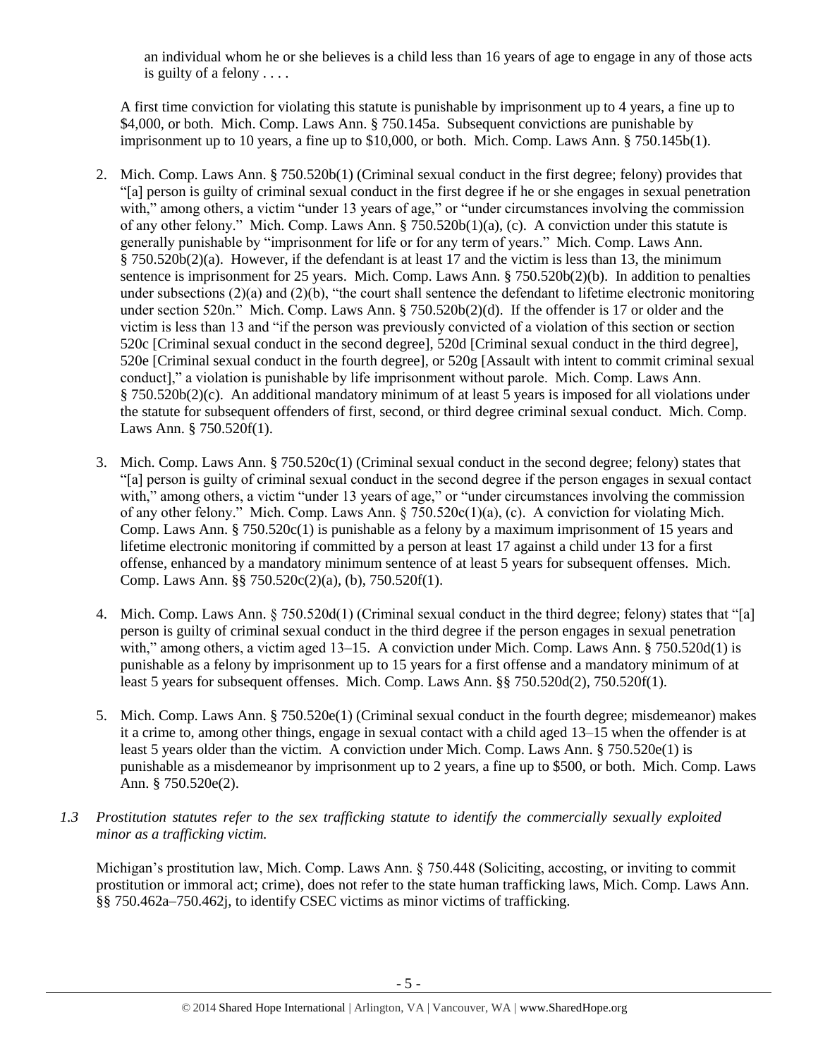an individual whom he or she believes is a child less than 16 years of age to engage in any of those acts is guilty of a felony . . . .

A first time conviction for violating this statute is punishable by imprisonment up to 4 years, a fine up to $4,000, or both. Mich. Comp. Laws Ann. § 750.145a. Subsequent convictions are punishable by imprisonment up to 10 years, a fine up to $10,000, or both. Mich. Comp. Laws Ann. § 750.145b(1).

2. Mich. Comp. Laws Ann. § 750.520b(1) (Criminal sexual conduct in the first degree; felony) provides that "[a] person is guilty of criminal sexual conduct in the first degree if he or she engages in sexual penetration with," among others, a victim "under 13 years of age," or "under circumstances involving the commission of any other felony." Mich. Comp. Laws Ann. § 750.520b(1)(a), (c). A conviction under this statute is generally punishable by "imprisonment for life or for any term of years." Mich. Comp. Laws Ann. § 750.520b(2)(a). However, if the defendant is at least 17 and the victim is less than 13, the minimum sentence is imprisonment for 25 years. Mich. Comp. Laws Ann. § 750.520b(2)(b). In addition to penalties under subsections (2)(a) and (2)(b), "the court shall sentence the defendant to lifetime electronic monitoring under section 520n." Mich. Comp. Laws Ann. § 750.520b(2)(d). If the offender is 17 or older and the victim is less than 13 and "if the person was previously convicted of a violation of this section or section 520c [Criminal sexual conduct in the second degree], 520d [Criminal sexual conduct in the third degree], 520e [Criminal sexual conduct in the fourth degree], or 520g [Assault with intent to commit criminal sexual conduct]," a violation is punishable by life imprisonment without parole. Mich. Comp. Laws Ann. § 750.520b(2)(c). An additional mandatory minimum of at least 5 years is imposed for all violations under the statute for subsequent offenders of first, second, or third degree criminal sexual conduct. Mich. Comp. Laws Ann. § 750.520f(1).

3. Mich. Comp. Laws Ann. § 750.520c(1) (Criminal sexual conduct in the second degree; felony) states that "[a] person is guilty of criminal sexual conduct in the second degree if the person engages in sexual contact with," among others, a victim "under 13 years of age," or "under circumstances involving the commission of any other felony." Mich. Comp. Laws Ann. § 750.520c(1)(a), (c). A conviction for violating Mich. Comp. Laws Ann. § 750.520c(1) is punishable as a felony by a maximum imprisonment of 15 years and lifetime electronic monitoring if committed by a person at least 17 against a child under 13 for a first offense, enhanced by a mandatory minimum sentence of at least 5 years for subsequent offenses. Mich. Comp. Laws Ann. §§ 750.520c(2)(a), (b), 750.520f(1).

4. Mich. Comp. Laws Ann. § 750.520d(1) (Criminal sexual conduct in the third degree; felony) states that "[a] person is guilty of criminal sexual conduct in the third degree if the person engages in sexual penetration with," among others, a victim aged 13–15. A conviction under Mich. Comp. Laws Ann. § 750.520d(1) is punishable as a felony by imprisonment up to 15 years for a first offense and a mandatory minimum of at least 5 years for subsequent offenses. Mich. Comp. Laws Ann. §§ 750.520d(2), 750.520f(1).

5. Mich. Comp. Laws Ann. § 750.520e(1) (Criminal sexual conduct in the fourth degree; misdemeanor) makes it a crime to, among other things, engage in sexual contact with a child aged 13–15 when the offender is at least 5 years older than the victim. A conviction under Mich. Comp. Laws Ann. § 750.520e(1) is punishable as a misdemeanor by imprisonment up to 2 years, a fine up to $500, or both. Mich. Comp. Laws Ann. § 750.520e(2).

*1.3 Prostitution statutes refer to the sex trafficking statute to identify the commercially sexually exploited minor as a trafficking victim.*

Michigan's prostitution law, Mich. Comp. Laws Ann. § 750.448 (Soliciting, accosting, or inviting to commit prostitution or immoral act; crime), does not refer to the state human trafficking laws, Mich. Comp. Laws Ann. §§ 750.462a–750.462j, to identify CSEC victims as minor victims of trafficking.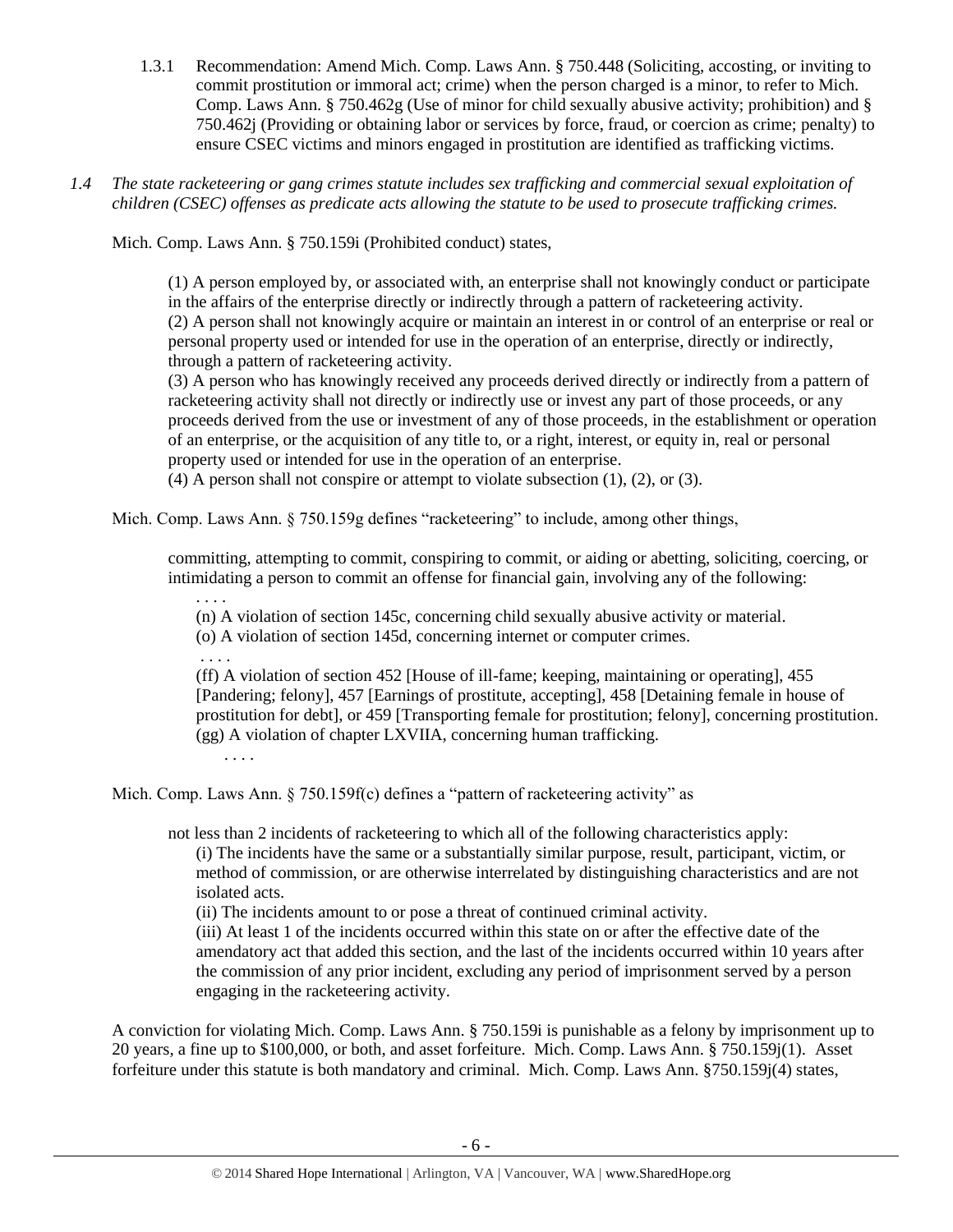1.3.1 Recommendation: Amend Mich. Comp. Laws Ann. § 750.448 (Soliciting, accosting, or inviting to commit prostitution or immoral act; crime) when the person charged is a minor, to refer to Mich. Comp. Laws Ann. § 750.462g (Use of minor for child sexually abusive activity; prohibition) and § 750.462j (Providing or obtaining labor or services by force, fraud, or coercion as crime; penalty) to ensure CSEC victims and minors engaged in prostitution are identified as trafficking victims.

*1.4 The state racketeering or gang crimes statute includes sex trafficking and commercial sexual exploitation of children (CSEC) offenses as predicate acts allowing the statute to be used to prosecute trafficking crimes.*

Mich. Comp. Laws Ann. § 750.159i (Prohibited conduct) states,

> (1) A person employed by, or associated with, an enterprise shall not knowingly conduct or participate in the affairs of the enterprise directly or indirectly through a pattern of racketeering activity.
> (2) A person shall not knowingly acquire or maintain an interest in or control of an enterprise or real or personal property used or intended for use in the operation of an enterprise, directly or indirectly, through a pattern of racketeering activity.
> (3) A person who has knowingly received any proceeds derived directly or indirectly from a pattern of racketeering activity shall not directly or indirectly use or invest any part of those proceeds, or any proceeds derived from the use or investment of any of those proceeds, in the establishment or operation of an enterprise, or the acquisition of any title to, or a right, interest, or equity in, real or personal property used or intended for use in the operation of an enterprise.
> (4) A person shall not conspire or attempt to violate subsection (1), (2), or (3).

Mich. Comp. Laws Ann. § 750.159g defines "racketeering" to include, among other things,

> committing, attempting to commit, conspiring to commit, or aiding or abetting, soliciting, coercing, or intimidating a person to commit an offense for financial gain, involving any of the following:
> . . . .
> (n) A violation of section 145c, concerning child sexually abusive activity or material.
> (o) A violation of section 145d, concerning internet or computer crimes.
> . . . .
> (ff) A violation of section 452 [House of ill-fame; keeping, maintaining or operating], 455 [Pandering; felony], 457 [Earnings of prostitute, accepting], 458 [Detaining female in house of prostitution for debt], or 459 [Transporting female for prostitution; felony], concerning prostitution.
> (gg) A violation of chapter LXVIIA, concerning human trafficking.
> . . . .

Mich. Comp. Laws Ann. § 750.159f(c) defines a "pattern of racketeering activity" as

> not less than 2 incidents of racketeering to which all of the following characteristics apply:
> (i) The incidents have the same or a substantially similar purpose, result, participant, victim, or method of commission, or are otherwise interrelated by distinguishing characteristics and are not isolated acts.
> (ii) The incidents amount to or pose a threat of continued criminal activity.
> (iii) At least 1 of the incidents occurred within this state on or after the effective date of the amendatory act that added this section, and the last of the incidents occurred within 10 years after the commission of any prior incident, excluding any period of imprisonment served by a person engaging in the racketeering activity.

A conviction for violating Mich. Comp. Laws Ann. § 750.159i is punishable as a felony by imprisonment up to 20 years, a fine up to $100,000, or both, and asset forfeiture. Mich. Comp. Laws Ann. § 750.159j(1). Asset forfeiture under this statute is both mandatory and criminal. Mich. Comp. Laws Ann. §750.159j(4) states,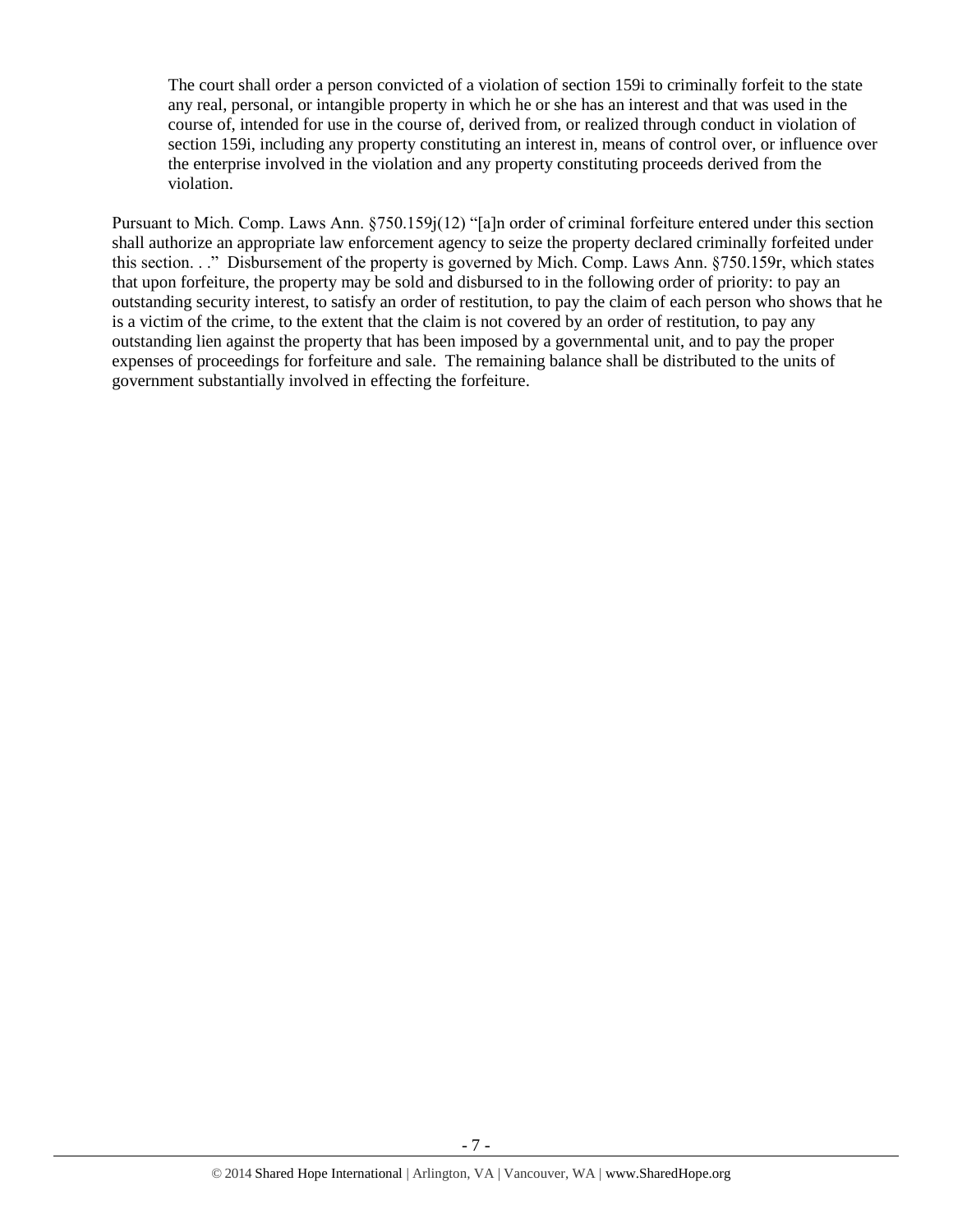> The court shall order a person convicted of a violation of section 159i to criminally forfeit to the state any real, personal, or intangible property in which he or she has an interest and that was used in the course of, intended for use in the course of, derived from, or realized through conduct in violation of section 159i, including any property constituting an interest in, means of control over, or influence over the enterprise involved in the violation and any property constituting proceeds derived from the violation.

Pursuant to Mich. Comp. Laws Ann. §750.159j(12) "[a]n order of criminal forfeiture entered under this section shall authorize an appropriate law enforcement agency to seize the property declared criminally forfeited under this section. . ." Disbursement of the property is governed by Mich. Comp. Laws Ann. §750.159r, which states that upon forfeiture, the property may be sold and disbursed to in the following order of priority: to pay an outstanding security interest, to satisfy an order of restitution, to pay the claim of each person who shows that he is a victim of the crime, to the extent that the claim is not covered by an order of restitution, to pay any outstanding lien against the property that has been imposed by a governmental unit, and to pay the proper expenses of proceedings for forfeiture and sale. The remaining balance shall be distributed to the units of government substantially involved in effecting the forfeiture.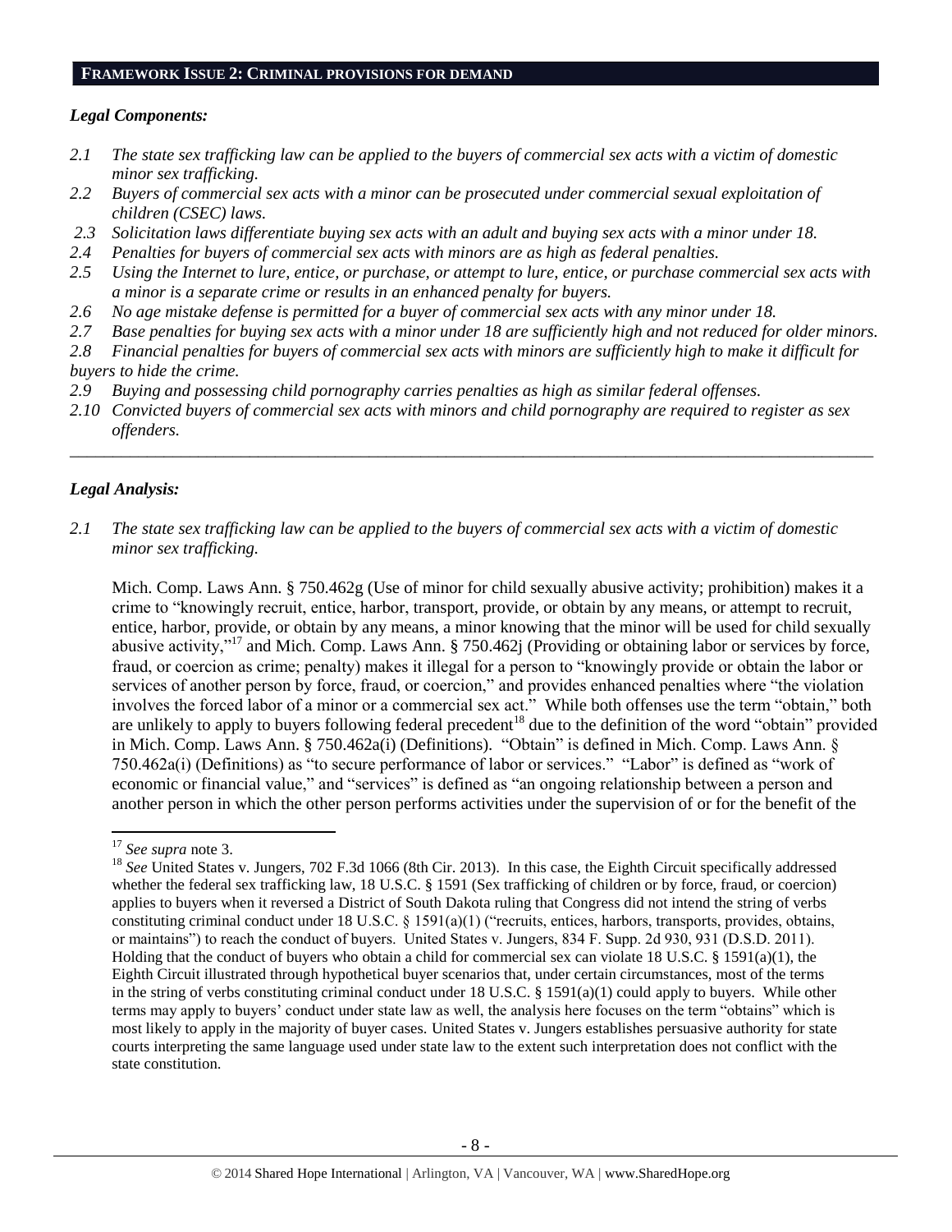## FRAMEWORK ISSUE 2: CRIMINAL PROVISIONS FOR DEMAND

### *Legal Components:*

*2.1 The state sex trafficking law can be applied to the buyers of commercial sex acts with a victim of domestic minor sex trafficking.*

*2.2 Buyers of commercial sex acts with a minor can be prosecuted under commercial sexual exploitation of children (CSEC) laws.*

*2.3 Solicitation laws differentiate buying sex acts with an adult and buying sex acts with a minor under 18.*

*2.4 Penalties for buyers of commercial sex acts with minors are as high as federal penalties.*

*2.5 Using the Internet to lure, entice, or purchase, or attempt to lure, entice, or purchase commercial sex acts with a minor is a separate crime or results in an enhanced penalty for buyers.*

*2.6 No age mistake defense is permitted for a buyer of commercial sex acts with any minor under 18.*

*2.7 Base penalties for buying sex acts with a minor under 18 are sufficiently high and not reduced for older minors.*

*2.8 Financial penalties for buyers of commercial sex acts with minors are sufficiently high to make it difficult for buyers to hide the crime.*

*2.9 Buying and possessing child pornography carries penalties as high as similar federal offenses.*

*2.10 Convicted buyers of commercial sex acts with minors and child pornography are required to register as sex offenders.*

---

### *Legal Analysis:*

*2.1 The state sex trafficking law can be applied to the buyers of commercial sex acts with a victim of domestic minor sex trafficking.*

Mich. Comp. Laws Ann. § 750.462g (Use of minor for child sexually abusive activity; prohibition) makes it a crime to "knowingly recruit, entice, harbor, transport, provide, or obtain by any means, or attempt to recruit, entice, harbor, provide, or obtain by any means, a minor knowing that the minor will be used for child sexually abusive activity,"[17] and Mich. Comp. Laws Ann. § 750.462j (Providing or obtaining labor or services by force, fraud, or coercion as crime; penalty) makes it illegal for a person to "knowingly provide or obtain the labor or services of another person by force, fraud, or coercion," and provides enhanced penalties where "the violation involves the forced labor of a minor or a commercial sex act." While both offenses use the term "obtain," both are unlikely to apply to buyers following federal precedent[18] due to the definition of the word "obtain" provided in Mich. Comp. Laws Ann. § 750.462a(i) (Definitions). "Obtain" is defined in Mich. Comp. Laws Ann. § 750.462a(i) (Definitions) as "to secure performance of labor or services." "Labor" is defined as "work of economic or financial value," and "services" is defined as "an ongoing relationship between a person and another person in which the other person performs activities under the supervision of or for the benefit of the

---

[17] *See supra* note 3.

[18] *See* United States v. Jungers, 702 F.3d 1066 (8th Cir. 2013). In this case, the Eighth Circuit specifically addressed whether the federal sex trafficking law, 18 U.S.C. § 1591 (Sex trafficking of children or by force, fraud, or coercion) applies to buyers when it reversed a District of South Dakota ruling that Congress did not intend the string of verbs constituting criminal conduct under 18 U.S.C. § 1591(a)(1) ("recruits, entices, harbors, transports, provides, obtains, or maintains") to reach the conduct of buyers. United States v. Jungers, 834 F. Supp. 2d 930, 931 (D.S.D. 2011). Holding that the conduct of buyers who obtain a child for commercial sex can violate 18 U.S.C. § 1591(a)(1), the Eighth Circuit illustrated through hypothetical buyer scenarios that, under certain circumstances, most of the terms in the string of verbs constituting criminal conduct under 18 U.S.C. § 1591(a)(1) could apply to buyers. While other terms may apply to buyers' conduct under state law as well, the analysis here focuses on the term "obtains" which is most likely to apply in the majority of buyer cases. United States v. Jungers establishes persuasive authority for state courts interpreting the same language used under state law to the extent such interpretation does not conflict with the state constitution.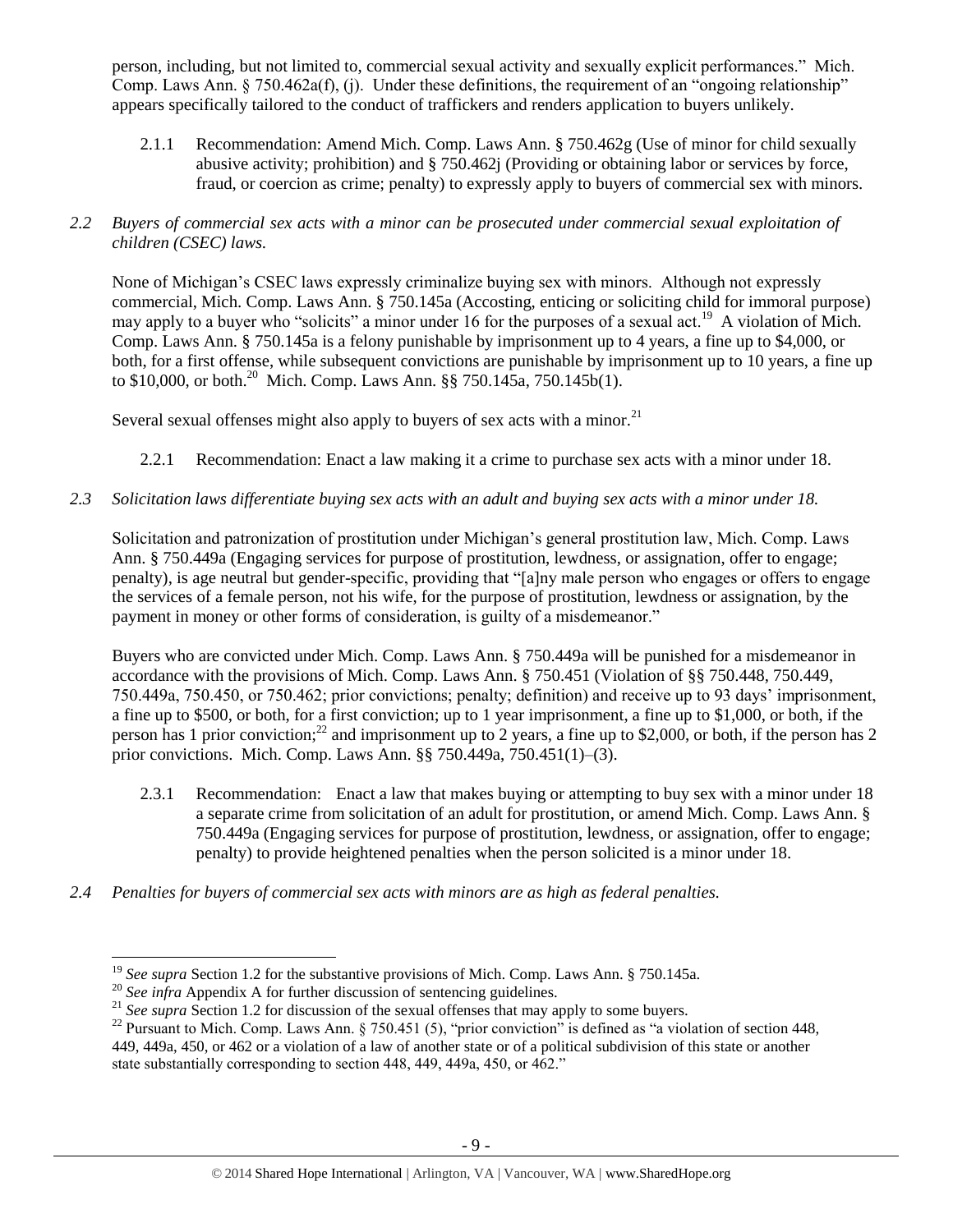person, including, but not limited to, commercial sexual activity and sexually explicit performances." Mich. Comp. Laws Ann. § 750.462a(f), (j). Under these definitions, the requirement of an "ongoing relationship" appears specifically tailored to the conduct of traffickers and renders application to buyers unlikely.

2.1.1 Recommendation: Amend Mich. Comp. Laws Ann. § 750.462g (Use of minor for child sexually abusive activity; prohibition) and § 750.462j (Providing or obtaining labor or services by force, fraud, or coercion as crime; penalty) to expressly apply to buyers of commercial sex with minors.

*2.2 Buyers of commercial sex acts with a minor can be prosecuted under commercial sexual exploitation of children (CSEC) laws.*

None of Michigan's CSEC laws expressly criminalize buying sex with minors. Although not expressly commercial, Mich. Comp. Laws Ann. § 750.145a (Accosting, enticing or soliciting child for immoral purpose) may apply to a buyer who "solicits" a minor under 16 for the purposes of a sexual act.[19] A violation of Mich. Comp. Laws Ann. § 750.145a is a felony punishable by imprisonment up to 4 years, a fine up to $4,000, or both, for a first offense, while subsequent convictions are punishable by imprisonment up to 10 years, a fine up to $10,000, or both.[20] Mich. Comp. Laws Ann. §§ 750.145a, 750.145b(1).

Several sexual offenses might also apply to buyers of sex acts with a minor.[21]

2.2.1 Recommendation: Enact a law making it a crime to purchase sex acts with a minor under 18.

*2.3 Solicitation laws differentiate buying sex acts with an adult and buying sex acts with a minor under 18.*

Solicitation and patronization of prostitution under Michigan's general prostitution law, Mich. Comp. Laws Ann. § 750.449a (Engaging services for purpose of prostitution, lewdness, or assignation, offer to engage; penalty), is age neutral but gender-specific, providing that "[a]ny male person who engages or offers to engage the services of a female person, not his wife, for the purpose of prostitution, lewdness or assignation, by the payment in money or other forms of consideration, is guilty of a misdemeanor."

Buyers who are convicted under Mich. Comp. Laws Ann. § 750.449a will be punished for a misdemeanor in accordance with the provisions of Mich. Comp. Laws Ann. § 750.451 (Violation of §§ 750.448, 750.449, 750.449a, 750.450, or 750.462; prior convictions; penalty; definition) and receive up to 93 days' imprisonment, a fine up to $500, or both, for a first conviction; up to 1 year imprisonment, a fine up to $1,000, or both, if the person has 1 prior conviction;[22] and imprisonment up to 2 years, a fine up to $2,000, or both, if the person has 2 prior convictions. Mich. Comp. Laws Ann. §§ 750.449a, 750.451(1)–(3).

2.3.1 Recommendation: Enact a law that makes buying or attempting to buy sex with a minor under 18 a separate crime from solicitation of an adult for prostitution, or amend Mich. Comp. Laws Ann. § 750.449a (Engaging services for purpose of prostitution, lewdness, or assignation, offer to engage; penalty) to provide heightened penalties when the person solicited is a minor under 18.

*2.4 Penalties for buyers of commercial sex acts with minors are as high as federal penalties.*

---

[19] *See supra* Section 1.2 for the substantive provisions of Mich. Comp. Laws Ann. § 750.145a.

[20] *See infra* Appendix A for further discussion of sentencing guidelines.

[21] *See supra* Section 1.2 for discussion of the sexual offenses that may apply to some buyers.

[22] Pursuant to Mich. Comp. Laws Ann. § 750.451 (5), "prior conviction" is defined as "a violation of section 448, 449, 449a, 450, or 462 or a violation of a law of another state or of a political subdivision of this state or another state substantially corresponding to section 448, 449, 449a, 450, or 462."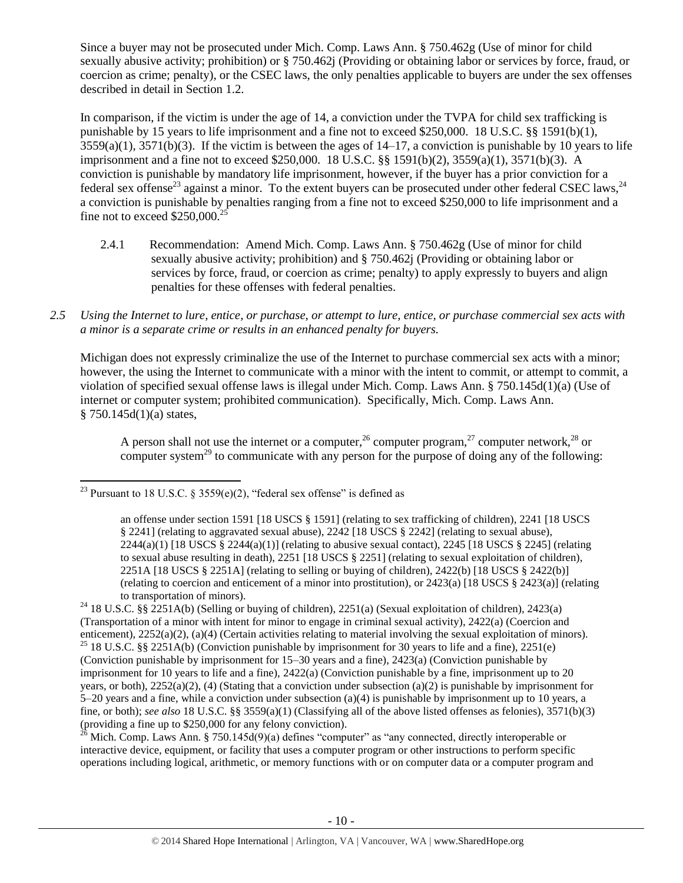Since a buyer may not be prosecuted under Mich. Comp. Laws Ann. § 750.462g (Use of minor for child sexually abusive activity; prohibition) or § 750.462j (Providing or obtaining labor or services by force, fraud, or coercion as crime; penalty), or the CSEC laws, the only penalties applicable to buyers are under the sex offenses described in detail in Section 1.2.

In comparison, if the victim is under the age of 14, a conviction under the TVPA for child sex trafficking is punishable by 15 years to life imprisonment and a fine not to exceed $250,000. 18 U.S.C. §§ 1591(b)(1), 3559(a)(1), 3571(b)(3). If the victim is between the ages of 14–17, a conviction is punishable by 10 years to life imprisonment and a fine not to exceed $250,000. 18 U.S.C. §§ 1591(b)(2), 3559(a)(1), 3571(b)(3). A conviction is punishable by mandatory life imprisonment, however, if the buyer has a prior conviction for a federal sex offense[23] against a minor. To the extent buyers can be prosecuted under other federal CSEC laws,[24] a conviction is punishable by penalties ranging from a fine not to exceed $250,000 to life imprisonment and a fine not to exceed $250,000.[25]

2.4.1 Recommendation: Amend Mich. Comp. Laws Ann. § 750.462g (Use of minor for child sexually abusive activity; prohibition) and § 750.462j (Providing or obtaining labor or services by force, fraud, or coercion as crime; penalty) to apply expressly to buyers and align penalties for these offenses with federal penalties.

*2.5 Using the Internet to lure, entice, or purchase, or attempt to lure, entice, or purchase commercial sex acts with a minor is a separate crime or results in an enhanced penalty for buyers.*

Michigan does not expressly criminalize the use of the Internet to purchase commercial sex acts with a minor; however, the using the Internet to communicate with a minor with the intent to commit, or attempt to commit, a violation of specified sexual offense laws is illegal under Mich. Comp. Laws Ann. § 750.145d(1)(a) (Use of internet or computer system; prohibited communication). Specifically, Mich. Comp. Laws Ann. § 750.145d(1)(a) states,

> A person shall not use the internet or a computer,[26] computer program,[27] computer network,[28] or computer system[29] to communicate with any person for the purpose of doing any of the following:

---

[23] Pursuant to 18 U.S.C. § 3559(e)(2), "federal sex offense" is defined as

> an offense under section 1591 [18 USCS § 1591] (relating to sex trafficking of children), 2241 [18 USCS § 2241] (relating to aggravated sexual abuse), 2242 [18 USCS § 2242] (relating to sexual abuse), 2244(a)(1) [18 USCS § 2244(a)(1)] (relating to abusive sexual contact), 2245 [18 USCS § 2245] (relating to sexual abuse resulting in death), 2251 [18 USCS § 2251] (relating to sexual exploitation of children), 2251A [18 USCS § 2251A] (relating to selling or buying of children), 2422(b) [18 USCS § 2422(b)] (relating to coercion and enticement of a minor into prostitution), or 2423(a) [18 USCS § 2423(a)] (relating to transportation of minors).

[24] 18 U.S.C. §§ 2251A(b) (Selling or buying of children), 2251(a) (Sexual exploitation of children), 2423(a) (Transportation of a minor with intent for minor to engage in criminal sexual activity), 2422(a) (Coercion and enticement), 2252(a)(2), (a)(4) (Certain activities relating to material involving the sexual exploitation of minors).

[25] 18 U.S.C. §§ 2251A(b) (Conviction punishable by imprisonment for 30 years to life and a fine), 2251(e) (Conviction punishable by imprisonment for 15–30 years and a fine), 2423(a) (Conviction punishable by imprisonment for 10 years to life and a fine), 2422(a) (Conviction punishable by a fine, imprisonment up to 20 years, or both), 2252(a)(2), (4) (Stating that a conviction under subsection (a)(2) is punishable by imprisonment for 5–20 years and a fine, while a conviction under subsection (a)(4) is punishable by imprisonment up to 10 years, a fine, or both); *see also* 18 U.S.C. §§ 3559(a)(1) (Classifying all of the above listed offenses as felonies), 3571(b)(3) (providing a fine up to $250,000 for any felony conviction).

[26] Mich. Comp. Laws Ann. § 750.145d(9)(a) defines "computer" as "any connected, directly interoperable or interactive device, equipment, or facility that uses a computer program or other instructions to perform specific operations including logical, arithmetic, or memory functions with or on computer data or a computer program and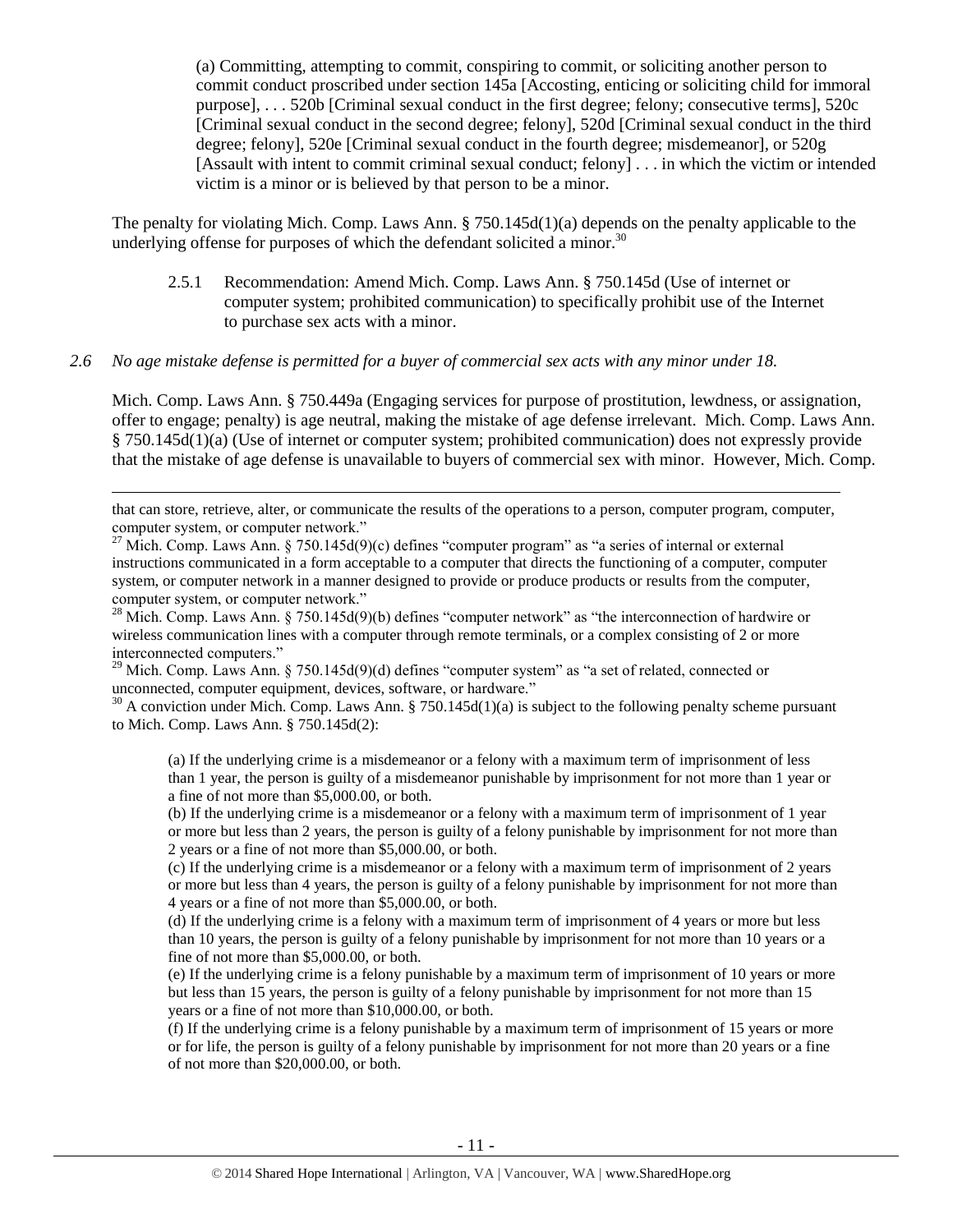(a) Committing, attempting to commit, conspiring to commit, or soliciting another person to commit conduct proscribed under section 145a [Accosting, enticing or soliciting child for immoral purpose], . . . 520b [Criminal sexual conduct in the first degree; felony; consecutive terms], 520c [Criminal sexual conduct in the second degree; felony], 520d [Criminal sexual conduct in the third degree; felony], 520e [Criminal sexual conduct in the fourth degree; misdemeanor], or 520g [Assault with intent to commit criminal sexual conduct; felony] . . . in which the victim or intended victim is a minor or is believed by that person to be a minor.

The penalty for violating Mich. Comp. Laws Ann. § 750.145d(1)(a) depends on the penalty applicable to the underlying offense for purposes of which the defendant solicited a minor.[30]

2.5.1 Recommendation: Amend Mich. Comp. Laws Ann. § 750.145d (Use of internet or computer system; prohibited communication) to specifically prohibit use of the Internet to purchase sex acts with a minor.

*2.6 No age mistake defense is permitted for a buyer of commercial sex acts with any minor under 18.*

Mich. Comp. Laws Ann. § 750.449a (Engaging services for purpose of prostitution, lewdness, or assignation, offer to engage; penalty) is age neutral, making the mistake of age defense irrelevant. Mich. Comp. Laws Ann. § 750.145d(1)(a) (Use of internet or computer system; prohibited communication) does not expressly provide that the mistake of age defense is unavailable to buyers of commercial sex with minor. However, Mich. Comp.

---

that can store, retrieve, alter, or communicate the results of the operations to a person, computer program, computer, computer system, or computer network."

[27] Mich. Comp. Laws Ann. § 750.145d(9)(c) defines "computer program" as "a series of internal or external instructions communicated in a form acceptable to a computer that directs the functioning of a computer, computer system, or computer network in a manner designed to provide or produce products or results from the computer, computer system, or computer network."

[28] Mich. Comp. Laws Ann. § 750.145d(9)(b) defines "computer network" as "the interconnection of hardwire or wireless communication lines with a computer through remote terminals, or a complex consisting of 2 or more interconnected computers."

[29] Mich. Comp. Laws Ann. § 750.145d(9)(d) defines "computer system" as "a set of related, connected or unconnected, computer equipment, devices, software, or hardware."

[30] A conviction under Mich. Comp. Laws Ann. § 750.145d(1)(a) is subject to the following penalty scheme pursuant to Mich. Comp. Laws Ann. § 750.145d(2):

(a) If the underlying crime is a misdemeanor or a felony with a maximum term of imprisonment of less than 1 year, the person is guilty of a misdemeanor punishable by imprisonment for not more than 1 year or a fine of not more than $5,000.00, or both.

(b) If the underlying crime is a misdemeanor or a felony with a maximum term of imprisonment of 1 year or more but less than 2 years, the person is guilty of a felony punishable by imprisonment for not more than 2 years or a fine of not more than $5,000.00, or both.

(c) If the underlying crime is a misdemeanor or a felony with a maximum term of imprisonment of 2 years or more but less than 4 years, the person is guilty of a felony punishable by imprisonment for not more than 4 years or a fine of not more than $5,000.00, or both.

(d) If the underlying crime is a felony with a maximum term of imprisonment of 4 years or more but less than 10 years, the person is guilty of a felony punishable by imprisonment for not more than 10 years or a fine of not more than $5,000.00, or both.

(e) If the underlying crime is a felony punishable by a maximum term of imprisonment of 10 years or more but less than 15 years, the person is guilty of a felony punishable by imprisonment for not more than 15 years or a fine of not more than $10,000.00, or both.

(f) If the underlying crime is a felony punishable by a maximum term of imprisonment of 15 years or more or for life, the person is guilty of a felony punishable by imprisonment for not more than 20 years or a fine of not more than $20,000.00, or both.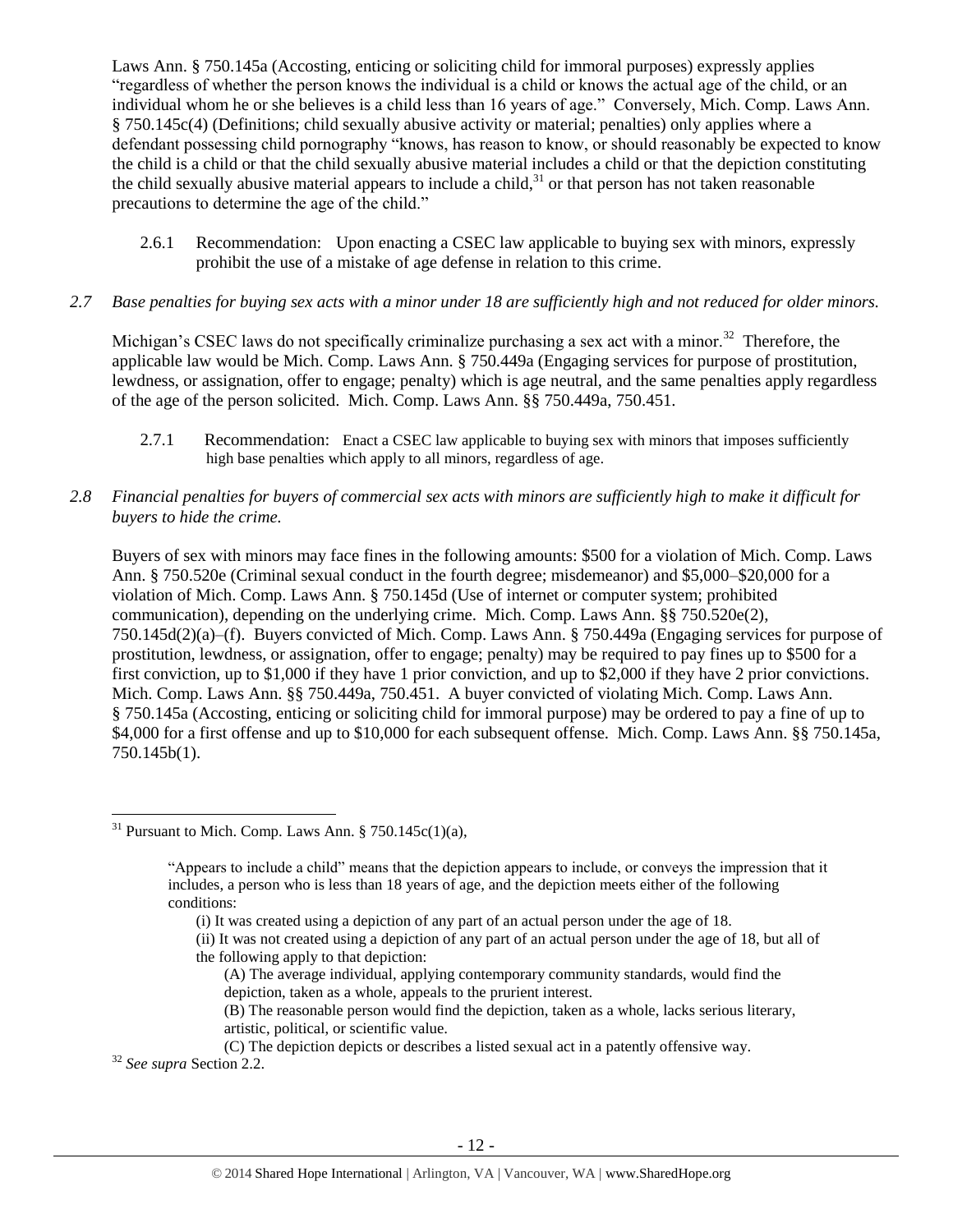Laws Ann. § 750.145a (Accosting, enticing or soliciting child for immoral purposes) expressly applies "regardless of whether the person knows the individual is a child or knows the actual age of the child, or an individual whom he or she believes is a child less than 16 years of age." Conversely, Mich. Comp. Laws Ann. § 750.145c(4) (Definitions; child sexually abusive activity or material; penalties) only applies where a defendant possessing child pornography "knows, has reason to know, or should reasonably be expected to know the child is a child or that the child sexually abusive material includes a child or that the depiction constituting the child sexually abusive material appears to include a child,[31] or that person has not taken reasonable precautions to determine the age of the child."

2.6.1 Recommendation: Upon enacting a CSEC law applicable to buying sex with minors, expressly prohibit the use of a mistake of age defense in relation to this crime.

*2.7 Base penalties for buying sex acts with a minor under 18 are sufficiently high and not reduced for older minors.*

Michigan's CSEC laws do not specifically criminalize purchasing a sex act with a minor.[32] Therefore, the applicable law would be Mich. Comp. Laws Ann. § 750.449a (Engaging services for purpose of prostitution, lewdness, or assignation, offer to engage; penalty) which is age neutral, and the same penalties apply regardless of the age of the person solicited. Mich. Comp. Laws Ann. §§ 750.449a, 750.451.

2.7.1 Recommendation: Enact a CSEC law applicable to buying sex with minors that imposes sufficiently high base penalties which apply to all minors, regardless of age.

*2.8 Financial penalties for buyers of commercial sex acts with minors are sufficiently high to make it difficult for buyers to hide the crime.*

Buyers of sex with minors may face fines in the following amounts: $500 for a violation of Mich. Comp. Laws Ann. § 750.520e (Criminal sexual conduct in the fourth degree; misdemeanor) and $5,000–$20,000 for a violation of Mich. Comp. Laws Ann. § 750.145d (Use of internet or computer system; prohibited communication), depending on the underlying crime. Mich. Comp. Laws Ann. §§ 750.520e(2), 750.145d(2)(a)–(f). Buyers convicted of Mich. Comp. Laws Ann. § 750.449a (Engaging services for purpose of prostitution, lewdness, or assignation, offer to engage; penalty) may be required to pay fines up to $500 for a first conviction, up to $1,000 if they have 1 prior conviction, and up to $2,000 if they have 2 prior convictions. Mich. Comp. Laws Ann. §§ 750.449a, 750.451. A buyer convicted of violating Mich. Comp. Laws Ann. § 750.145a (Accosting, enticing or soliciting child for immoral purpose) may be ordered to pay a fine of up to $4,000 for a first offense and up to $10,000 for each subsequent offense. Mich. Comp. Laws Ann. §§ 750.145a, 750.145b(1).

---

[31] Pursuant to Mich. Comp. Laws Ann. § 750.145c(1)(a),

> "Appears to include a child" means that the depiction appears to include, or conveys the impression that it includes, a person who is less than 18 years of age, and the depiction meets either of the following conditions:
>
> (i) It was created using a depiction of any part of an actual person under the age of 18.
>
> (ii) It was not created using a depiction of any part of an actual person under the age of 18, but all of the following apply to that depiction:
>
> (A) The average individual, applying contemporary community standards, would find the depiction, taken as a whole, appeals to the prurient interest.
>
> (B) The reasonable person would find the depiction, taken as a whole, lacks serious literary, artistic, political, or scientific value.
>
> (C) The depiction depicts or describes a listed sexual act in a patently offensive way.

[32] *See supra* Section 2.2.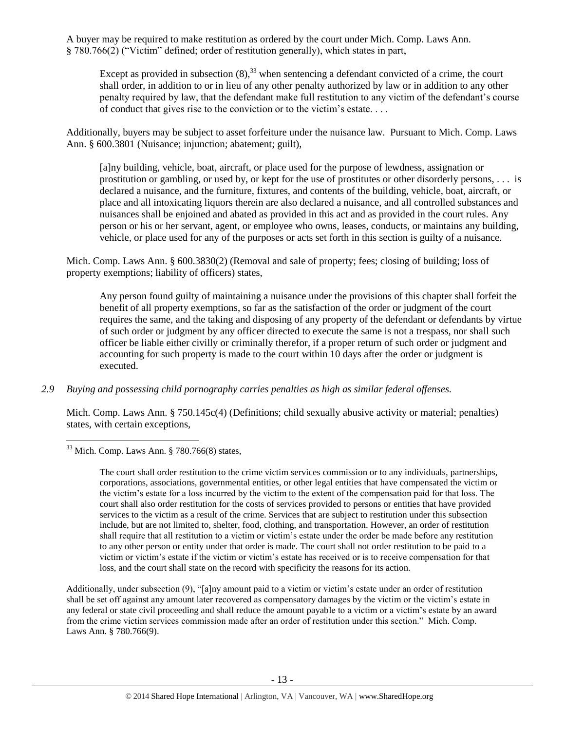A buyer may be required to make restitution as ordered by the court under Mich. Comp. Laws Ann. § 780.766(2) ("Victim" defined; order of restitution generally), which states in part,

> Except as provided in subsection (8),[33] when sentencing a defendant convicted of a crime, the court shall order, in addition to or in lieu of any other penalty authorized by law or in addition to any other penalty required by law, that the defendant make full restitution to any victim of the defendant's course of conduct that gives rise to the conviction or to the victim's estate. . . .

Additionally, buyers may be subject to asset forfeiture under the nuisance law. Pursuant to Mich. Comp. Laws Ann. § 600.3801 (Nuisance; injunction; abatement; guilt),

> [a]ny building, vehicle, boat, aircraft, or place used for the purpose of lewdness, assignation or prostitution or gambling, or used by, or kept for the use of prostitutes or other disorderly persons, . . . is declared a nuisance, and the furniture, fixtures, and contents of the building, vehicle, boat, aircraft, or place and all intoxicating liquors therein are also declared a nuisance, and all controlled substances and nuisances shall be enjoined and abated as provided in this act and as provided in the court rules. Any person or his or her servant, agent, or employee who owns, leases, conducts, or maintains any building, vehicle, or place used for any of the purposes or acts set forth in this section is guilty of a nuisance.

Mich. Comp. Laws Ann. § 600.3830(2) (Removal and sale of property; fees; closing of building; loss of property exemptions; liability of officers) states,

> Any person found guilty of maintaining a nuisance under the provisions of this chapter shall forfeit the benefit of all property exemptions, so far as the satisfaction of the order or judgment of the court requires the same, and the taking and disposing of any property of the defendant or defendants by virtue of such order or judgment by any officer directed to execute the same is not a trespass, nor shall such officer be liable either civilly or criminally therefor, if a proper return of such order or judgment and accounting for such property is made to the court within 10 days after the order or judgment is executed.

*2.9 Buying and possessing child pornography carries penalties as high as similar federal offenses.*

Mich. Comp. Laws Ann. § 750.145c(4) (Definitions; child sexually abusive activity or material; penalties) states, with certain exceptions,

---

[33] Mich. Comp. Laws Ann. § 780.766(8) states,

> The court shall order restitution to the crime victim services commission or to any individuals, partnerships, corporations, associations, governmental entities, or other legal entities that have compensated the victim or the victim's estate for a loss incurred by the victim to the extent of the compensation paid for that loss. The court shall also order restitution for the costs of services provided to persons or entities that have provided services to the victim as a result of the crime. Services that are subject to restitution under this subsection include, but are not limited to, shelter, food, clothing, and transportation. However, an order of restitution shall require that all restitution to a victim or victim's estate under the order be made before any restitution to any other person or entity under that order is made. The court shall not order restitution to be paid to a victim or victim's estate if the victim or victim's estate has received or is to receive compensation for that loss, and the court shall state on the record with specificity the reasons for its action.

Additionally, under subsection (9), "[a]ny amount paid to a victim or victim's estate under an order of restitution shall be set off against any amount later recovered as compensatory damages by the victim or the victim's estate in any federal or state civil proceeding and shall reduce the amount payable to a victim or a victim's estate by an award from the crime victim services commission made after an order of restitution under this section." Mich. Comp. Laws Ann. § 780.766(9).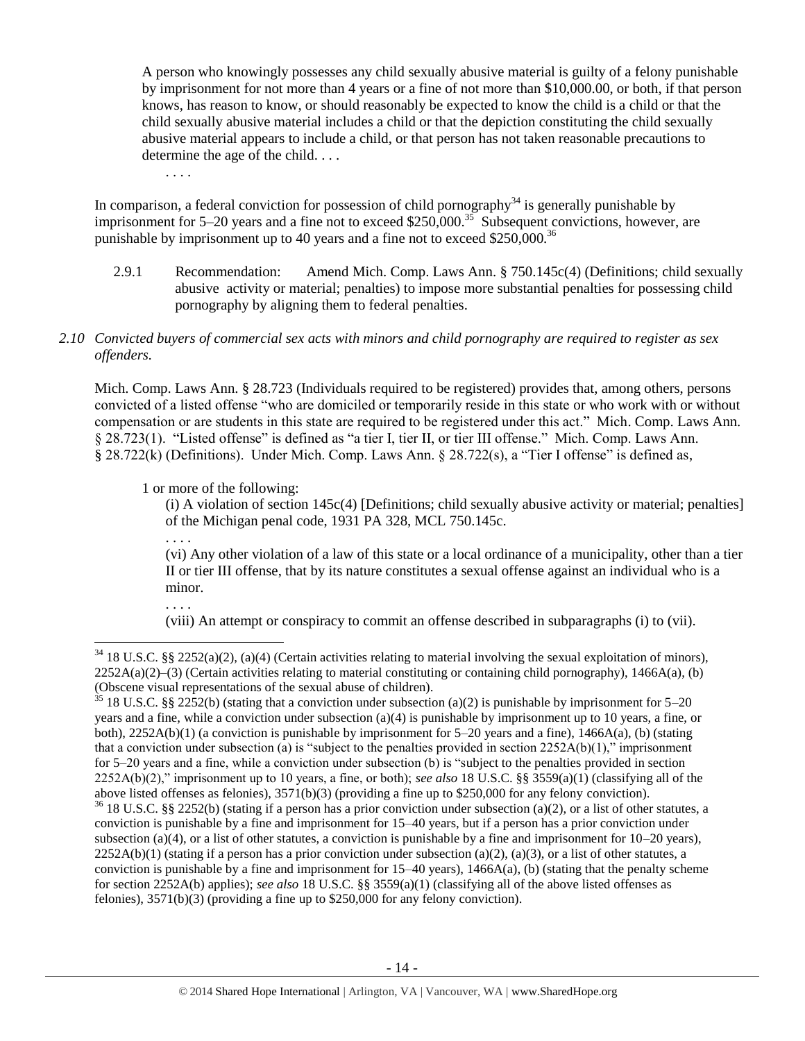> A person who knowingly possesses any child sexually abusive material is guilty of a felony punishable by imprisonment for not more than 4 years or a fine of not more than $10,000.00, or both, if that person knows, has reason to know, or should reasonably be expected to know the child is a child or that the child sexually abusive material includes a child or that the depiction constituting the child sexually abusive material appears to include a child, or that person has not taken reasonable precautions to determine the age of the child. . . .
>
> . . . .

In comparison, a federal conviction for possession of child pornography[34] is generally punishable by imprisonment for 5–20 years and a fine not to exceed $250,000.[35] Subsequent convictions, however, are punishable by imprisonment up to 40 years and a fine not to exceed $250,000.[36]

2.9.1 Recommendation: Amend Mich. Comp. Laws Ann. § 750.145c(4) (Definitions; child sexually abusive activity or material; penalties) to impose more substantial penalties for possessing child pornography by aligning them to federal penalties.

*2.10 Convicted buyers of commercial sex acts with minors and child pornography are required to register as sex offenders.*

Mich. Comp. Laws Ann. § 28.723 (Individuals required to be registered) provides that, among others, persons convicted of a listed offense "who are domiciled or temporarily reside in this state or who work with or without compensation or are students in this state are required to be registered under this act." Mich. Comp. Laws Ann. § 28.723(1). "Listed offense" is defined as "a tier I, tier II, or tier III offense." Mich. Comp. Laws Ann. § 28.722(k) (Definitions). Under Mich. Comp. Laws Ann. § 28.722(s), a "Tier I offense" is defined as,

> 1 or more of the following:
>
> (i) A violation of section 145c(4) [Definitions; child sexually abusive activity or material; penalties] of the Michigan penal code, 1931 PA 328, MCL 750.145c.
>
> . . . .
>
> (vi) Any other violation of a law of this state or a local ordinance of a municipality, other than a tier II or tier III offense, that by its nature constitutes a sexual offense against an individual who is a minor.
>
> . . . .
>
> (viii) An attempt or conspiracy to commit an offense described in subparagraphs (i) to (vii).

---

[34] 18 U.S.C. §§ 2252(a)(2), (a)(4) (Certain activities relating to material involving the sexual exploitation of minors), 2252A(a)(2)–(3) (Certain activities relating to material constituting or containing child pornography), 1466A(a), (b) (Obscene visual representations of the sexual abuse of children).

[35] 18 U.S.C. §§ 2252(b) (stating that a conviction under subsection (a)(2) is punishable by imprisonment for 5–20 years and a fine, while a conviction under subsection (a)(4) is punishable by imprisonment up to 10 years, a fine, or both), 2252A(b)(1) (a conviction is punishable by imprisonment for 5–20 years and a fine), 1466A(a), (b) (stating that a conviction under subsection (a) is "subject to the penalties provided in section 2252A(b)(1)," imprisonment for 5–20 years and a fine, while a conviction under subsection (b) is "subject to the penalties provided in section 2252A(b)(2)," imprisonment up to 10 years, a fine, or both); *see also* 18 U.S.C. §§ 3559(a)(1) (classifying all of the above listed offenses as felonies), 3571(b)(3) (providing a fine up to $250,000 for any felony conviction).

[36] 18 U.S.C. §§ 2252(b) (stating if a person has a prior conviction under subsection (a)(2), or a list of other statutes, a conviction is punishable by a fine and imprisonment for 15–40 years, but if a person has a prior conviction under subsection (a)(4), or a list of other statutes, a conviction is punishable by a fine and imprisonment for 10–20 years), 2252A(b)(1) (stating if a person has a prior conviction under subsection (a)(2), (a)(3), or a list of other statutes, a conviction is punishable by a fine and imprisonment for 15–40 years), 1466A(a), (b) (stating that the penalty scheme for section 2252A(b) applies); *see also* 18 U.S.C. §§ 3559(a)(1) (classifying all of the above listed offenses as felonies), 3571(b)(3) (providing a fine up to $250,000 for any felony conviction).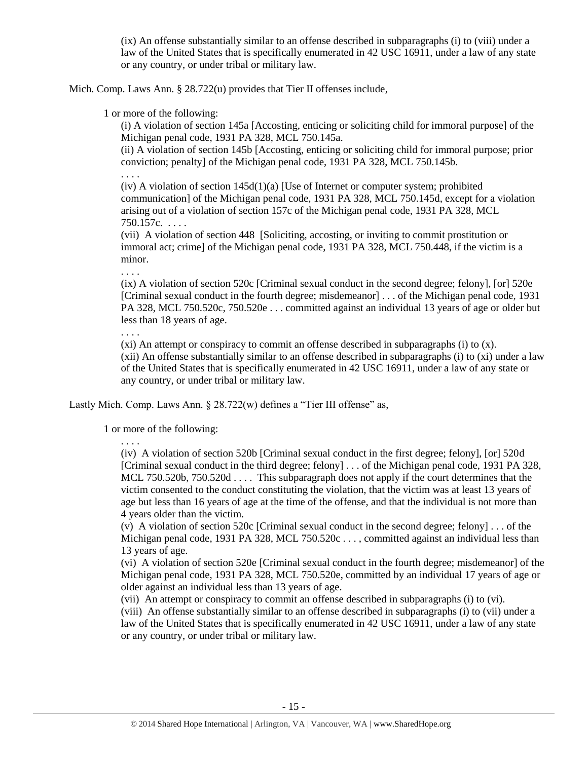(ix) An offense substantially similar to an offense described in subparagraphs (i) to (viii) under a law of the United States that is specifically enumerated in 42 USC 16911, under a law of any state or any country, or under tribal or military law.

Mich. Comp. Laws Ann. § 28.722(u) provides that Tier II offenses include,

> 1 or more of the following:
>
> (i) A violation of section 145a [Accosting, enticing or soliciting child for immoral purpose] of the Michigan penal code, 1931 PA 328, MCL 750.145a.
>
> (ii) A violation of section 145b [Accosting, enticing or soliciting child for immoral purpose; prior conviction; penalty] of the Michigan penal code, 1931 PA 328, MCL 750.145b.
>
> . . . .
>
> (iv) A violation of section 145d(1)(a) [Use of Internet or computer system; prohibited communication] of the Michigan penal code, 1931 PA 328, MCL 750.145d, except for a violation arising out of a violation of section 157c of the Michigan penal code, 1931 PA 328, MCL 750.157c. . . . .
>
> (vii) A violation of section 448 [Soliciting, accosting, or inviting to commit prostitution or immoral act; crime] of the Michigan penal code, 1931 PA 328, MCL 750.448, if the victim is a minor.
>
> . . . .
>
> (ix) A violation of section 520c [Criminal sexual conduct in the second degree; felony], [or] 520e [Criminal sexual conduct in the fourth degree; misdemeanor] . . . of the Michigan penal code, 1931 PA 328, MCL 750.520c, 750.520e . . . committed against an individual 13 years of age or older but less than 18 years of age.
>
> . . . .
>
> (xi) An attempt or conspiracy to commit an offense described in subparagraphs (i) to (x).
>
> (xii) An offense substantially similar to an offense described in subparagraphs (i) to (xi) under a law of the United States that is specifically enumerated in 42 USC 16911, under a law of any state or any country, or under tribal or military law.

Lastly Mich. Comp. Laws Ann. § 28.722(w) defines a "Tier III offense" as,

> 1 or more of the following:
>
> . . . .
>
> (iv) A violation of section 520b [Criminal sexual conduct in the first degree; felony], [or] 520d [Criminal sexual conduct in the third degree; felony] . . . of the Michigan penal code, 1931 PA 328, MCL 750.520b, 750.520d . . . . This subparagraph does not apply if the court determines that the victim consented to the conduct constituting the violation, that the victim was at least 13 years of age but less than 16 years of age at the time of the offense, and that the individual is not more than 4 years older than the victim.
>
> (v) A violation of section 520c [Criminal sexual conduct in the second degree; felony] . . . of the Michigan penal code, 1931 PA 328, MCL 750.520c . . . , committed against an individual less than 13 years of age.
>
> (vi) A violation of section 520e [Criminal sexual conduct in the fourth degree; misdemeanor] of the Michigan penal code, 1931 PA 328, MCL 750.520e, committed by an individual 17 years of age or older against an individual less than 13 years of age.
>
> (vii) An attempt or conspiracy to commit an offense described in subparagraphs (i) to (vi).
>
> (viii) An offense substantially similar to an offense described in subparagraphs (i) to (vii) under a law of the United States that is specifically enumerated in 42 USC 16911, under a law of any state or any country, or under tribal or military law.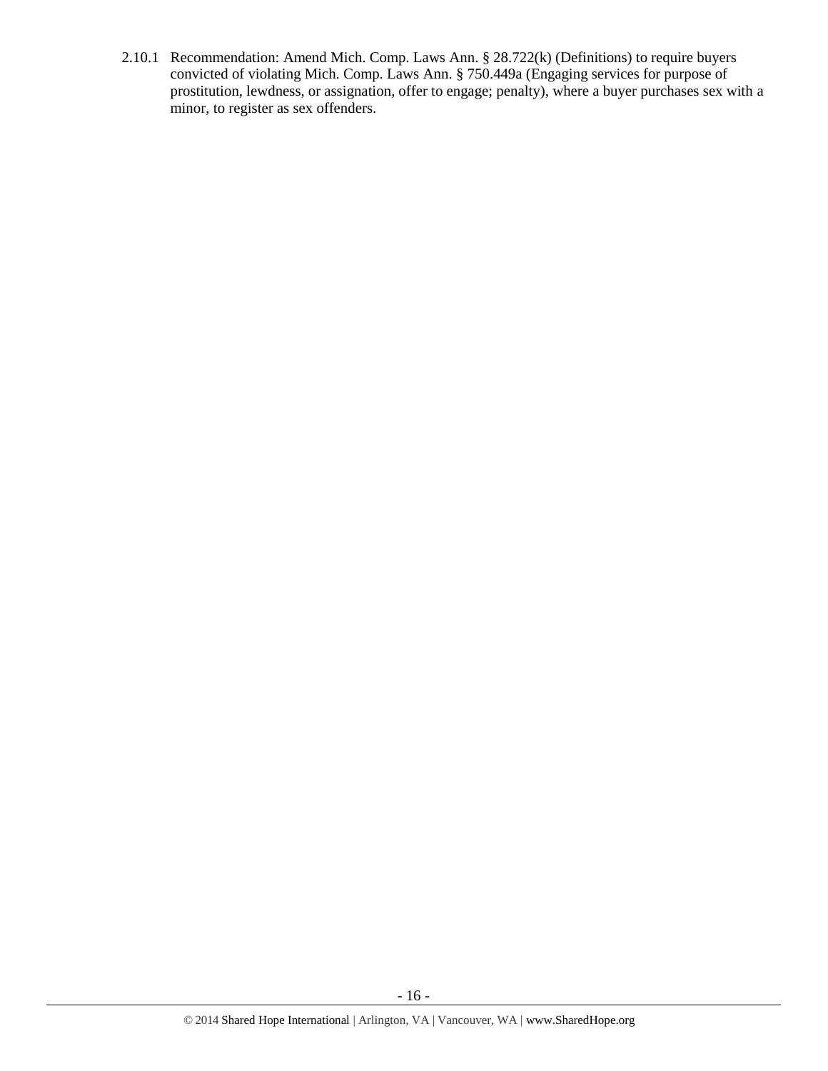2.10.1 Recommendation: Amend Mich. Comp. Laws Ann. § 28.722(k) (Definitions) to require buyers convicted of violating Mich. Comp. Laws Ann. § 750.449a (Engaging services for purpose of prostitution, lewdness, or assignation, offer to engage; penalty), where a buyer purchases sex with a minor, to register as sex offenders.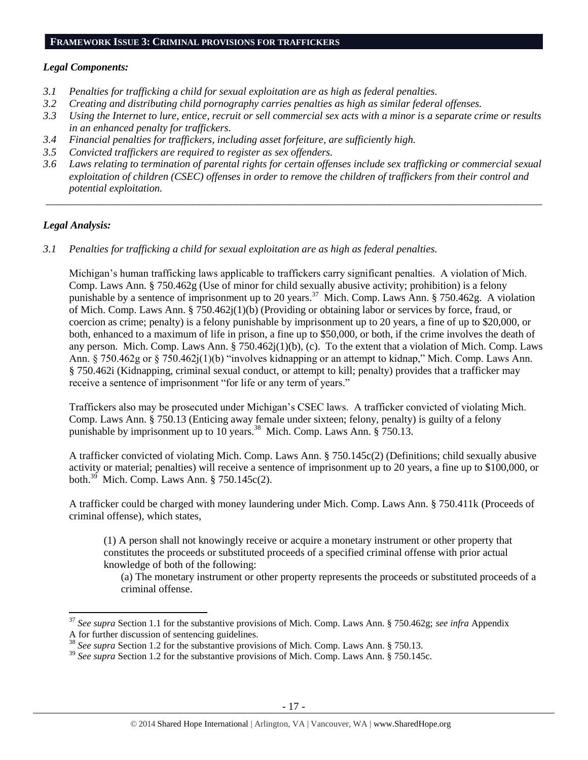## FRAMEWORK ISSUE 3: CRIMINAL PROVISIONS FOR TRAFFICKERS

### *Legal Components:*

*3.1 Penalties for trafficking a child for sexual exploitation are as high as federal penalties.*
*3.2 Creating and distributing child pornography carries penalties as high as similar federal offenses.*
*3.3 Using the Internet to lure, entice, recruit or sell commercial sex acts with a minor is a separate crime or results in an enhanced penalty for traffickers.*
*3.4 Financial penalties for traffickers, including asset forfeiture, are sufficiently high.*
*3.5 Convicted traffickers are required to register as sex offenders.*
*3.6 Laws relating to termination of parental rights for certain offenses include sex trafficking or commercial sexual exploitation of children (CSEC) offenses in order to remove the children of traffickers from their control and potential exploitation.*

---

### *Legal Analysis:*

*3.1 Penalties for trafficking a child for sexual exploitation are as high as federal penalties.*

Michigan's human trafficking laws applicable to traffickers carry significant penalties. A violation of Mich. Comp. Laws Ann. § 750.462g (Use of minor for child sexually abusive activity; prohibition) is a felony punishable by a sentence of imprisonment up to 20 years.[37] Mich. Comp. Laws Ann. § 750.462g. A violation of Mich. Comp. Laws Ann. § 750.462j(1)(b) (Providing or obtaining labor or services by force, fraud, or coercion as crime; penalty) is a felony punishable by imprisonment up to 20 years, a fine of up to $20,000, or both, enhanced to a maximum of life in prison, a fine up to $50,000, or both, if the crime involves the death of any person. Mich. Comp. Laws Ann. § 750.462j(1)(b), (c). To the extent that a violation of Mich. Comp. Laws Ann. § 750.462g or § 750.462j(1)(b) "involves kidnapping or an attempt to kidnap," Mich. Comp. Laws Ann. § 750.462i (Kidnapping, criminal sexual conduct, or attempt to kill; penalty) provides that a trafficker may receive a sentence of imprisonment "for life or any term of years."

Traffickers also may be prosecuted under Michigan's CSEC laws. A trafficker convicted of violating Mich. Comp. Laws Ann. § 750.13 (Enticing away female under sixteen; felony, penalty) is guilty of a felony punishable by imprisonment up to 10 years.[38] Mich. Comp. Laws Ann. § 750.13.

A trafficker convicted of violating Mich. Comp. Laws Ann. § 750.145c(2) (Definitions; child sexually abusive activity or material; penalties) will receive a sentence of imprisonment up to 20 years, a fine up to $100,000, or both.[39] Mich. Comp. Laws Ann. § 750.145c(2).

A trafficker could be charged with money laundering under Mich. Comp. Laws Ann. § 750.411k (Proceeds of criminal offense), which states,

> (1) A person shall not knowingly receive or acquire a monetary instrument or other property that constitutes the proceeds or substituted proceeds of a specified criminal offense with prior actual knowledge of both of the following:
>
> (a) The monetary instrument or other property represents the proceeds or substituted proceeds of a criminal offense.

---

[37] *See supra* Section 1.1 for the substantive provisions of Mich. Comp. Laws Ann. § 750.462g; *see infra* Appendix A for further discussion of sentencing guidelines.
[38] *See supra* Section 1.2 for the substantive provisions of Mich. Comp. Laws Ann. § 750.13.
[39] *See supra* Section 1.2 for the substantive provisions of Mich. Comp. Laws Ann. § 750.145c.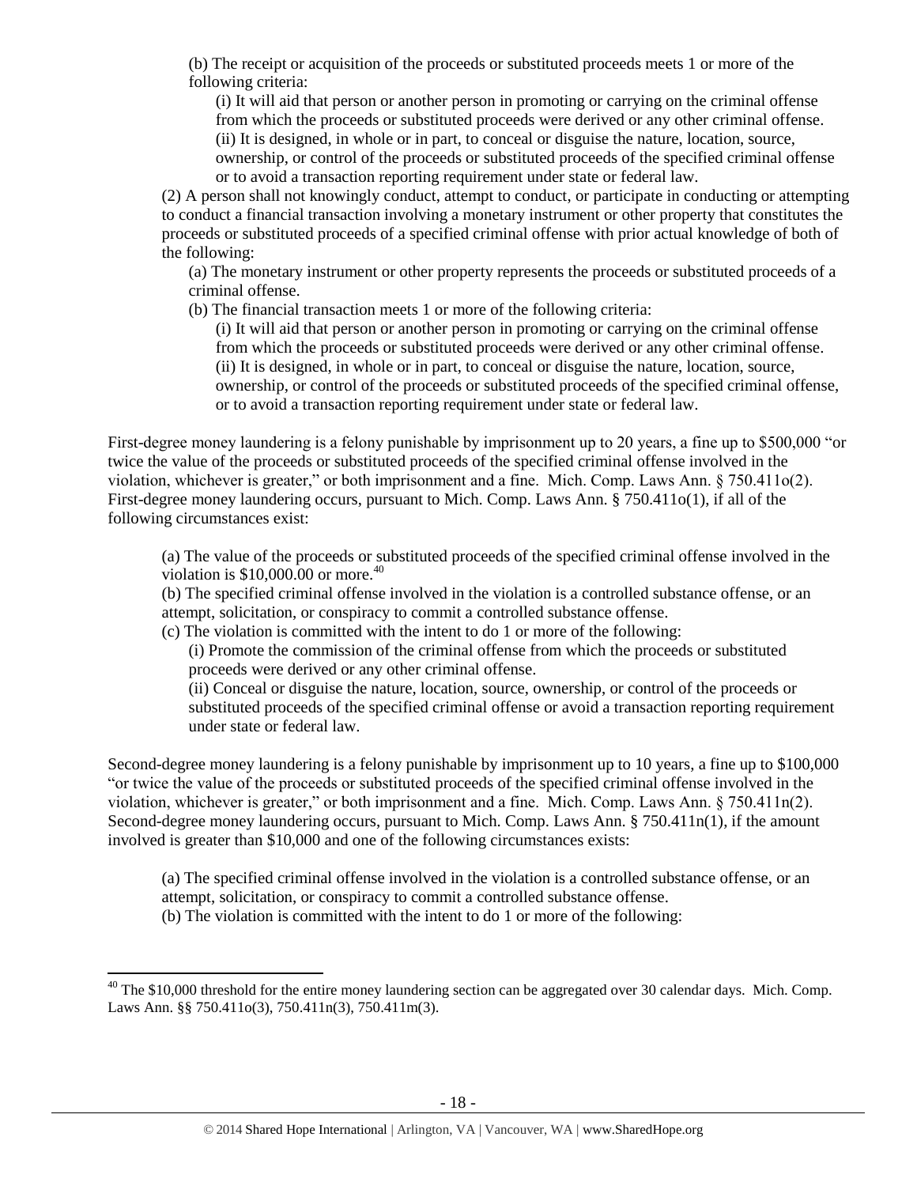> (b) The receipt or acquisition of the proceeds or substituted proceeds meets 1 or more of the following criteria:
>
> > (i) It will aid that person or another person in promoting or carrying on the criminal offense from which the proceeds or substituted proceeds were derived or any other criminal offense.
> > (ii) It is designed, in whole or in part, to conceal or disguise the nature, location, source, ownership, or control of the proceeds or substituted proceeds of the specified criminal offense or to avoid a transaction reporting requirement under state or federal law.
>
> (2) A person shall not knowingly conduct, attempt to conduct, or participate in conducting or attempting to conduct a financial transaction involving a monetary instrument or other property that constitutes the proceeds or substituted proceeds of a specified criminal offense with prior actual knowledge of both of the following:
>
> > (a) The monetary instrument or other property represents the proceeds or substituted proceeds of a criminal offense.
> > (b) The financial transaction meets 1 or more of the following criteria:
> >
> > > (i) It will aid that person or another person in promoting or carrying on the criminal offense from which the proceeds or substituted proceeds were derived or any other criminal offense.
> > > (ii) It is designed, in whole or in part, to conceal or disguise the nature, location, source, ownership, or control of the proceeds or substituted proceeds of the specified criminal offense, or to avoid a transaction reporting requirement under state or federal law.

First-degree money laundering is a felony punishable by imprisonment up to 20 years, a fine up to $500,000 "or twice the value of the proceeds or substituted proceeds of the specified criminal offense involved in the violation, whichever is greater," or both imprisonment and a fine. Mich. Comp. Laws Ann. § 750.411o(2). First-degree money laundering occurs, pursuant to Mich. Comp. Laws Ann. § 750.411o(1), if all of the following circumstances exist:

> (a) The value of the proceeds or substituted proceeds of the specified criminal offense involved in the violation is $10,000.00 or more.[40]
> (b) The specified criminal offense involved in the violation is a controlled substance offense, or an attempt, solicitation, or conspiracy to commit a controlled substance offense.
> (c) The violation is committed with the intent to do 1 or more of the following:
>
> > (i) Promote the commission of the criminal offense from which the proceeds or substituted proceeds were derived or any other criminal offense.
> > (ii) Conceal or disguise the nature, location, source, ownership, or control of the proceeds or substituted proceeds of the specified criminal offense or avoid a transaction reporting requirement under state or federal law.

Second-degree money laundering is a felony punishable by imprisonment up to 10 years, a fine up to $100,000 "or twice the value of the proceeds or substituted proceeds of the specified criminal offense involved in the violation, whichever is greater," or both imprisonment and a fine. Mich. Comp. Laws Ann. § 750.411n(2). Second-degree money laundering occurs, pursuant to Mich. Comp. Laws Ann. § 750.411n(1), if the amount involved is greater than $10,000 and one of the following circumstances exists:

> (a) The specified criminal offense involved in the violation is a controlled substance offense, or an attempt, solicitation, or conspiracy to commit a controlled substance offense.
> (b) The violation is committed with the intent to do 1 or more of the following:

[40] The $10,000 threshold for the entire money laundering section can be aggregated over 30 calendar days. Mich. Comp. Laws Ann. §§ 750.411o(3), 750.411n(3), 750.411m(3).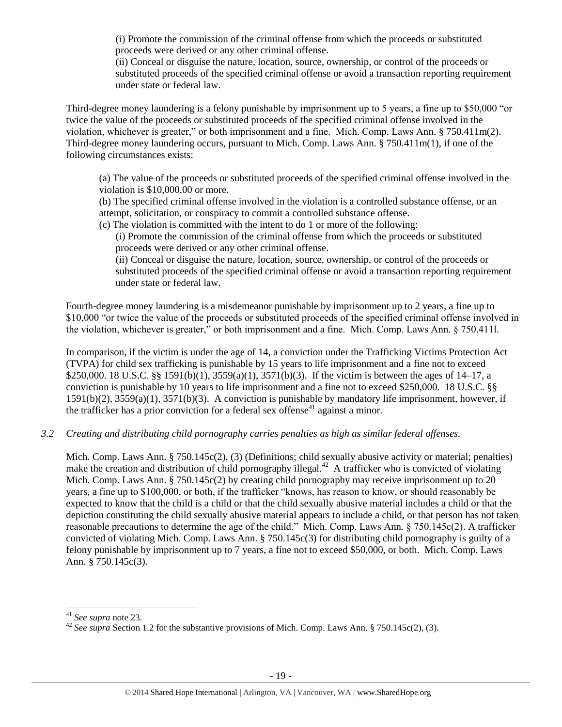(i) Promote the commission of the criminal offense from which the proceeds or substituted proceeds were derived or any other criminal offense.

(ii) Conceal or disguise the nature, location, source, ownership, or control of the proceeds or substituted proceeds of the specified criminal offense or avoid a transaction reporting requirement under state or federal law.

Third-degree money laundering is a felony punishable by imprisonment up to 5 years, a fine up to $50,000 "or twice the value of the proceeds or substituted proceeds of the specified criminal offense involved in the violation, whichever is greater," or both imprisonment and a fine. Mich. Comp. Laws Ann. § 750.411m(2). Third-degree money laundering occurs, pursuant to Mich. Comp. Laws Ann. § 750.411m(1), if one of the following circumstances exists:

> (a) The value of the proceeds or substituted proceeds of the specified criminal offense involved in the violation is $10,000.00 or more.
>
> (b) The specified criminal offense involved in the violation is a controlled substance offense, or an attempt, solicitation, or conspiracy to commit a controlled substance offense.
>
> (c) The violation is committed with the intent to do 1 or more of the following:
>
> (i) Promote the commission of the criminal offense from which the proceeds or substituted proceeds were derived or any other criminal offense.
>
> (ii) Conceal or disguise the nature, location, source, ownership, or control of the proceeds or substituted proceeds of the specified criminal offense or avoid a transaction reporting requirement under state or federal law.

Fourth-degree money laundering is a misdemeanor punishable by imprisonment up to 2 years, a fine up to $10,000 "or twice the value of the proceeds or substituted proceeds of the specified criminal offense involved in the violation, whichever is greater," or both imprisonment and a fine. Mich. Comp. Laws Ann. § 750.411l.

In comparison, if the victim is under the age of 14, a conviction under the Trafficking Victims Protection Act (TVPA) for child sex trafficking is punishable by 15 years to life imprisonment and a fine not to exceed $250,000. 18 U.S.C. §§ 1591(b)(1), 3559(a)(1), 3571(b)(3). If the victim is between the ages of 14–17, a conviction is punishable by 10 years to life imprisonment and a fine not to exceed $250,000. 18 U.S.C. §§ 1591(b)(2), 3559(a)(1), 3571(b)(3). A conviction is punishable by mandatory life imprisonment, however, if the trafficker has a prior conviction for a federal sex offense[41] against a minor.

*3.2 Creating and distributing child pornography carries penalties as high as similar federal offenses.*

Mich. Comp. Laws Ann. § 750.145c(2), (3) (Definitions; child sexually abusive activity or material; penalties) make the creation and distribution of child pornography illegal.[42] A trafficker who is convicted of violating Mich. Comp. Laws Ann. § 750.145c(2) by creating child pornography may receive imprisonment up to 20 years, a fine up to $100,000, or both, if the trafficker "knows, has reason to know, or should reasonably be expected to know that the child is a child or that the child sexually abusive material includes a child or that the depiction constituting the child sexually abusive material appears to include a child, or that person has not taken reasonable precautions to determine the age of the child." Mich. Comp. Laws Ann. § 750.145c(2). A trafficker convicted of violating Mich. Comp. Laws Ann. § 750.145c(3) for distributing child pornography is guilty of a felony punishable by imprisonment up to 7 years, a fine not to exceed $50,000, or both. Mich. Comp. Laws Ann. § 750.145c(3).

---

[41] *See supra* note 23.

[42] *See supra* Section 1.2 for the substantive provisions of Mich. Comp. Laws Ann. § 750.145c(2), (3).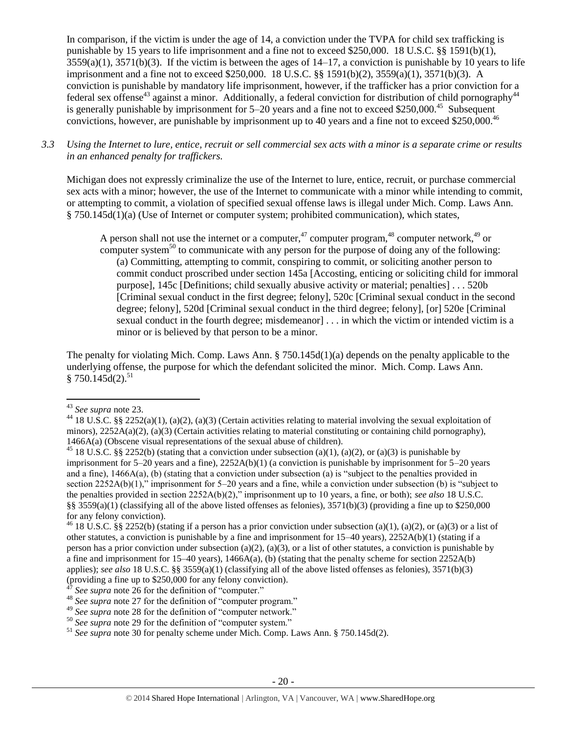In comparison, if the victim is under the age of 14, a conviction under the TVPA for child sex trafficking is punishable by 15 years to life imprisonment and a fine not to exceed $250,000. 18 U.S.C. §§ 1591(b)(1), 3559(a)(1), 3571(b)(3). If the victim is between the ages of 14–17, a conviction is punishable by 10 years to life imprisonment and a fine not to exceed $250,000. 18 U.S.C. §§ 1591(b)(2), 3559(a)(1), 3571(b)(3). A conviction is punishable by mandatory life imprisonment, however, if the trafficker has a prior conviction for a federal sex offense[43] against a minor. Additionally, a federal conviction for distribution of child pornography[44] is generally punishable by imprisonment for 5–20 years and a fine not to exceed $250,000.[45] Subsequent convictions, however, are punishable by imprisonment up to 40 years and a fine not to exceed $250,000.[46]

*3.3 Using the Internet to lure, entice, recruit or sell commercial sex acts with a minor is a separate crime or results in an enhanced penalty for traffickers.*

Michigan does not expressly criminalize the use of the Internet to lure, entice, recruit, or purchase commercial sex acts with a minor; however, the use of the Internet to communicate with a minor while intending to commit, or attempting to commit, a violation of specified sexual offense laws is illegal under Mich. Comp. Laws Ann. § 750.145d(1)(a) (Use of Internet or computer system; prohibited communication), which states,

> A person shall not use the internet or a computer,[47] computer program,[48] computer network,[49] or computer system[50] to communicate with any person for the purpose of doing any of the following:
>
> (a) Committing, attempting to commit, conspiring to commit, or soliciting another person to commit conduct proscribed under section 145a [Accosting, enticing or soliciting child for immoral purpose], 145c [Definitions; child sexually abusive activity or material; penalties] . . . 520b [Criminal sexual conduct in the first degree; felony], 520c [Criminal sexual conduct in the second degree; felony], 520d [Criminal sexual conduct in the third degree; felony], [or] 520e [Criminal sexual conduct in the fourth degree; misdemeanor] . . . in which the victim or intended victim is a minor or is believed by that person to be a minor.

The penalty for violating Mich. Comp. Laws Ann. § 750.145d(1)(a) depends on the penalty applicable to the underlying offense, the purpose for which the defendant solicited the minor. Mich. Comp. Laws Ann. § 750.145d(2).[51]

---

[43] *See supra* note 23.

[44] 18 U.S.C. §§ 2252(a)(1), (a)(2), (a)(3) (Certain activities relating to material involving the sexual exploitation of minors), 2252A(a)(2), (a)(3) (Certain activities relating to material constituting or containing child pornography), 1466A(a) (Obscene visual representations of the sexual abuse of children).

[45] 18 U.S.C. §§ 2252(b) (stating that a conviction under subsection (a)(1), (a)(2), or (a)(3) is punishable by imprisonment for 5–20 years and a fine), 2252A(b)(1) (a conviction is punishable by imprisonment for 5–20 years and a fine), 1466A(a), (b) (stating that a conviction under subsection (a) is "subject to the penalties provided in section 2252A(b)(1)," imprisonment for 5–20 years and a fine, while a conviction under subsection (b) is "subject to the penalties provided in section 2252A(b)(2)," imprisonment up to 10 years, a fine, or both); *see also* 18 U.S.C. §§ 3559(a)(1) (classifying all of the above listed offenses as felonies), 3571(b)(3) (providing a fine up to $250,000 for any felony conviction).

[46] 18 U.S.C. §§ 2252(b) (stating if a person has a prior conviction under subsection (a)(1), (a)(2), or (a)(3) or a list of other statutes, a conviction is punishable by a fine and imprisonment for 15–40 years), 2252A(b)(1) (stating if a person has a prior conviction under subsection (a)(2), (a)(3), or a list of other statutes, a conviction is punishable by a fine and imprisonment for 15–40 years), 1466A(a), (b) (stating that the penalty scheme for section 2252A(b) applies); *see also* 18 U.S.C. §§ 3559(a)(1) (classifying all of the above listed offenses as felonies), 3571(b)(3) (providing a fine up to $250,000 for any felony conviction).

[47] *See supra* note 26 for the definition of "computer."

[48] *See supra* note 27 for the definition of "computer program."

[49] *See supra* note 28 for the definition of "computer network."

[50] *See supra* note 29 for the definition of "computer system."

[51] *See supra* note 30 for penalty scheme under Mich. Comp. Laws Ann. § 750.145d(2).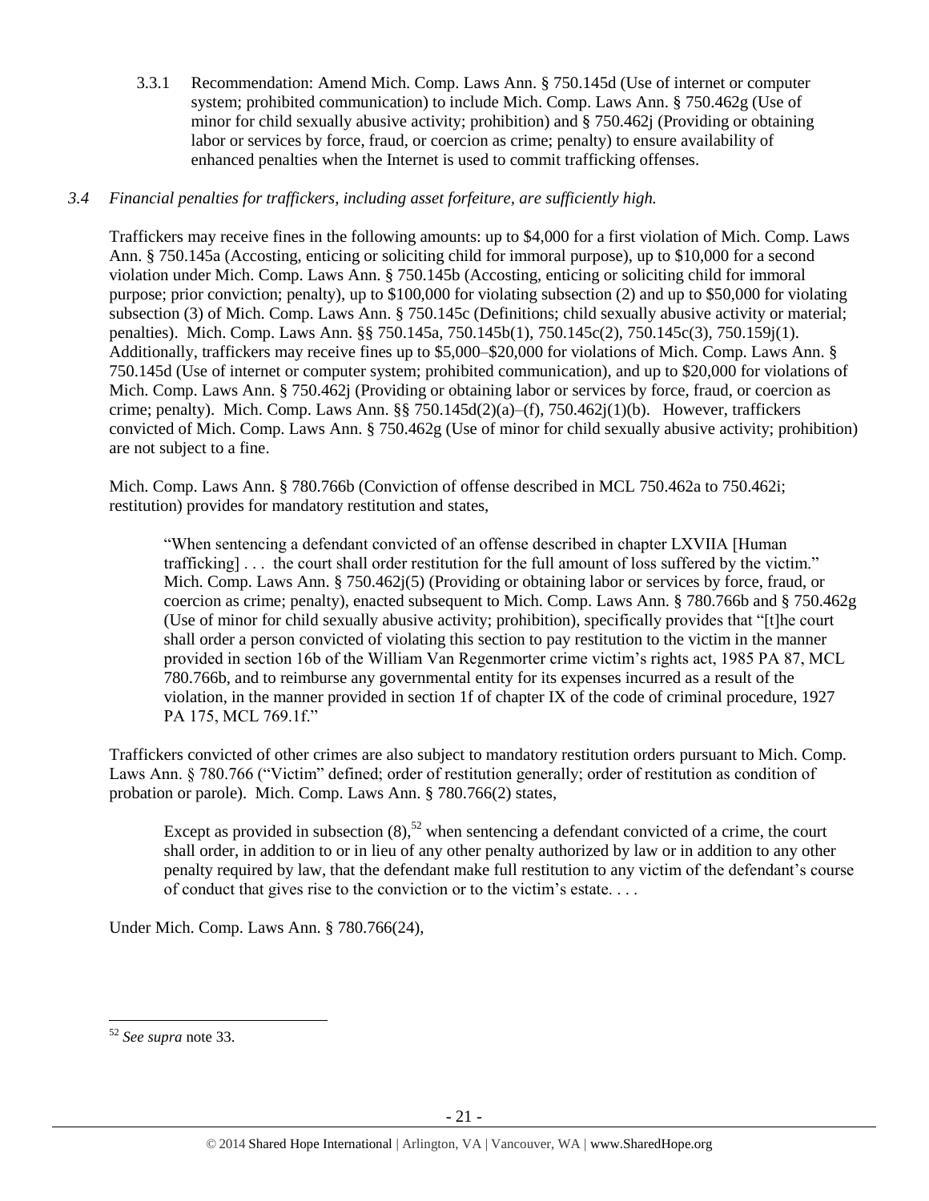3.3.1 Recommendation: Amend Mich. Comp. Laws Ann. § 750.145d (Use of internet or computer system; prohibited communication) to include Mich. Comp. Laws Ann. § 750.462g (Use of minor for child sexually abusive activity; prohibition) and § 750.462j (Providing or obtaining labor or services by force, fraud, or coercion as crime; penalty) to ensure availability of enhanced penalties when the Internet is used to commit trafficking offenses.

*3.4 Financial penalties for traffickers, including asset forfeiture, are sufficiently high.*

Traffickers may receive fines in the following amounts: up to $4,000 for a first violation of Mich. Comp. Laws Ann. § 750.145a (Accosting, enticing or soliciting child for immoral purpose), up to $10,000 for a second violation under Mich. Comp. Laws Ann. § 750.145b (Accosting, enticing or soliciting child for immoral purpose; prior conviction; penalty), up to $100,000 for violating subsection (2) and up to $50,000 for violating subsection (3) of Mich. Comp. Laws Ann. § 750.145c (Definitions; child sexually abusive activity or material; penalties). Mich. Comp. Laws Ann. §§ 750.145a, 750.145b(1), 750.145c(2), 750.145c(3), 750.159j(1). Additionally, traffickers may receive fines up to $5,000–$20,000 for violations of Mich. Comp. Laws Ann. § 750.145d (Use of internet or computer system; prohibited communication), and up to $20,000 for violations of Mich. Comp. Laws Ann. § 750.462j (Providing or obtaining labor or services by force, fraud, or coercion as crime; penalty). Mich. Comp. Laws Ann. §§ 750.145d(2)(a)–(f), 750.462j(1)(b). However, traffickers convicted of Mich. Comp. Laws Ann. § 750.462g (Use of minor for child sexually abusive activity; prohibition) are not subject to a fine.

Mich. Comp. Laws Ann. § 780.766b (Conviction of offense described in MCL 750.462a to 750.462i; restitution) provides for mandatory restitution and states,

> "When sentencing a defendant convicted of an offense described in chapter LXVIIA [Human trafficking] . . . the court shall order restitution for the full amount of loss suffered by the victim." Mich. Comp. Laws Ann. § 750.462j(5) (Providing or obtaining labor or services by force, fraud, or coercion as crime; penalty), enacted subsequent to Mich. Comp. Laws Ann. § 780.766b and § 750.462g (Use of minor for child sexually abusive activity; prohibition), specifically provides that "[t]he court shall order a person convicted of violating this section to pay restitution to the victim in the manner provided in section 16b of the William Van Regenmorter crime victim's rights act, 1985 PA 87, MCL 780.766b, and to reimburse any governmental entity for its expenses incurred as a result of the violation, in the manner provided in section 1f of chapter IX of the code of criminal procedure, 1927 PA 175, MCL 769.1f."

Traffickers convicted of other crimes are also subject to mandatory restitution orders pursuant to Mich. Comp. Laws Ann. § 780.766 ("Victim" defined; order of restitution generally; order of restitution as condition of probation or parole). Mich. Comp. Laws Ann. § 780.766(2) states,

> Except as provided in subsection (8),[52] when sentencing a defendant convicted of a crime, the court shall order, in addition to or in lieu of any other penalty authorized by law or in addition to any other penalty required by law, that the defendant make full restitution to any victim of the defendant's course of conduct that gives rise to the conviction or to the victim's estate. . . .

Under Mich. Comp. Laws Ann. § 780.766(24),

---

[52] *See supra* note 33.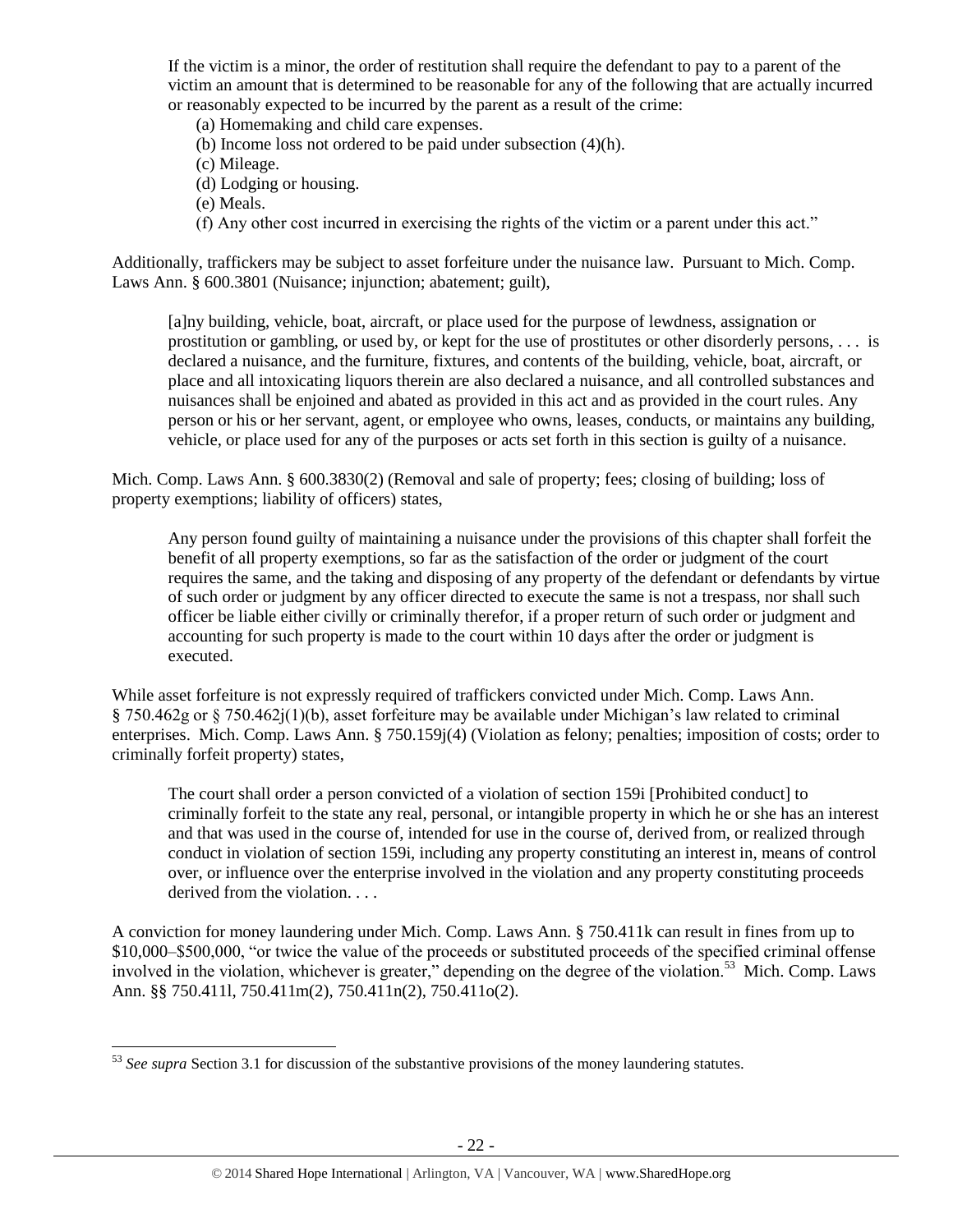If the victim is a minor, the order of restitution shall require the defendant to pay to a parent of the victim an amount that is determined to be reasonable for any of the following that are actually incurred or reasonably expected to be incurred by the parent as a result of the crime:

(a) Homemaking and child care expenses.
(b) Income loss not ordered to be paid under subsection (4)(h).
(c) Mileage.
(d) Lodging or housing.
(e) Meals.
(f) Any other cost incurred in exercising the rights of the victim or a parent under this act."

Additionally, traffickers may be subject to asset forfeiture under the nuisance law. Pursuant to Mich. Comp. Laws Ann. § 600.3801 (Nuisance; injunction; abatement; guilt),

> [a]ny building, vehicle, boat, aircraft, or place used for the purpose of lewdness, assignation or prostitution or gambling, or used by, or kept for the use of prostitutes or other disorderly persons, . . . is declared a nuisance, and the furniture, fixtures, and contents of the building, vehicle, boat, aircraft, or place and all intoxicating liquors therein are also declared a nuisance, and all controlled substances and nuisances shall be enjoined and abated as provided in this act and as provided in the court rules. Any person or his or her servant, agent, or employee who owns, leases, conducts, or maintains any building, vehicle, or place used for any of the purposes or acts set forth in this section is guilty of a nuisance.

Mich. Comp. Laws Ann. § 600.3830(2) (Removal and sale of property; fees; closing of building; loss of property exemptions; liability of officers) states,

> Any person found guilty of maintaining a nuisance under the provisions of this chapter shall forfeit the benefit of all property exemptions, so far as the satisfaction of the order or judgment of the court requires the same, and the taking and disposing of any property of the defendant or defendants by virtue of such order or judgment by any officer directed to execute the same is not a trespass, nor shall such officer be liable either civilly or criminally therefor, if a proper return of such order or judgment and accounting for such property is made to the court within 10 days after the order or judgment is executed.

While asset forfeiture is not expressly required of traffickers convicted under Mich. Comp. Laws Ann. § 750.462g or § 750.462j(1)(b), asset forfeiture may be available under Michigan's law related to criminal enterprises. Mich. Comp. Laws Ann. § 750.159j(4) (Violation as felony; penalties; imposition of costs; order to criminally forfeit property) states,

> The court shall order a person convicted of a violation of section 159i [Prohibited conduct] to criminally forfeit to the state any real, personal, or intangible property in which he or she has an interest and that was used in the course of, intended for use in the course of, derived from, or realized through conduct in violation of section 159i, including any property constituting an interest in, means of control over, or influence over the enterprise involved in the violation and any property constituting proceeds derived from the violation. . . .

A conviction for money laundering under Mich. Comp. Laws Ann. § 750.411k can result in fines from up to \$10,000–\$500,000, "or twice the value of the proceeds or substituted proceeds of the specified criminal offense involved in the violation, whichever is greater," depending on the degree of the violation.[53] Mich. Comp. Laws Ann. §§ 750.411l, 750.411m(2), 750.411n(2), 750.411o(2).

---

[53] *See supra* Section 3.1 for discussion of the substantive provisions of the money laundering statutes.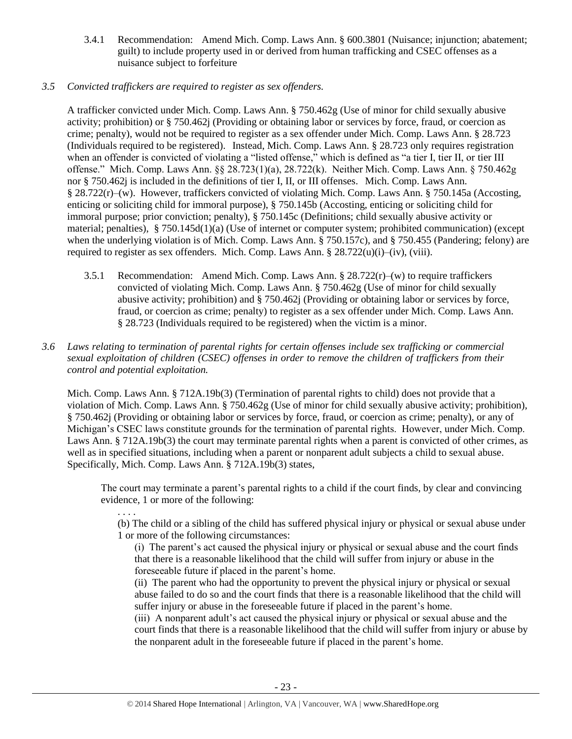3.4.1 Recommendation: Amend Mich. Comp. Laws Ann. § 600.3801 (Nuisance; injunction; abatement; guilt) to include property used in or derived from human trafficking and CSEC offenses as a nuisance subject to forfeiture

*3.5 Convicted traffickers are required to register as sex offenders.*

A trafficker convicted under Mich. Comp. Laws Ann. § 750.462g (Use of minor for child sexually abusive activity; prohibition) or § 750.462j (Providing or obtaining labor or services by force, fraud, or coercion as crime; penalty), would not be required to register as a sex offender under Mich. Comp. Laws Ann. § 28.723 (Individuals required to be registered). Instead, Mich. Comp. Laws Ann. § 28.723 only requires registration when an offender is convicted of violating a "listed offense," which is defined as "a tier I, tier II, or tier III offense." Mich. Comp. Laws Ann. §§ 28.723(1)(a), 28.722(k). Neither Mich. Comp. Laws Ann. § 750.462g nor § 750.462j is included in the definitions of tier I, II, or III offenses. Mich. Comp. Laws Ann. § 28.722(r)–(w). However, traffickers convicted of violating Mich. Comp. Laws Ann. § 750.145a (Accosting, enticing or soliciting child for immoral purpose), § 750.145b (Accosting, enticing or soliciting child for immoral purpose; prior conviction; penalty), § 750.145c (Definitions; child sexually abusive activity or material; penalties), § 750.145d(1)(a) (Use of internet or computer system; prohibited communication) (except when the underlying violation is of Mich. Comp. Laws Ann. § 750.157c), and § 750.455 (Pandering; felony) are required to register as sex offenders. Mich. Comp. Laws Ann. § 28.722(u)(i)–(iv), (viii).

3.5.1 Recommendation: Amend Mich. Comp. Laws Ann. § 28.722(r)–(w) to require traffickers convicted of violating Mich. Comp. Laws Ann. § 750.462g (Use of minor for child sexually abusive activity; prohibition) and § 750.462j (Providing or obtaining labor or services by force, fraud, or coercion as crime; penalty) to register as a sex offender under Mich. Comp. Laws Ann. § 28.723 (Individuals required to be registered) when the victim is a minor.

*3.6 Laws relating to termination of parental rights for certain offenses include sex trafficking or commercial sexual exploitation of children (CSEC) offenses in order to remove the children of traffickers from their control and potential exploitation.*

Mich. Comp. Laws Ann. § 712A.19b(3) (Termination of parental rights to child) does not provide that a violation of Mich. Comp. Laws Ann. § 750.462g (Use of minor for child sexually abusive activity; prohibition), § 750.462j (Providing or obtaining labor or services by force, fraud, or coercion as crime; penalty), or any of Michigan's CSEC laws constitute grounds for the termination of parental rights. However, under Mich. Comp. Laws Ann. § 712A.19b(3) the court may terminate parental rights when a parent is convicted of other crimes, as well as in specified situations, including when a parent or nonparent adult subjects a child to sexual abuse. Specifically, Mich. Comp. Laws Ann. § 712A.19b(3) states,

> The court may terminate a parent's parental rights to a child if the court finds, by clear and convincing evidence, 1 or more of the following:
>
> . . . .
>
> (b) The child or a sibling of the child has suffered physical injury or physical or sexual abuse under 1 or more of the following circumstances:
>
> (i) The parent's act caused the physical injury or physical or sexual abuse and the court finds that there is a reasonable likelihood that the child will suffer from injury or abuse in the foreseeable future if placed in the parent's home.
>
> (ii) The parent who had the opportunity to prevent the physical injury or physical or sexual abuse failed to do so and the court finds that there is a reasonable likelihood that the child will suffer injury or abuse in the foreseeable future if placed in the parent's home.
>
> (iii) A nonparent adult's act caused the physical injury or physical or sexual abuse and the court finds that there is a reasonable likelihood that the child will suffer from injury or abuse by the nonparent adult in the foreseeable future if placed in the parent's home.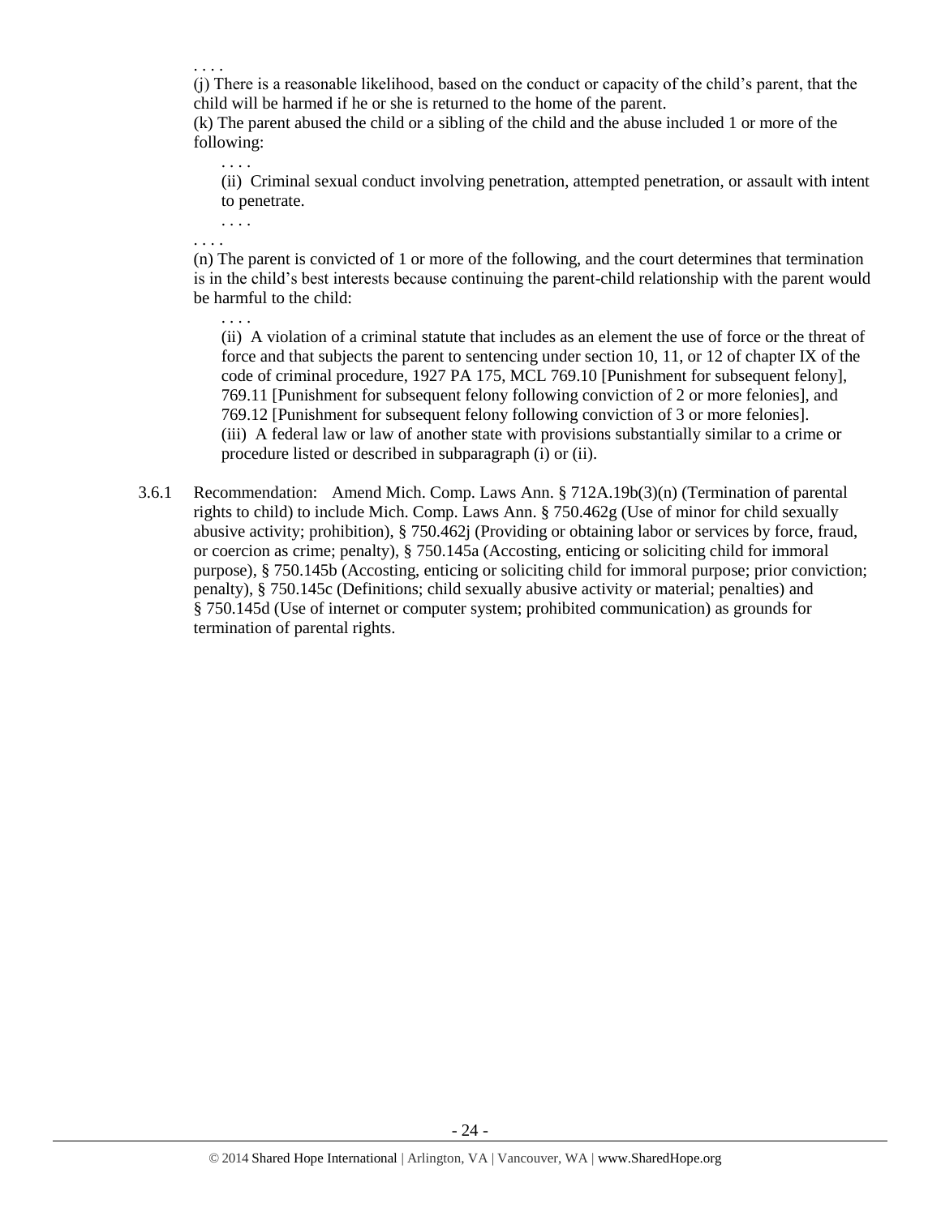. . . .

(j) There is a reasonable likelihood, based on the conduct or capacity of the child's parent, that the child will be harmed if he or she is returned to the home of the parent.

(k) The parent abused the child or a sibling of the child and the abuse included 1 or more of the following:

> . . . .
>
> (ii) Criminal sexual conduct involving penetration, attempted penetration, or assault with intent to penetrate.
>
> . . . .

. . . .

(n) The parent is convicted of 1 or more of the following, and the court determines that termination is in the child's best interests because continuing the parent-child relationship with the parent would be harmful to the child:

> . . . .
>
> (ii) A violation of a criminal statute that includes as an element the use of force or the threat of force and that subjects the parent to sentencing under section 10, 11, or 12 of chapter IX of the code of criminal procedure, 1927 PA 175, MCL 769.10 [Punishment for subsequent felony], 769.11 [Punishment for subsequent felony following conviction of 2 or more felonies], and 769.12 [Punishment for subsequent felony following conviction of 3 or more felonies].
>
> (iii) A federal law or law of another state with provisions substantially similar to a crime or procedure listed or described in subparagraph (i) or (ii).

3.6.1 Recommendation: Amend Mich. Comp. Laws Ann. § 712A.19b(3)(n) (Termination of parental rights to child) to include Mich. Comp. Laws Ann. § 750.462g (Use of minor for child sexually abusive activity; prohibition), § 750.462j (Providing or obtaining labor or services by force, fraud, or coercion as crime; penalty), § 750.145a (Accosting, enticing or soliciting child for immoral purpose), § 750.145b (Accosting, enticing or soliciting child for immoral purpose; prior conviction; penalty), § 750.145c (Definitions; child sexually abusive activity or material; penalties) and § 750.145d (Use of internet or computer system; prohibited communication) as grounds for termination of parental rights.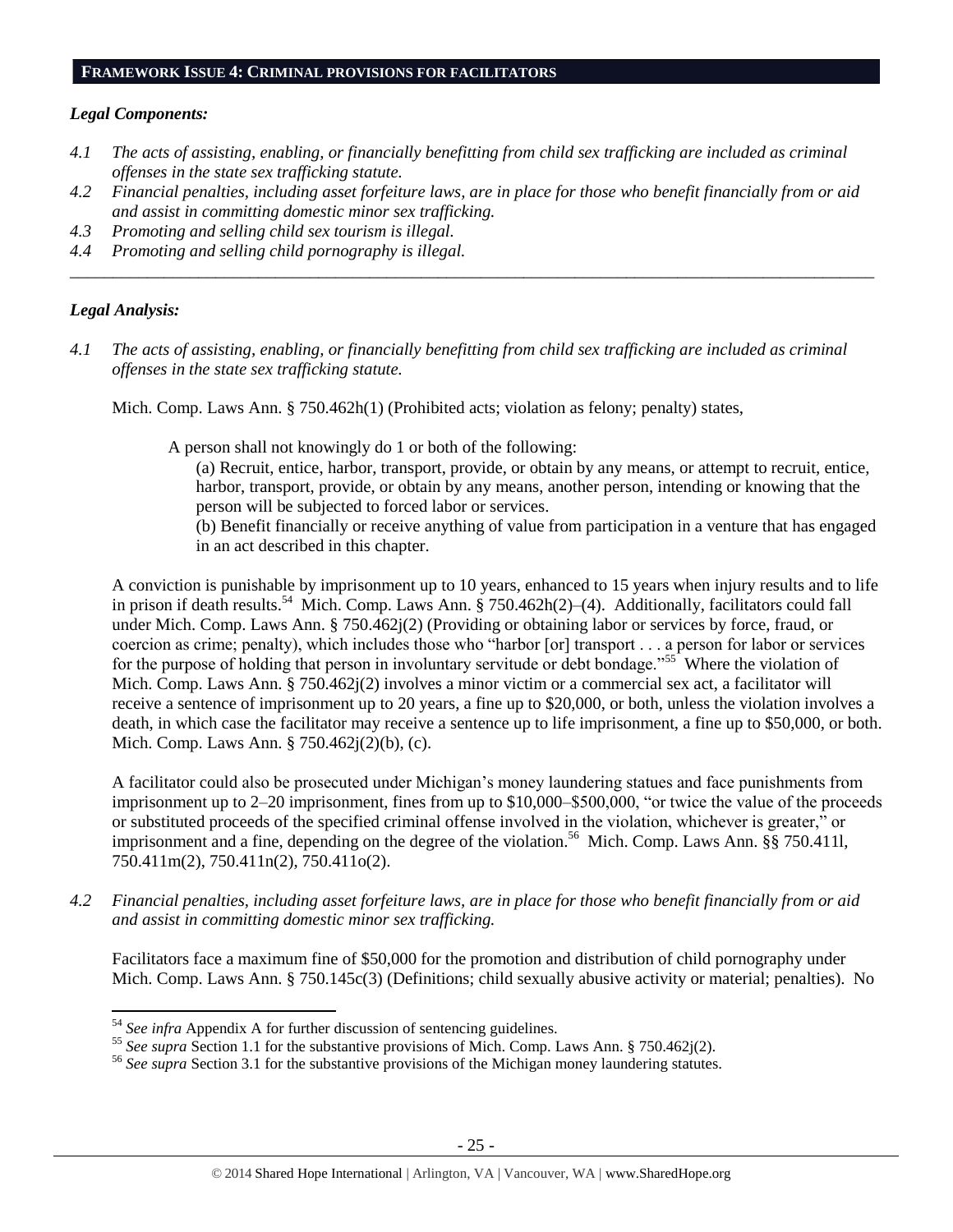## FRAMEWORK ISSUE 4: CRIMINAL PROVISIONS FOR FACILITATORS

### *Legal Components:*

*4.1 The acts of assisting, enabling, or financially benefitting from child sex trafficking are included as criminal offenses in the state sex trafficking statute.*

*4.2 Financial penalties, including asset forfeiture laws, are in place for those who benefit financially from or aid and assist in committing domestic minor sex trafficking.*

*4.3 Promoting and selling child sex tourism is illegal.*

*4.4 Promoting and selling child pornography is illegal.*

---

### *Legal Analysis:*

*4.1 The acts of assisting, enabling, or financially benefitting from child sex trafficking are included as criminal offenses in the state sex trafficking statute.*

Mich. Comp. Laws Ann. § 750.462h(1) (Prohibited acts; violation as felony; penalty) states,

> A person shall not knowingly do 1 or both of the following:
>
> (a) Recruit, entice, harbor, transport, provide, or obtain by any means, or attempt to recruit, entice, harbor, transport, provide, or obtain by any means, another person, intending or knowing that the person will be subjected to forced labor or services.
>
> (b) Benefit financially or receive anything of value from participation in a venture that has engaged in an act described in this chapter.

A conviction is punishable by imprisonment up to 10 years, enhanced to 15 years when injury results and to life in prison if death results.[54] Mich. Comp. Laws Ann. § 750.462h(2)–(4). Additionally, facilitators could fall under Mich. Comp. Laws Ann. § 750.462j(2) (Providing or obtaining labor or services by force, fraud, or coercion as crime; penalty), which includes those who "harbor [or] transport . . . a person for labor or services for the purpose of holding that person in involuntary servitude or debt bondage."[55] Where the violation of Mich. Comp. Laws Ann. § 750.462j(2) involves a minor victim or a commercial sex act, a facilitator will receive a sentence of imprisonment up to 20 years, a fine up to \$20,000, or both, unless the violation involves a death, in which case the facilitator may receive a sentence up to life imprisonment, a fine up to \$50,000, or both. Mich. Comp. Laws Ann. § 750.462j(2)(b), (c).

A facilitator could also be prosecuted under Michigan's money laundering statues and face punishments from imprisonment up to 2–20 imprisonment, fines from up to \$10,000–\$500,000, "or twice the value of the proceeds or substituted proceeds of the specified criminal offense involved in the violation, whichever is greater," or imprisonment and a fine, depending on the degree of the violation.[56] Mich. Comp. Laws Ann. §§ 750.411l, 750.411m(2), 750.411n(2), 750.411o(2).

*4.2 Financial penalties, including asset forfeiture laws, are in place for those who benefit financially from or aid and assist in committing domestic minor sex trafficking.*

Facilitators face a maximum fine of \$50,000 for the promotion and distribution of child pornography under Mich. Comp. Laws Ann. § 750.145c(3) (Definitions; child sexually abusive activity or material; penalties). No

---

[54] *See infra* Appendix A for further discussion of sentencing guidelines.

[55] *See supra* Section 1.1 for the substantive provisions of Mich. Comp. Laws Ann. § 750.462j(2).

[56] *See supra* Section 3.1 for the substantive provisions of the Michigan money laundering statutes.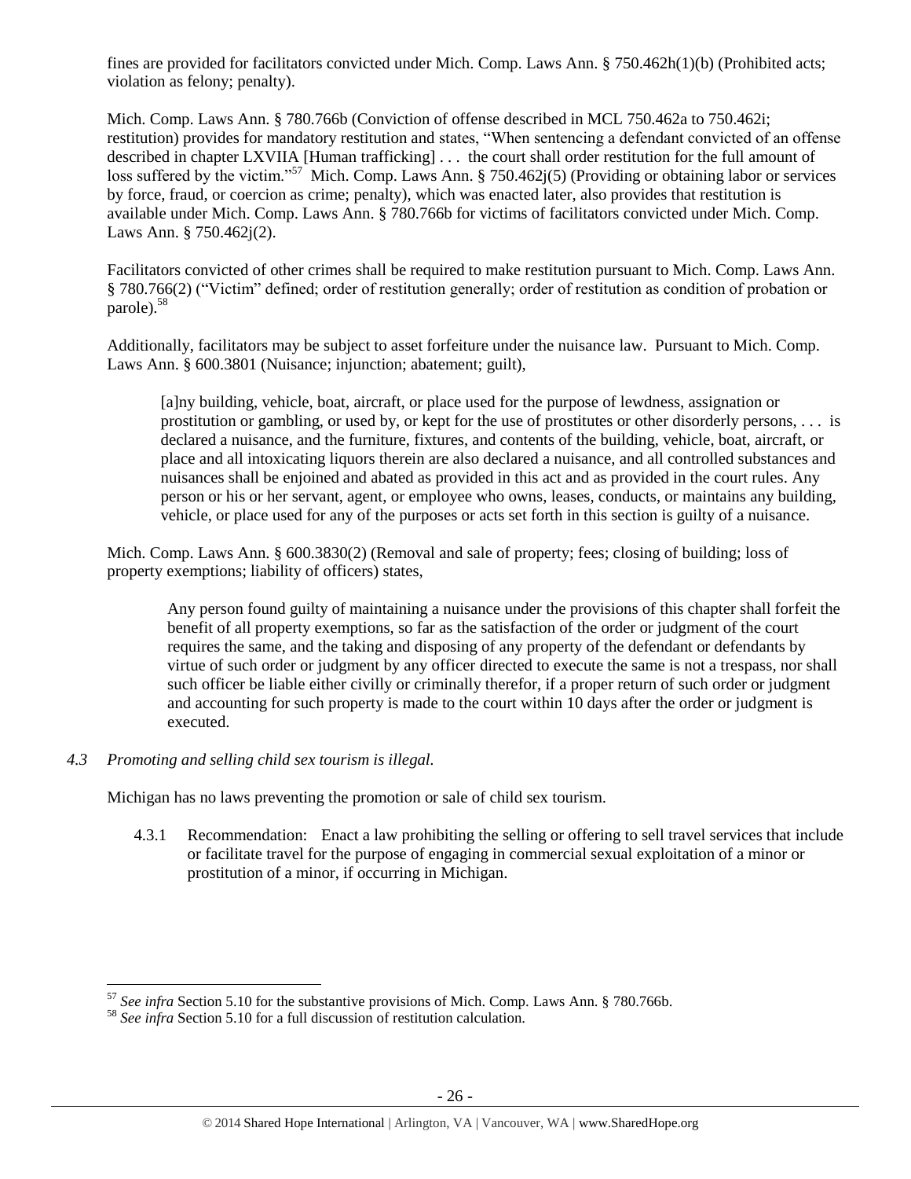fines are provided for facilitators convicted under Mich. Comp. Laws Ann. § 750.462h(1)(b) (Prohibited acts; violation as felony; penalty).

Mich. Comp. Laws Ann. § 780.766b (Conviction of offense described in MCL 750.462a to 750.462i; restitution) provides for mandatory restitution and states, "When sentencing a defendant convicted of an offense described in chapter LXVIIA [Human trafficking] . . . the court shall order restitution for the full amount of loss suffered by the victim."[57] Mich. Comp. Laws Ann. § 750.462j(5) (Providing or obtaining labor or services by force, fraud, or coercion as crime; penalty), which was enacted later, also provides that restitution is available under Mich. Comp. Laws Ann. § 780.766b for victims of facilitators convicted under Mich. Comp. Laws Ann. § 750.462j(2).

Facilitators convicted of other crimes shall be required to make restitution pursuant to Mich. Comp. Laws Ann. § 780.766(2) ("Victim" defined; order of restitution generally; order of restitution as condition of probation or parole).[58]

Additionally, facilitators may be subject to asset forfeiture under the nuisance law. Pursuant to Mich. Comp. Laws Ann. § 600.3801 (Nuisance; injunction; abatement; guilt),

> [a]ny building, vehicle, boat, aircraft, or place used for the purpose of lewdness, assignation or prostitution or gambling, or used by, or kept for the use of prostitutes or other disorderly persons, . . . is declared a nuisance, and the furniture, fixtures, and contents of the building, vehicle, boat, aircraft, or place and all intoxicating liquors therein are also declared a nuisance, and all controlled substances and nuisances shall be enjoined and abated as provided in this act and as provided in the court rules. Any person or his or her servant, agent, or employee who owns, leases, conducts, or maintains any building, vehicle, or place used for any of the purposes or acts set forth in this section is guilty of a nuisance.

Mich. Comp. Laws Ann. § 600.3830(2) (Removal and sale of property; fees; closing of building; loss of property exemptions; liability of officers) states,

> Any person found guilty of maintaining a nuisance under the provisions of this chapter shall forfeit the benefit of all property exemptions, so far as the satisfaction of the order or judgment of the court requires the same, and the taking and disposing of any property of the defendant or defendants by virtue of such order or judgment by any officer directed to execute the same is not a trespass, nor shall such officer be liable either civilly or criminally therefor, if a proper return of such order or judgment and accounting for such property is made to the court within 10 days after the order or judgment is executed.

### 4.3 *Promoting and selling child sex tourism is illegal.*

Michigan has no laws preventing the promotion or sale of child sex tourism.

4.3.1 Recommendation: Enact a law prohibiting the selling or offering to sell travel services that include or facilitate travel for the purpose of engaging in commercial sexual exploitation of a minor or prostitution of a minor, if occurring in Michigan.

---

[57] *See infra* Section 5.10 for the substantive provisions of Mich. Comp. Laws Ann. § 780.766b.

[58] *See infra* Section 5.10 for a full discussion of restitution calculation.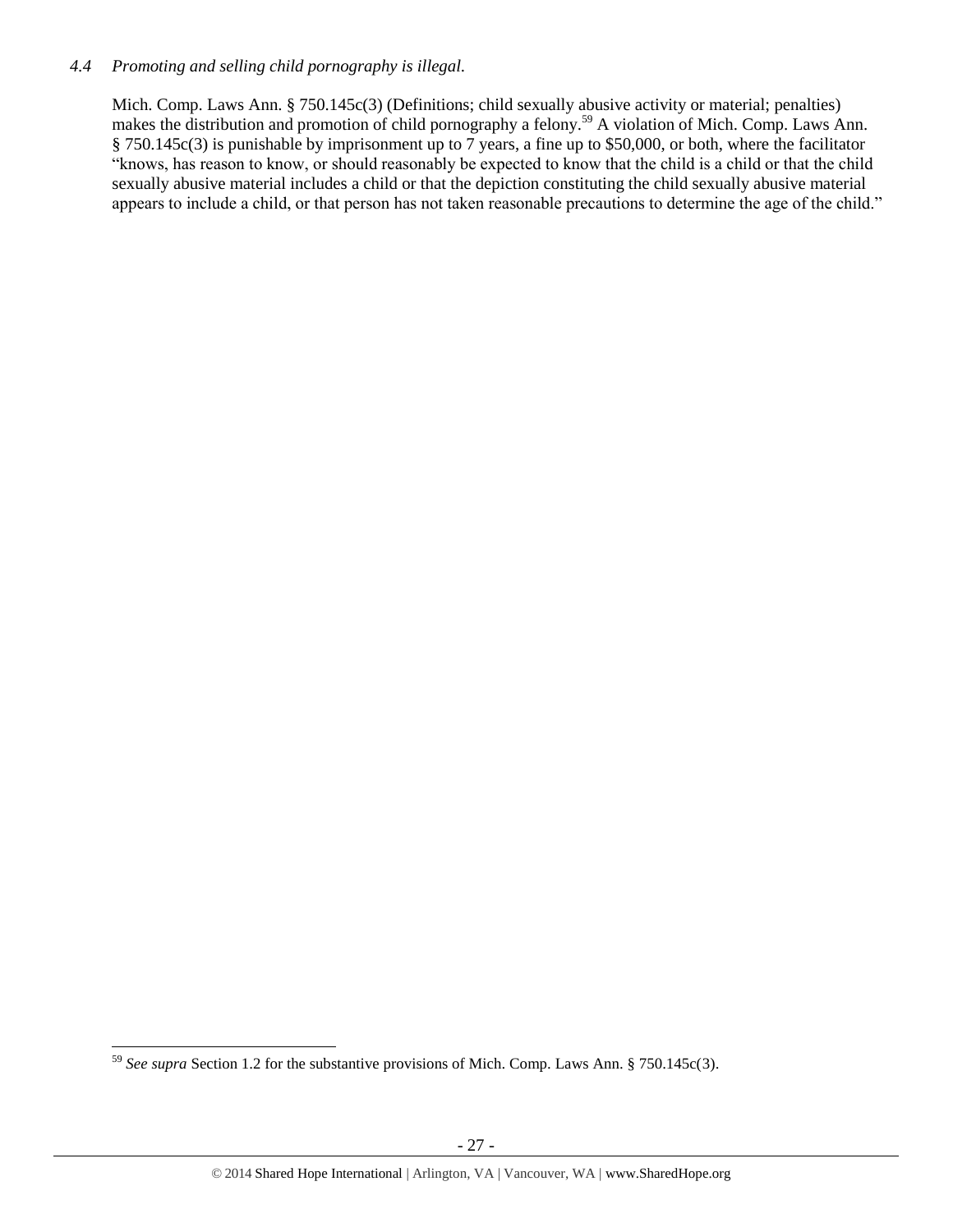### *4.4 Promoting and selling child pornography is illegal.*

Mich. Comp. Laws Ann. § 750.145c(3) (Definitions; child sexually abusive activity or material; penalties) makes the distribution and promotion of child pornography a felony.[59] A violation of Mich. Comp. Laws Ann. § 750.145c(3) is punishable by imprisonment up to 7 years, a fine up to $50,000, or both, where the facilitator "knows, has reason to know, or should reasonably be expected to know that the child is a child or that the child sexually abusive material includes a child or that the depiction constituting the child sexually abusive material appears to include a child, or that person has not taken reasonable precautions to determine the age of the child."

---

[59] *See supra* Section 1.2 for the substantive provisions of Mich. Comp. Laws Ann. § 750.145c(3).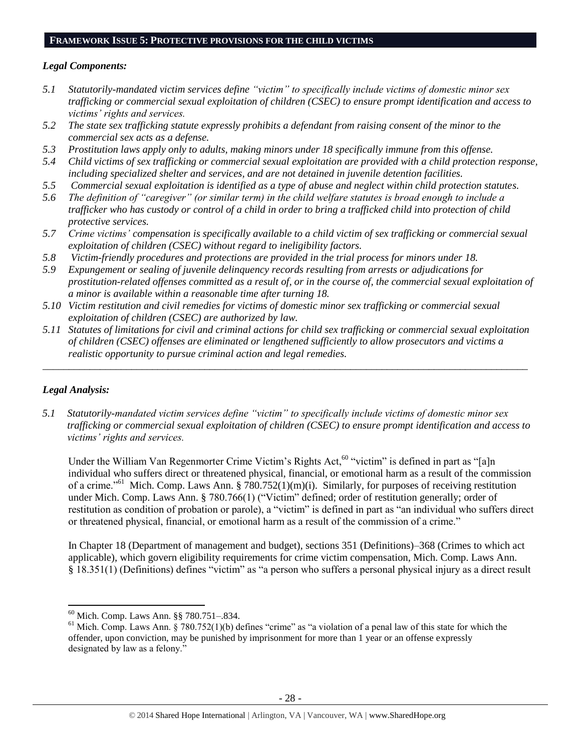## FRAMEWORK ISSUE 5: PROTECTIVE PROVISIONS FOR THE CHILD VICTIMS

### *Legal Components:*

*5.1 Statutorily-mandated victim services define "victim" to specifically include victims of domestic minor sex trafficking or commercial sexual exploitation of children (CSEC) to ensure prompt identification and access to victims' rights and services.*

*5.2 The state sex trafficking statute expressly prohibits a defendant from raising consent of the minor to the commercial sex acts as a defense.*

*5.3 Prostitution laws apply only to adults, making minors under 18 specifically immune from this offense.*

*5.4 Child victims of sex trafficking or commercial sexual exploitation are provided with a child protection response, including specialized shelter and services, and are not detained in juvenile detention facilities.*

*5.5 Commercial sexual exploitation is identified as a type of abuse and neglect within child protection statutes.*

*5.6 The definition of "caregiver" (or similar term) in the child welfare statutes is broad enough to include a trafficker who has custody or control of a child in order to bring a trafficked child into protection of child protective services.*

*5.7 Crime victims' compensation is specifically available to a child victim of sex trafficking or commercial sexual exploitation of children (CSEC) without regard to ineligibility factors.*

*5.8 Victim-friendly procedures and protections are provided in the trial process for minors under 18.*

*5.9 Expungement or sealing of juvenile delinquency records resulting from arrests or adjudications for prostitution-related offenses committed as a result of, or in the course of, the commercial sexual exploitation of a minor is available within a reasonable time after turning 18.*

*5.10 Victim restitution and civil remedies for victims of domestic minor sex trafficking or commercial sexual exploitation of children (CSEC) are authorized by law.*

*5.11 Statutes of limitations for civil and criminal actions for child sex trafficking or commercial sexual exploitation of children (CSEC) offenses are eliminated or lengthened sufficiently to allow prosecutors and victims a realistic opportunity to pursue criminal action and legal remedies.*

---

### *Legal Analysis:*

*5.1 Statutorily-mandated victim services define "victim" to specifically include victims of domestic minor sex trafficking or commercial sexual exploitation of children (CSEC) to ensure prompt identification and access to victims' rights and services.*

Under the William Van Regenmorter Crime Victim's Rights Act,[60] "victim" is defined in part as "[a]n individual who suffers direct or threatened physical, financial, or emotional harm as a result of the commission of a crime."[61] Mich. Comp. Laws Ann. § 780.752(1)(m)(i). Similarly, for purposes of receiving restitution under Mich. Comp. Laws Ann. § 780.766(1) ("Victim" defined; order of restitution generally; order of restitution as condition of probation or parole), a "victim" is defined in part as "an individual who suffers direct or threatened physical, financial, or emotional harm as a result of the commission of a crime."

In Chapter 18 (Department of management and budget), sections 351 (Definitions)–368 (Crimes to which act applicable), which govern eligibility requirements for crime victim compensation, Mich. Comp. Laws Ann. § 18.351(1) (Definitions) defines "victim" as "a person who suffers a personal physical injury as a direct result

---

[60] Mich. Comp. Laws Ann. §§ 780.751–.834.

[61] Mich. Comp. Laws Ann. § 780.752(1)(b) defines "crime" as "a violation of a penal law of this state for which the offender, upon conviction, may be punished by imprisonment for more than 1 year or an offense expressly designated by law as a felony."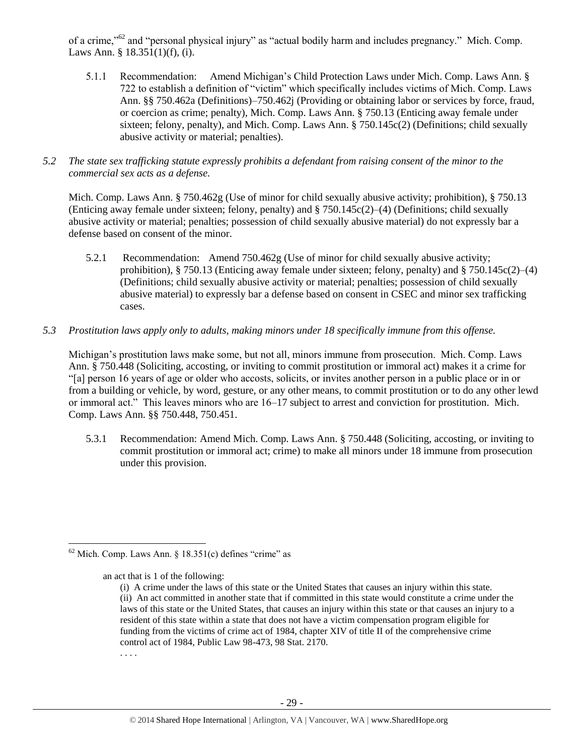of a crime,"[62] and "personal physical injury" as "actual bodily harm and includes pregnancy." Mich. Comp. Laws Ann. § 18.351(1)(f), (i).

5.1.1 Recommendation: Amend Michigan's Child Protection Laws under Mich. Comp. Laws Ann. § 722 to establish a definition of "victim" which specifically includes victims of Mich. Comp. Laws Ann. §§ 750.462a (Definitions)–750.462j (Providing or obtaining labor or services by force, fraud, or coercion as crime; penalty), Mich. Comp. Laws Ann. § 750.13 (Enticing away female under sixteen; felony, penalty), and Mich. Comp. Laws Ann. § 750.145c(2) (Definitions; child sexually abusive activity or material; penalties).

*5.2 The state sex trafficking statute expressly prohibits a defendant from raising consent of the minor to the commercial sex acts as a defense.*

Mich. Comp. Laws Ann. § 750.462g (Use of minor for child sexually abusive activity; prohibition), § 750.13 (Enticing away female under sixteen; felony, penalty) and § 750.145c(2)–(4) (Definitions; child sexually abusive activity or material; penalties; possession of child sexually abusive material) do not expressly bar a defense based on consent of the minor.

5.2.1 Recommendation: Amend 750.462g (Use of minor for child sexually abusive activity; prohibition), § 750.13 (Enticing away female under sixteen; felony, penalty) and § 750.145c(2)–(4) (Definitions; child sexually abusive activity or material; penalties; possession of child sexually abusive material) to expressly bar a defense based on consent in CSEC and minor sex trafficking cases.

*5.3 Prostitution laws apply only to adults, making minors under 18 specifically immune from this offense.*

Michigan's prostitution laws make some, but not all, minors immune from prosecution. Mich. Comp. Laws Ann. § 750.448 (Soliciting, accosting, or inviting to commit prostitution or immoral act) makes it a crime for "[a] person 16 years of age or older who accosts, solicits, or invites another person in a public place or in or from a building or vehicle, by word, gesture, or any other means, to commit prostitution or to do any other lewd or immoral act." This leaves minors who are 16–17 subject to arrest and conviction for prostitution. Mich. Comp. Laws Ann. §§ 750.448, 750.451.

5.3.1 Recommendation: Amend Mich. Comp. Laws Ann. § 750.448 (Soliciting, accosting, or inviting to commit prostitution or immoral act; crime) to make all minors under 18 immune from prosecution under this provision.

---

[62] Mich. Comp. Laws Ann. § 18.351(c) defines "crime" as

> an act that is 1 of the following:
>
> (i) A crime under the laws of this state or the United States that causes an injury within this state.
> (ii) An act committed in another state that if committed in this state would constitute a crime under the laws of this state or the United States, that causes an injury within this state or that causes an injury to a resident of this state within a state that does not have a victim compensation program eligible for funding from the victims of crime act of 1984, chapter XIV of title II of the comprehensive crime control act of 1984, Public Law 98-473, 98 Stat. 2170.
>
> . . . .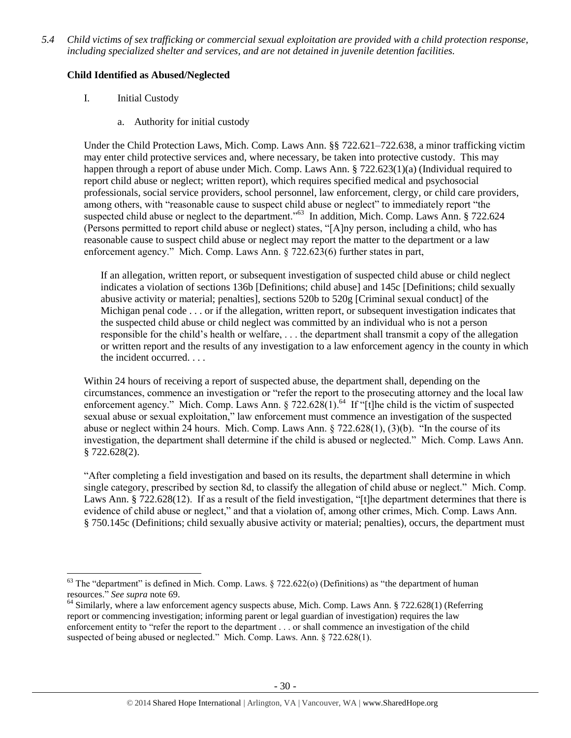*5.4 Child victims of sex trafficking or commercial sexual exploitation are provided with a child protection response, including specialized shelter and services, and are not detained in juvenile detention facilities.*

**Child Identified as Abused/Neglected**

I. Initial Custody

a. Authority for initial custody

Under the Child Protection Laws, Mich. Comp. Laws Ann. §§ 722.621–722.638, a minor trafficking victim may enter child protective services and, where necessary, be taken into protective custody. This may happen through a report of abuse under Mich. Comp. Laws Ann. § 722.623(1)(a) (Individual required to report child abuse or neglect; written report), which requires specified medical and psychosocial professionals, social service providers, school personnel, law enforcement, clergy, or child care providers, among others, with "reasonable cause to suspect child abuse or neglect" to immediately report "the suspected child abuse or neglect to the department."[63] In addition, Mich. Comp. Laws Ann. § 722.624 (Persons permitted to report child abuse or neglect) states, "[A]ny person, including a child, who has reasonable cause to suspect child abuse or neglect may report the matter to the department or a law enforcement agency." Mich. Comp. Laws Ann. § 722.623(6) further states in part,

> If an allegation, written report, or subsequent investigation of suspected child abuse or child neglect indicates a violation of sections 136b [Definitions; child abuse] and 145c [Definitions; child sexually abusive activity or material; penalties], sections 520b to 520g [Criminal sexual conduct] of the Michigan penal code . . . or if the allegation, written report, or subsequent investigation indicates that the suspected child abuse or child neglect was committed by an individual who is not a person responsible for the child's health or welfare, . . . the department shall transmit a copy of the allegation or written report and the results of any investigation to a law enforcement agency in the county in which the incident occurred. . . .

Within 24 hours of receiving a report of suspected abuse, the department shall, depending on the circumstances, commence an investigation or "refer the report to the prosecuting attorney and the local law enforcement agency." Mich. Comp. Laws Ann. § 722.628(1).[64] If "[t]he child is the victim of suspected sexual abuse or sexual exploitation," law enforcement must commence an investigation of the suspected abuse or neglect within 24 hours. Mich. Comp. Laws Ann. § 722.628(1), (3)(b). "In the course of its investigation, the department shall determine if the child is abused or neglected." Mich. Comp. Laws Ann. § 722.628(2).

"After completing a field investigation and based on its results, the department shall determine in which single category, prescribed by section 8d, to classify the allegation of child abuse or neglect." Mich. Comp. Laws Ann. § 722.628(12). If as a result of the field investigation, "[t]he department determines that there is evidence of child abuse or neglect," and that a violation of, among other crimes, Mich. Comp. Laws Ann. § 750.145c (Definitions; child sexually abusive activity or material; penalties), occurs, the department must

---

[63] The "department" is defined in Mich. Comp. Laws. § 722.622(o) (Definitions) as "the department of human resources." *See supra* note 69.

[64] Similarly, where a law enforcement agency suspects abuse, Mich. Comp. Laws Ann. § 722.628(1) (Referring report or commencing investigation; informing parent or legal guardian of investigation) requires the law enforcement entity to "refer the report to the department . . . or shall commence an investigation of the child suspected of being abused or neglected." Mich. Comp. Laws. Ann. § 722.628(1).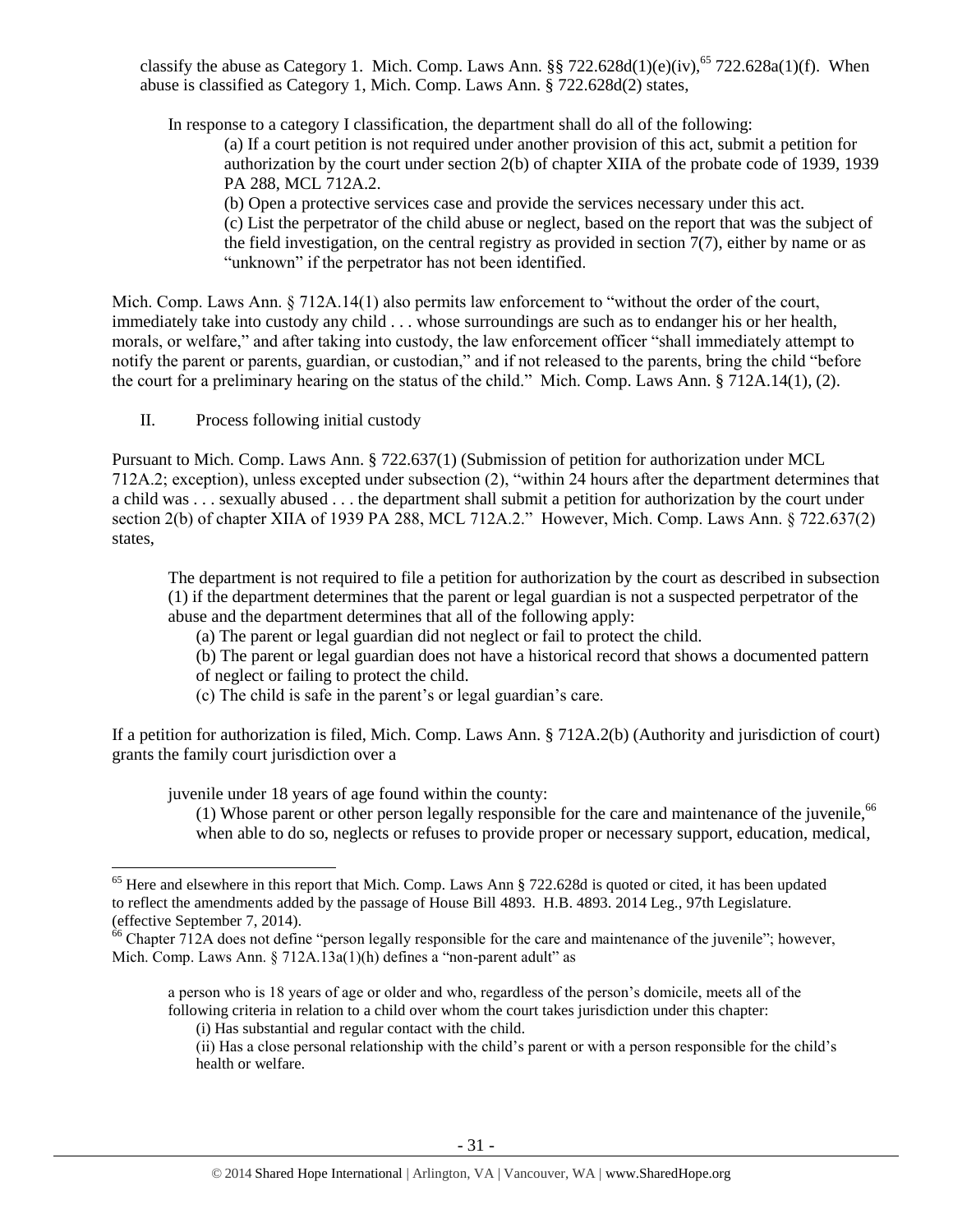classify the abuse as Category 1. Mich. Comp. Laws Ann. §§ 722.628d(1)(e)(iv),[65] 722.628a(1)(f). When abuse is classified as Category 1, Mich. Comp. Laws Ann. § 722.628d(2) states,

> In response to a category I classification, the department shall do all of the following:
>
> (a) If a court petition is not required under another provision of this act, submit a petition for authorization by the court under section 2(b) of chapter XIIA of the probate code of 1939, 1939 PA 288, MCL 712A.2.
>
> (b) Open a protective services case and provide the services necessary under this act.
>
> (c) List the perpetrator of the child abuse or neglect, based on the report that was the subject of the field investigation, on the central registry as provided in section 7(7), either by name or as "unknown" if the perpetrator has not been identified.

Mich. Comp. Laws Ann. § 712A.14(1) also permits law enforcement to "without the order of the court, immediately take into custody any child . . . whose surroundings are such as to endanger his or her health, morals, or welfare," and after taking into custody, the law enforcement officer "shall immediately attempt to notify the parent or parents, guardian, or custodian," and if not released to the parents, bring the child "before the court for a preliminary hearing on the status of the child." Mich. Comp. Laws Ann. § 712A.14(1), (2).

II. Process following initial custody

Pursuant to Mich. Comp. Laws Ann. § 722.637(1) (Submission of petition for authorization under MCL 712A.2; exception), unless excepted under subsection (2), "within 24 hours after the department determines that a child was . . . sexually abused . . . the department shall submit a petition for authorization by the court under section 2(b) of chapter XIIA of 1939 PA 288, MCL 712A.2." However, Mich. Comp. Laws Ann. § 722.637(2) states,

> The department is not required to file a petition for authorization by the court as described in subsection (1) if the department determines that the parent or legal guardian is not a suspected perpetrator of the abuse and the department determines that all of the following apply:
>
> (a) The parent or legal guardian did not neglect or fail to protect the child.
>
> (b) The parent or legal guardian does not have a historical record that shows a documented pattern of neglect or failing to protect the child.
>
> (c) The child is safe in the parent's or legal guardian's care.

If a petition for authorization is filed, Mich. Comp. Laws Ann. § 712A.2(b) (Authority and jurisdiction of court) grants the family court jurisdiction over a

> juvenile under 18 years of age found within the county:
>
> (1) Whose parent or other person legally responsible for the care and maintenance of the juvenile,[66] when able to do so, neglects or refuses to provide proper or necessary support, education, medical,

---

[65] Here and elsewhere in this report that Mich. Comp. Laws Ann § 722.628d is quoted or cited, it has been updated to reflect the amendments added by the passage of House Bill 4893. H.B. 4893. 2014 Leg., 97th Legislature. (effective September 7, 2014).

[66] Chapter 712A does not define "person legally responsible for the care and maintenance of the juvenile"; however, Mich. Comp. Laws Ann. § 712A.13a(1)(h) defines a "non-parent adult" as

> a person who is 18 years of age or older and who, regardless of the person's domicile, meets all of the following criteria in relation to a child over whom the court takes jurisdiction under this chapter:
>
> (i) Has substantial and regular contact with the child.
>
> (ii) Has a close personal relationship with the child's parent or with a person responsible for the child's health or welfare.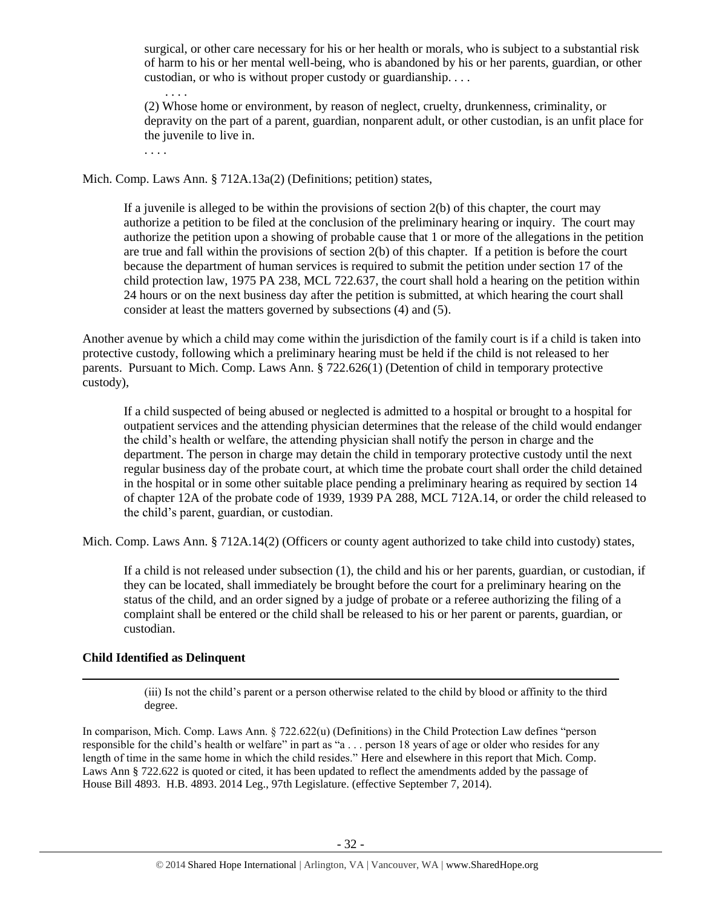> surgical, or other care necessary for his or her health or morals, who is subject to a substantial risk of harm to his or her mental well-being, who is abandoned by his or her parents, guardian, or other custodian, or who is without proper custody or guardianship. . . .
>
> . . . .
>
> (2) Whose home or environment, by reason of neglect, cruelty, drunkenness, criminality, or depravity on the part of a parent, guardian, nonparent adult, or other custodian, is an unfit place for the juvenile to live in.
>
> . . . .

Mich. Comp. Laws Ann. § 712A.13a(2) (Definitions; petition) states,

> If a juvenile is alleged to be within the provisions of section 2(b) of this chapter, the court may authorize a petition to be filed at the conclusion of the preliminary hearing or inquiry. The court may authorize the petition upon a showing of probable cause that 1 or more of the allegations in the petition are true and fall within the provisions of section 2(b) of this chapter. If a petition is before the court because the department of human services is required to submit the petition under section 17 of the child protection law, 1975 PA 238, MCL 722.637, the court shall hold a hearing on the petition within 24 hours or on the next business day after the petition is submitted, at which hearing the court shall consider at least the matters governed by subsections (4) and (5).

Another avenue by which a child may come within the jurisdiction of the family court is if a child is taken into protective custody, following which a preliminary hearing must be held if the child is not released to her parents. Pursuant to Mich. Comp. Laws Ann. § 722.626(1) (Detention of child in temporary protective custody),

> If a child suspected of being abused or neglected is admitted to a hospital or brought to a hospital for outpatient services and the attending physician determines that the release of the child would endanger the child's health or welfare, the attending physician shall notify the person in charge and the department. The person in charge may detain the child in temporary protective custody until the next regular business day of the probate court, at which time the probate court shall order the child detained in the hospital or in some other suitable place pending a preliminary hearing as required by section 14 of chapter 12A of the probate code of 1939, 1939 PA 288, MCL 712A.14, or order the child released to the child's parent, guardian, or custodian.

Mich. Comp. Laws Ann. § 712A.14(2) (Officers or county agent authorized to take child into custody) states,

> If a child is not released under subsection (1), the child and his or her parents, guardian, or custodian, if they can be located, shall immediately be brought before the court for a preliminary hearing on the status of the child, and an order signed by a judge of probate or a referee authorizing the filing of a complaint shall be entered or the child shall be released to his or her parent or parents, guardian, or custodian.

**Child Identified as Delinquent**

---

> (iii) Is not the child's parent or a person otherwise related to the child by blood or affinity to the third degree.

In comparison, Mich. Comp. Laws Ann. § 722.622(u) (Definitions) in the Child Protection Law defines "person responsible for the child's health or welfare" in part as "a . . . person 18 years of age or older who resides for any length of time in the same home in which the child resides." Here and elsewhere in this report that Mich. Comp. Laws Ann § 722.622 is quoted or cited, it has been updated to reflect the amendments added by the passage of House Bill 4893. H.B. 4893. 2014 Leg., 97th Legislature. (effective September 7, 2014).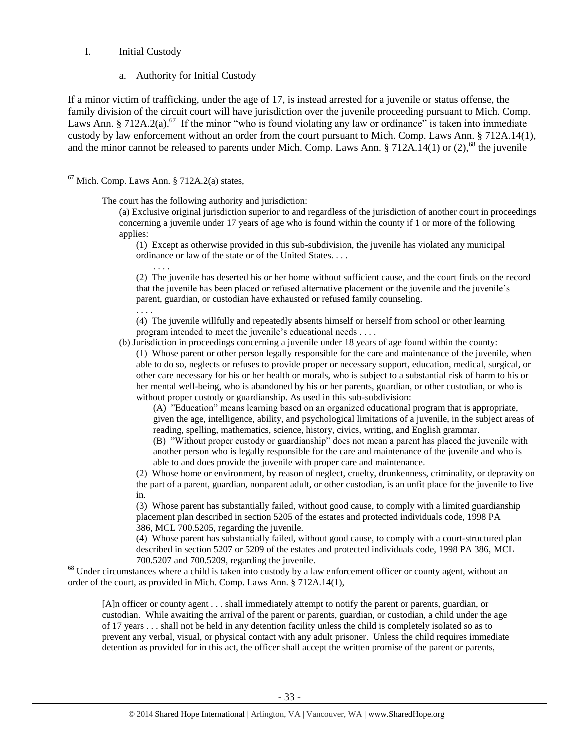## I. Initial Custody

### a. Authority for Initial Custody

If a minor victim of trafficking, under the age of 17, is instead arrested for a juvenile or status offense, the family division of the circuit court will have jurisdiction over the juvenile proceeding pursuant to Mich. Comp. Laws Ann. § 712A.2(a).[67] If the minor "who is found violating any law or ordinance" is taken into immediate custody by law enforcement without an order from the court pursuant to Mich. Comp. Laws Ann. § 712A.14(1), and the minor cannot be released to parents under Mich. Comp. Laws Ann. § 712A.14(1) or (2),[68] the juvenile

---

[67] Mich. Comp. Laws Ann. § 712A.2(a) states,

> The court has the following authority and jurisdiction:
>
> (a) Exclusive original jurisdiction superior to and regardless of the jurisdiction of another court in proceedings concerning a juvenile under 17 years of age who is found within the county if 1 or more of the following applies:
>
> (1) Except as otherwise provided in this sub-subdivision, the juvenile has violated any municipal ordinance or law of the state or of the United States. . . .
>
> . . . .
>
> (2) The juvenile has deserted his or her home without sufficient cause, and the court finds on the record that the juvenile has been placed or refused alternative placement or the juvenile and the juvenile's parent, guardian, or custodian have exhausted or refused family counseling.
>
> . . . .
>
> (4) The juvenile willfully and repeatedly absents himself or herself from school or other learning program intended to meet the juvenile's educational needs . . . .
>
> (b) Jurisdiction in proceedings concerning a juvenile under 18 years of age found within the county:
>
> (1) Whose parent or other person legally responsible for the care and maintenance of the juvenile, when able to do so, neglects or refuses to provide proper or necessary support, education, medical, surgical, or other care necessary for his or her health or morals, who is subject to a substantial risk of harm to his or her mental well-being, who is abandoned by his or her parents, guardian, or other custodian, or who is without proper custody or guardianship. As used in this sub-subdivision:
>
> (A) "Education" means learning based on an organized educational program that is appropriate, given the age, intelligence, ability, and psychological limitations of a juvenile, in the subject areas of reading, spelling, mathematics, science, history, civics, writing, and English grammar.
>
> (B) "Without proper custody or guardianship" does not mean a parent has placed the juvenile with another person who is legally responsible for the care and maintenance of the juvenile and who is able to and does provide the juvenile with proper care and maintenance.
>
> (2) Whose home or environment, by reason of neglect, cruelty, drunkenness, criminality, or depravity on the part of a parent, guardian, nonparent adult, or other custodian, is an unfit place for the juvenile to live in.
>
> (3) Whose parent has substantially failed, without good cause, to comply with a limited guardianship placement plan described in section 5205 of the estates and protected individuals code, 1998 PA 386, MCL 700.5205, regarding the juvenile.
>
> (4) Whose parent has substantially failed, without good cause, to comply with a court-structured plan described in section 5207 or 5209 of the estates and protected individuals code, 1998 PA 386, MCL 700.5207 and 700.5209, regarding the juvenile.

[68] Under circumstances where a child is taken into custody by a law enforcement officer or county agent, without an order of the court, as provided in Mich. Comp. Laws Ann. § 712A.14(1),

> [A]n officer or county agent . . . shall immediately attempt to notify the parent or parents, guardian, or custodian. While awaiting the arrival of the parent or parents, guardian, or custodian, a child under the age of 17 years . . . shall not be held in any detention facility unless the child is completely isolated so as to prevent any verbal, visual, or physical contact with any adult prisoner. Unless the child requires immediate detention as provided for in this act, the officer shall accept the written promise of the parent or parents,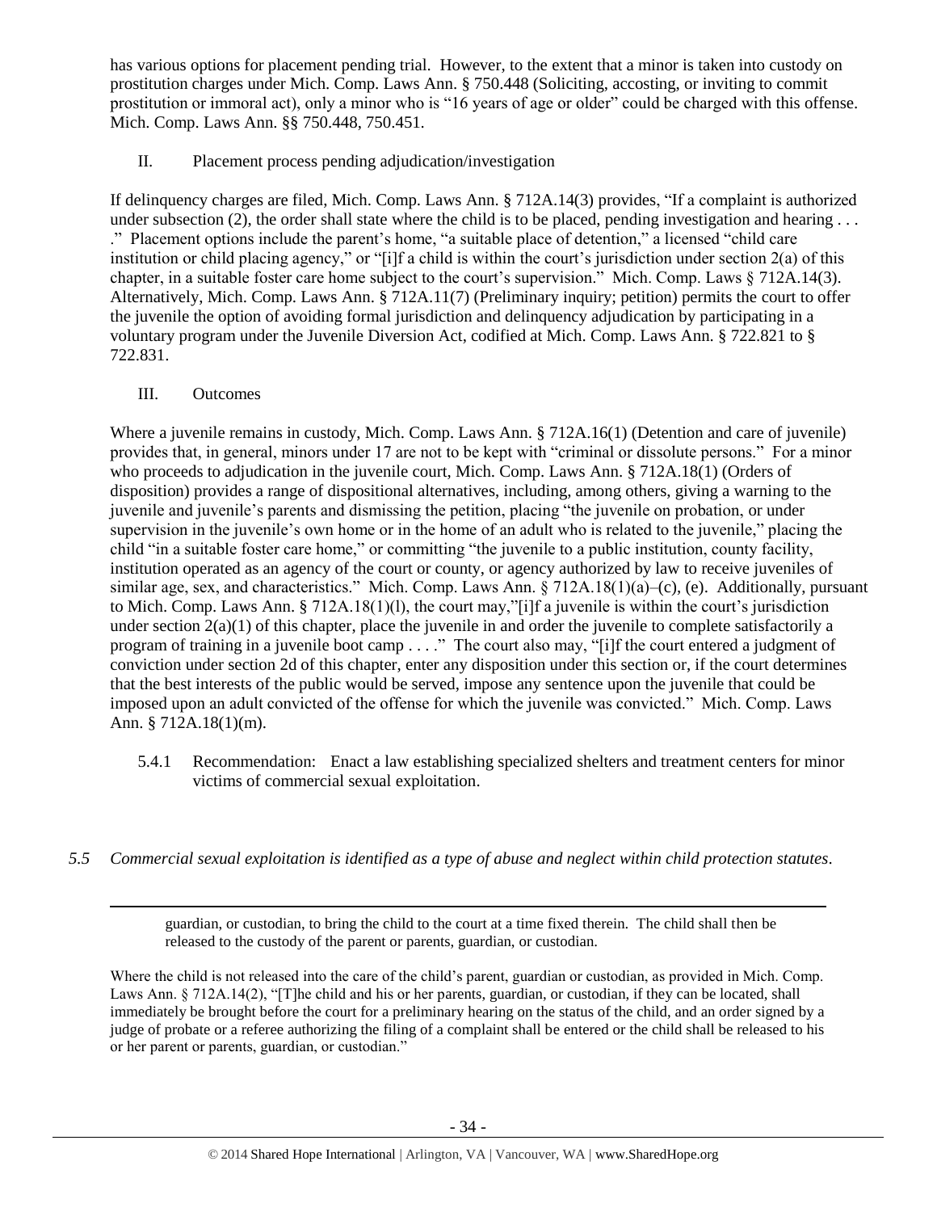has various options for placement pending trial. However, to the extent that a minor is taken into custody on prostitution charges under Mich. Comp. Laws Ann. § 750.448 (Soliciting, accosting, or inviting to commit prostitution or immoral act), only a minor who is "16 years of age or older" could be charged with this offense. Mich. Comp. Laws Ann. §§ 750.448, 750.451.

II. Placement process pending adjudication/investigation

If delinquency charges are filed, Mich. Comp. Laws Ann. § 712A.14(3) provides, "If a complaint is authorized under subsection (2), the order shall state where the child is to be placed, pending investigation and hearing . . . ." Placement options include the parent's home, "a suitable place of detention," a licensed "child care institution or child placing agency," or "[i]f a child is within the court's jurisdiction under section 2(a) of this chapter, in a suitable foster care home subject to the court's supervision." Mich. Comp. Laws § 712A.14(3). Alternatively, Mich. Comp. Laws Ann. § 712A.11(7) (Preliminary inquiry; petition) permits the court to offer the juvenile the option of avoiding formal jurisdiction and delinquency adjudication by participating in a voluntary program under the Juvenile Diversion Act, codified at Mich. Comp. Laws Ann. § 722.821 to § 722.831.

III. Outcomes

Where a juvenile remains in custody, Mich. Comp. Laws Ann. § 712A.16(1) (Detention and care of juvenile) provides that, in general, minors under 17 are not to be kept with "criminal or dissolute persons." For a minor who proceeds to adjudication in the juvenile court, Mich. Comp. Laws Ann. § 712A.18(1) (Orders of disposition) provides a range of dispositional alternatives, including, among others, giving a warning to the juvenile and juvenile's parents and dismissing the petition, placing "the juvenile on probation, or under supervision in the juvenile's own home or in the home of an adult who is related to the juvenile," placing the child "in a suitable foster care home," or committing "the juvenile to a public institution, county facility, institution operated as an agency of the court or county, or agency authorized by law to receive juveniles of similar age, sex, and characteristics." Mich. Comp. Laws Ann. § 712A.18(1)(a)–(c), (e). Additionally, pursuant to Mich. Comp. Laws Ann. § 712A.18(1)(l), the court may,"[i]f a juvenile is within the court's jurisdiction under section 2(a)(1) of this chapter, place the juvenile in and order the juvenile to complete satisfactorily a program of training in a juvenile boot camp . . . ." The court also may, "[i]f the court entered a judgment of conviction under section 2d of this chapter, enter any disposition under this section or, if the court determines that the best interests of the public would be served, impose any sentence upon the juvenile that could be imposed upon an adult convicted of the offense for which the juvenile was convicted." Mich. Comp. Laws Ann. § 712A.18(1)(m).

5.4.1 Recommendation: Enact a law establishing specialized shelters and treatment centers for minor victims of commercial sexual exploitation.

*5.5 Commercial sexual exploitation is identified as a type of abuse and neglect within child protection statutes.*

---

guardian, or custodian, to bring the child to the court at a time fixed therein. The child shall then be released to the custody of the parent or parents, guardian, or custodian.

Where the child is not released into the care of the child's parent, guardian or custodian, as provided in Mich. Comp. Laws Ann. § 712A.14(2), "[T]he child and his or her parents, guardian, or custodian, if they can be located, shall immediately be brought before the court for a preliminary hearing on the status of the child, and an order signed by a judge of probate or a referee authorizing the filing of a complaint shall be entered or the child shall be released to his or her parent or parents, guardian, or custodian."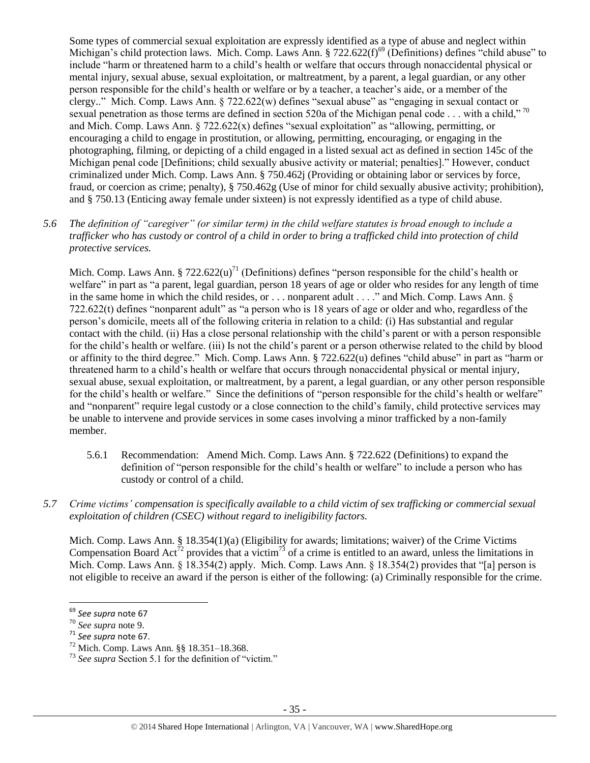Some types of commercial sexual exploitation are expressly identified as a type of abuse and neglect within Michigan's child protection laws. Mich. Comp. Laws Ann. § 722.622(f)[69] (Definitions) defines "child abuse" to include "harm or threatened harm to a child's health or welfare that occurs through nonaccidental physical or mental injury, sexual abuse, sexual exploitation, or maltreatment, by a parent, a legal guardian, or any other person responsible for the child's health or welfare or by a teacher, a teacher's aide, or a member of the clergy.." Mich. Comp. Laws Ann. § 722.622(w) defines "sexual abuse" as "engaging in sexual contact or sexual penetration as those terms are defined in section 520a of the Michigan penal code . . . with a child,"[70] and Mich. Comp. Laws Ann. § 722.622(x) defines "sexual exploitation" as "allowing, permitting, or encouraging a child to engage in prostitution, or allowing, permitting, encouraging, or engaging in the photographing, filming, or depicting of a child engaged in a listed sexual act as defined in section 145c of the Michigan penal code [Definitions; child sexually abusive activity or material; penalties]." However, conduct criminalized under Mich. Comp. Laws Ann. § 750.462j (Providing or obtaining labor or services by force, fraud, or coercion as crime; penalty), § 750.462g (Use of minor for child sexually abusive activity; prohibition), and § 750.13 (Enticing away female under sixteen) is not expressly identified as a type of child abuse.

*5.6 The definition of "caregiver" (or similar term) in the child welfare statutes is broad enough to include a trafficker who has custody or control of a child in order to bring a trafficked child into protection of child protective services.*

Mich. Comp. Laws Ann. § 722.622(u)[71] (Definitions) defines "person responsible for the child's health or welfare" in part as "a parent, legal guardian, person 18 years of age or older who resides for any length of time in the same home in which the child resides, or . . . nonparent adult . . . ." and Mich. Comp. Laws Ann. § 722.622(t) defines "nonparent adult" as "a person who is 18 years of age or older and who, regardless of the person's domicile, meets all of the following criteria in relation to a child: (i) Has substantial and regular contact with the child. (ii) Has a close personal relationship with the child's parent or with a person responsible for the child's health or welfare. (iii) Is not the child's parent or a person otherwise related to the child by blood or affinity to the third degree." Mich. Comp. Laws Ann. § 722.622(u) defines "child abuse" in part as "harm or threatened harm to a child's health or welfare that occurs through nonaccidental physical or mental injury, sexual abuse, sexual exploitation, or maltreatment, by a parent, a legal guardian, or any other person responsible for the child's health or welfare." Since the definitions of "person responsible for the child's health or welfare" and "nonparent" require legal custody or a close connection to the child's family, child protective services may be unable to intervene and provide services in some cases involving a minor trafficked by a non-family member.

5.6.1 Recommendation: Amend Mich. Comp. Laws Ann. § 722.622 (Definitions) to expand the definition of "person responsible for the child's health or welfare" to include a person who has custody or control of a child.

*5.7 Crime victims' compensation is specifically available to a child victim of sex trafficking or commercial sexual exploitation of children (CSEC) without regard to ineligibility factors.*

Mich. Comp. Laws Ann. § 18.354(1)(a) (Eligibility for awards; limitations; waiver) of the Crime Victims Compensation Board Act[72] provides that a victim[73] of a crime is entitled to an award, unless the limitations in Mich. Comp. Laws Ann. § 18.354(2) apply. Mich. Comp. Laws Ann. § 18.354(2) provides that "[a] person is not eligible to receive an award if the person is either of the following: (a) Criminally responsible for the crime.

---

[69] *See supra* note 67

[70] *See supra* note 9.

[71] *See supra* note 67.

[72] Mich. Comp. Laws Ann. §§ 18.351–18.368.

[73] *See supra* Section 5.1 for the definition of "victim."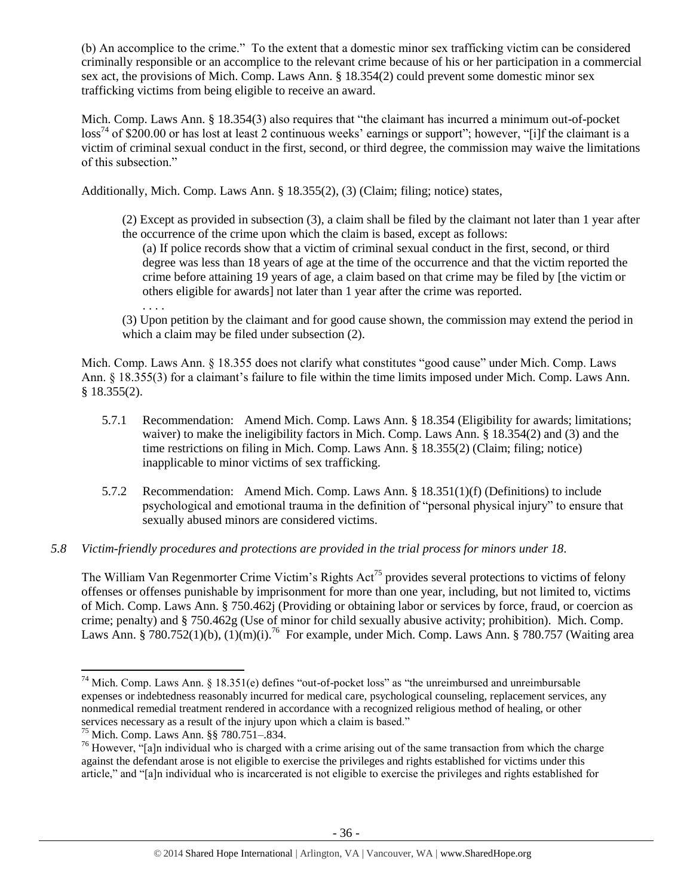(b) An accomplice to the crime." To the extent that a domestic minor sex trafficking victim can be considered criminally responsible or an accomplice to the relevant crime because of his or her participation in a commercial sex act, the provisions of Mich. Comp. Laws Ann. § 18.354(2) could prevent some domestic minor sex trafficking victims from being eligible to receive an award.

Mich. Comp. Laws Ann. § 18.354(3) also requires that "the claimant has incurred a minimum out-of-pocket loss[74] of $200.00 or has lost at least 2 continuous weeks' earnings or support"; however, "[i]f the claimant is a victim of criminal sexual conduct in the first, second, or third degree, the commission may waive the limitations of this subsection."

Additionally, Mich. Comp. Laws Ann. § 18.355(2), (3) (Claim; filing; notice) states,

> (2) Except as provided in subsection (3), a claim shall be filed by the claimant not later than 1 year after the occurrence of the crime upon which the claim is based, except as follows:
>
> > (a) If police records show that a victim of criminal sexual conduct in the first, second, or third degree was less than 18 years of age at the time of the occurrence and that the victim reported the crime before attaining 19 years of age, a claim based on that crime may be filed by [the victim or others eligible for awards] not later than 1 year after the crime was reported.
> >
> > . . . .
>
> (3) Upon petition by the claimant and for good cause shown, the commission may extend the period in which a claim may be filed under subsection (2).

Mich. Comp. Laws Ann. § 18.355 does not clarify what constitutes "good cause" under Mich. Comp. Laws Ann. § 18.355(3) for a claimant's failure to file within the time limits imposed under Mich. Comp. Laws Ann. § 18.355(2).

5.7.1 Recommendation: Amend Mich. Comp. Laws Ann. § 18.354 (Eligibility for awards; limitations; waiver) to make the ineligibility factors in Mich. Comp. Laws Ann. § 18.354(2) and (3) and the time restrictions on filing in Mich. Comp. Laws Ann. § 18.355(2) (Claim; filing; notice) inapplicable to minor victims of sex trafficking.

5.7.2 Recommendation: Amend Mich. Comp. Laws Ann. § 18.351(1)(f) (Definitions) to include psychological and emotional trauma in the definition of "personal physical injury" to ensure that sexually abused minors are considered victims.

*5.8 Victim-friendly procedures and protections are provided in the trial process for minors under 18.*

The William Van Regenmorter Crime Victim's Rights Act[75] provides several protections to victims of felony offenses or offenses punishable by imprisonment for more than one year, including, but not limited to, victims of Mich. Comp. Laws Ann. § 750.462j (Providing or obtaining labor or services by force, fraud, or coercion as crime; penalty) and § 750.462g (Use of minor for child sexually abusive activity; prohibition). Mich. Comp. Laws Ann. § 780.752(1)(b), (1)(m)(i).[76] For example, under Mich. Comp. Laws Ann. § 780.757 (Waiting area

---

[74] Mich. Comp. Laws Ann. § 18.351(e) defines "out-of-pocket loss" as "the unreimbursed and unreimbursable expenses or indebtedness reasonably incurred for medical care, psychological counseling, replacement services, any nonmedical remedial treatment rendered in accordance with a recognized religious method of healing, or other services necessary as a result of the injury upon which a claim is based."

[75] Mich. Comp. Laws Ann. §§ 780.751–.834.

[76] However, "[a]n individual who is charged with a crime arising out of the same transaction from which the charge against the defendant arose is not eligible to exercise the privileges and rights established for victims under this article," and "[a]n individual who is incarcerated is not eligible to exercise the privileges and rights established for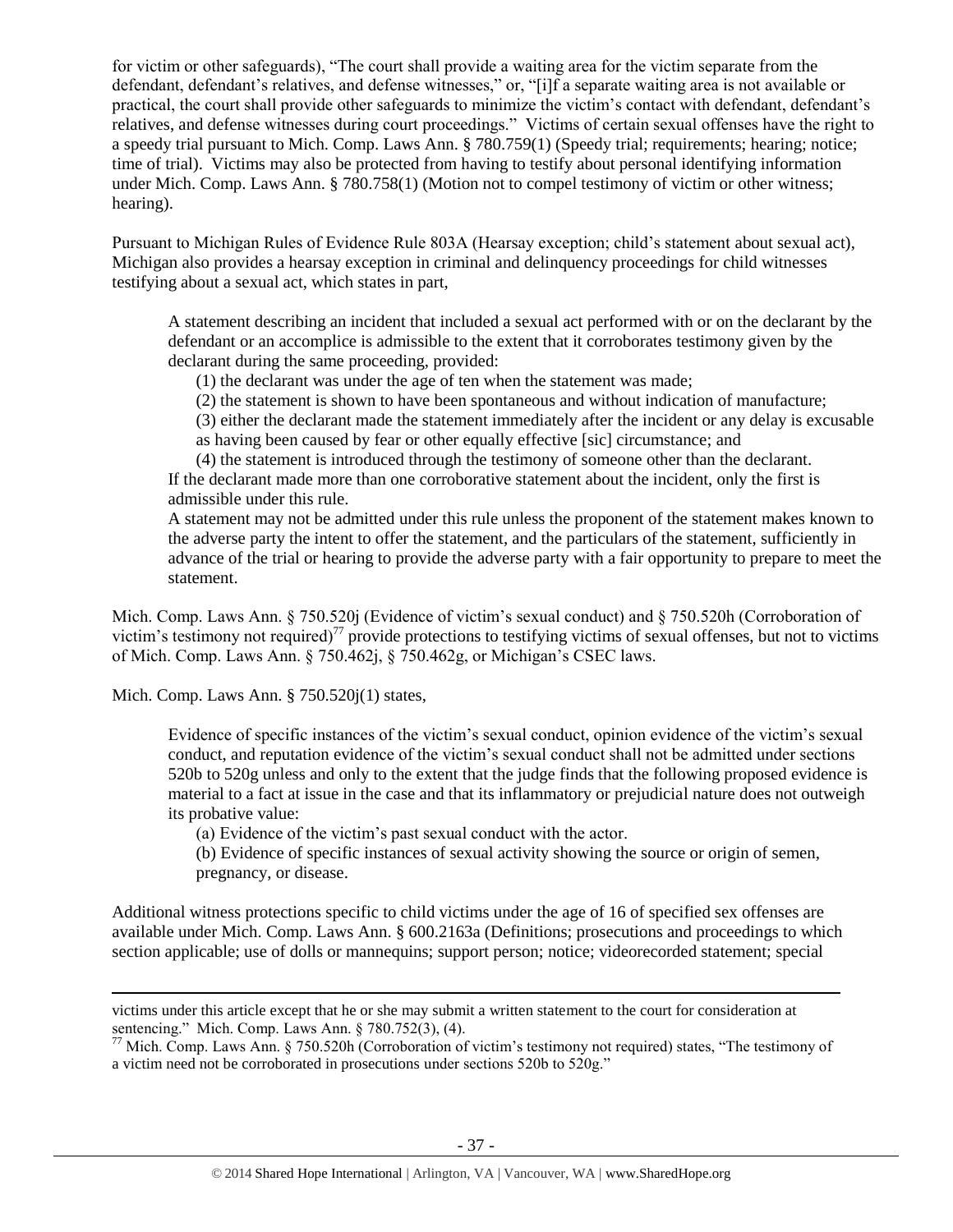for victim or other safeguards), "The court shall provide a waiting area for the victim separate from the defendant, defendant's relatives, and defense witnesses," or, "[i]f a separate waiting area is not available or practical, the court shall provide other safeguards to minimize the victim's contact with defendant, defendant's relatives, and defense witnesses during court proceedings." Victims of certain sexual offenses have the right to a speedy trial pursuant to Mich. Comp. Laws Ann. § 780.759(1) (Speedy trial; requirements; hearing; notice; time of trial). Victims may also be protected from having to testify about personal identifying information under Mich. Comp. Laws Ann. § 780.758(1) (Motion not to compel testimony of victim or other witness; hearing).

Pursuant to Michigan Rules of Evidence Rule 803A (Hearsay exception; child's statement about sexual act), Michigan also provides a hearsay exception in criminal and delinquency proceedings for child witnesses testifying about a sexual act, which states in part,

> A statement describing an incident that included a sexual act performed with or on the declarant by the defendant or an accomplice is admissible to the extent that it corroborates testimony given by the declarant during the same proceeding, provided:
>
> (1) the declarant was under the age of ten when the statement was made;
>
> (2) the statement is shown to have been spontaneous and without indication of manufacture;
>
> (3) either the declarant made the statement immediately after the incident or any delay is excusable as having been caused by fear or other equally effective [sic] circumstance; and
>
> (4) the statement is introduced through the testimony of someone other than the declarant.
>
> If the declarant made more than one corroborative statement about the incident, only the first is admissible under this rule.
>
> A statement may not be admitted under this rule unless the proponent of the statement makes known to the adverse party the intent to offer the statement, and the particulars of the statement, sufficiently in advance of the trial or hearing to provide the adverse party with a fair opportunity to prepare to meet the statement.

Mich. Comp. Laws Ann. § 750.520j (Evidence of victim's sexual conduct) and § 750.520h (Corroboration of victim's testimony not required)[77] provide protections to testifying victims of sexual offenses, but not to victims of Mich. Comp. Laws Ann. § 750.462j, § 750.462g, or Michigan's CSEC laws.

Mich. Comp. Laws Ann. § 750.520j(1) states,

> Evidence of specific instances of the victim's sexual conduct, opinion evidence of the victim's sexual conduct, and reputation evidence of the victim's sexual conduct shall not be admitted under sections 520b to 520g unless and only to the extent that the judge finds that the following proposed evidence is material to a fact at issue in the case and that its inflammatory or prejudicial nature does not outweigh its probative value:
>
> (a) Evidence of the victim's past sexual conduct with the actor.
>
> (b) Evidence of specific instances of sexual activity showing the source or origin of semen, pregnancy, or disease.

Additional witness protections specific to child victims under the age of 16 of specified sex offenses are available under Mich. Comp. Laws Ann. § 600.2163a (Definitions; prosecutions and proceedings to which section applicable; use of dolls or mannequins; support person; notice; videorecorded statement; special

---

victims under this article except that he or she may submit a written statement to the court for consideration at sentencing." Mich. Comp. Laws Ann. § 780.752(3), (4).

[77] Mich. Comp. Laws Ann. § 750.520h (Corroboration of victim's testimony not required) states, "The testimony of a victim need not be corroborated in prosecutions under sections 520b to 520g."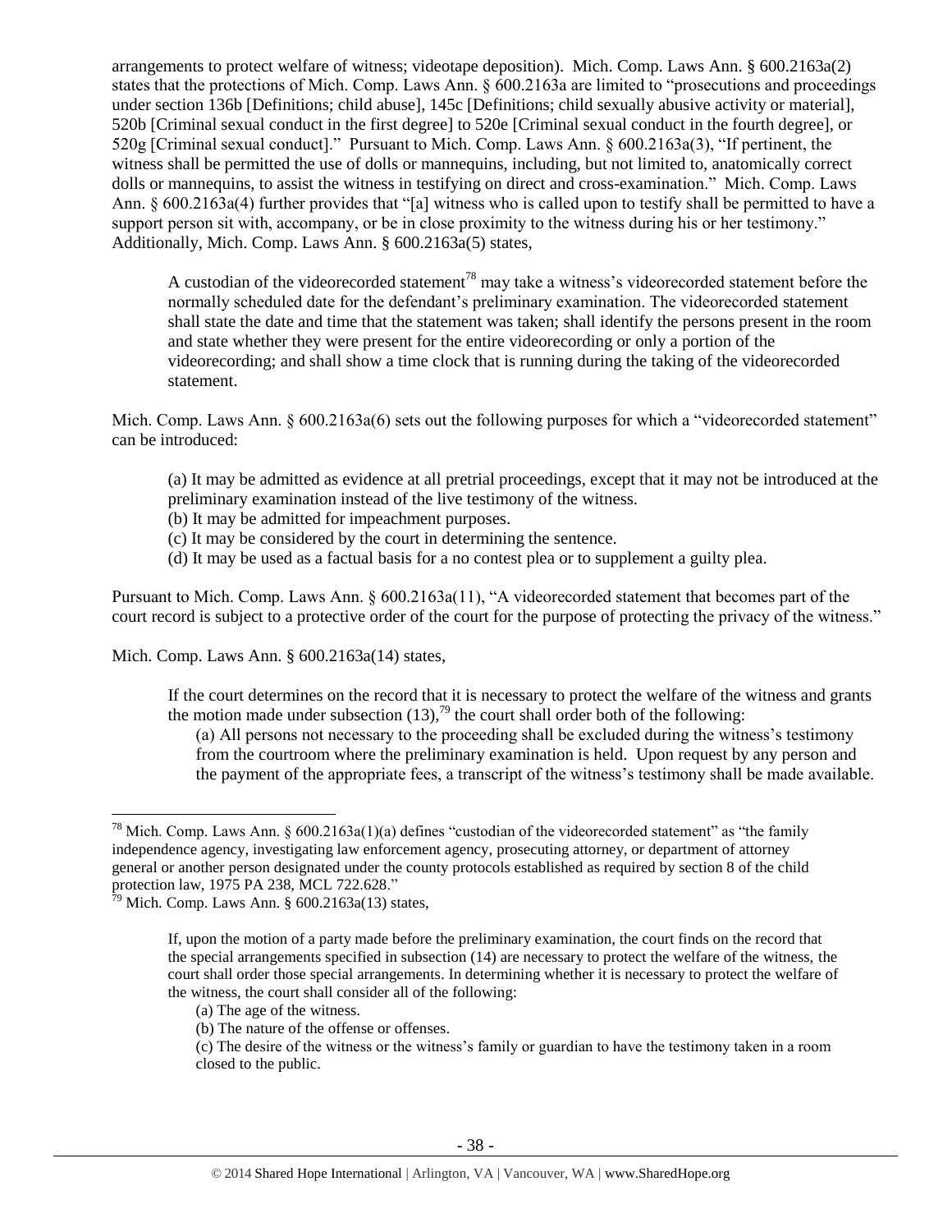arrangements to protect welfare of witness; videotape deposition). Mich. Comp. Laws Ann. § 600.2163a(2) states that the protections of Mich. Comp. Laws Ann. § 600.2163a are limited to "prosecutions and proceedings under section 136b [Definitions; child abuse], 145c [Definitions; child sexually abusive activity or material], 520b [Criminal sexual conduct in the first degree] to 520e [Criminal sexual conduct in the fourth degree], or 520g [Criminal sexual conduct]." Pursuant to Mich. Comp. Laws Ann. § 600.2163a(3), "If pertinent, the witness shall be permitted the use of dolls or mannequins, including, but not limited to, anatomically correct dolls or mannequins, to assist the witness in testifying on direct and cross-examination." Mich. Comp. Laws Ann. § 600.2163a(4) further provides that "[a] witness who is called upon to testify shall be permitted to have a support person sit with, accompany, or be in close proximity to the witness during his or her testimony." Additionally, Mich. Comp. Laws Ann. § 600.2163a(5) states,

> A custodian of the videorecorded statement[78] may take a witness's videorecorded statement before the normally scheduled date for the defendant's preliminary examination. The videorecorded statement shall state the date and time that the statement was taken; shall identify the persons present in the room and state whether they were present for the entire videorecording or only a portion of the videorecording; and shall show a time clock that is running during the taking of the videorecorded statement.

Mich. Comp. Laws Ann. § 600.2163a(6) sets out the following purposes for which a "videorecorded statement" can be introduced:

> (a) It may be admitted as evidence at all pretrial proceedings, except that it may not be introduced at the preliminary examination instead of the live testimony of the witness.
> (b) It may be admitted for impeachment purposes.
> (c) It may be considered by the court in determining the sentence.
> (d) It may be used as a factual basis for a no contest plea or to supplement a guilty plea.

Pursuant to Mich. Comp. Laws Ann. § 600.2163a(11), "A videorecorded statement that becomes part of the court record is subject to a protective order of the court for the purpose of protecting the privacy of the witness."

Mich. Comp. Laws Ann. § 600.2163a(14) states,

> If the court determines on the record that it is necessary to protect the welfare of the witness and grants the motion made under subsection (13),[79] the court shall order both of the following:
>
> (a) All persons not necessary to the proceeding shall be excluded during the witness's testimony from the courtroom where the preliminary examination is held. Upon request by any person and the payment of the appropriate fees, a transcript of the witness's testimony shall be made available.

---

[78] Mich. Comp. Laws Ann. § 600.2163a(1)(a) defines "custodian of the videorecorded statement" as "the family independence agency, investigating law enforcement agency, prosecuting attorney, or department of attorney general or another person designated under the county protocols established as required by section 8 of the child protection law, 1975 PA 238, MCL 722.628."

[79] Mich. Comp. Laws Ann. § 600.2163a(13) states,

> If, upon the motion of a party made before the preliminary examination, the court finds on the record that the special arrangements specified in subsection (14) are necessary to protect the welfare of the witness, the court shall order those special arrangements. In determining whether it is necessary to protect the welfare of the witness, the court shall consider all of the following:
>
> (a) The age of the witness.
> (b) The nature of the offense or offenses.
> (c) The desire of the witness or the witness's family or guardian to have the testimony taken in a room closed to the public.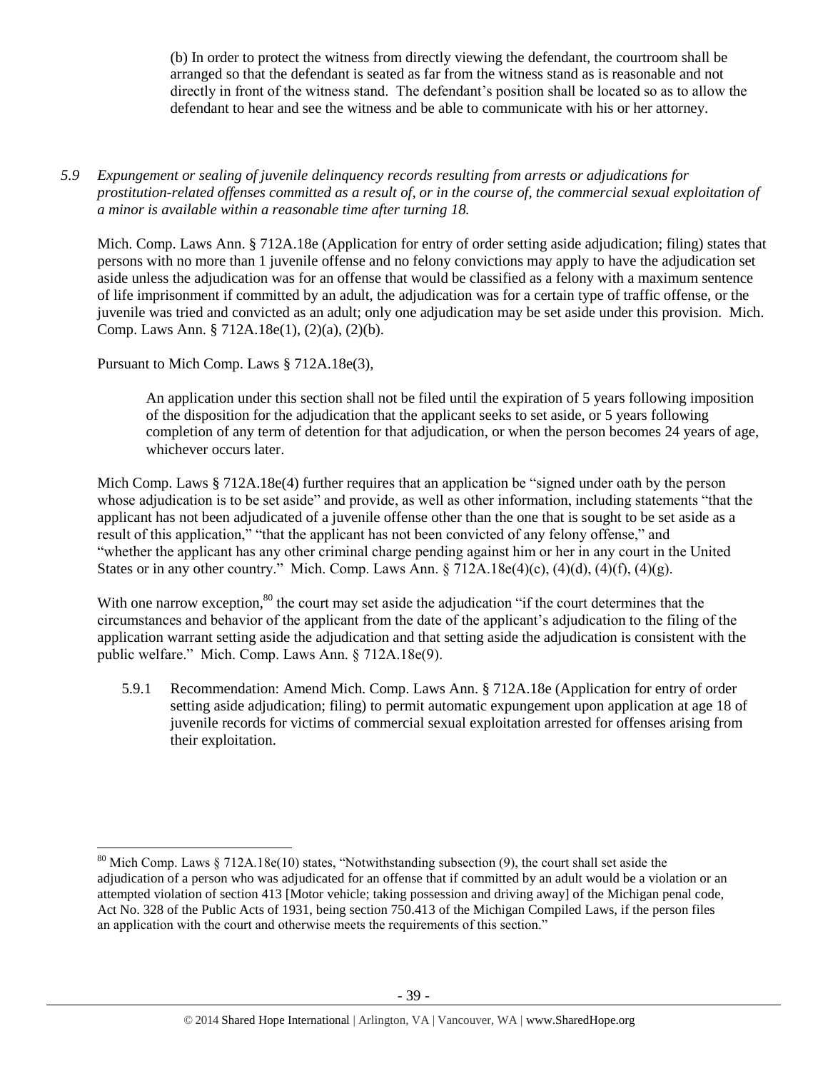(b) In order to protect the witness from directly viewing the defendant, the courtroom shall be arranged so that the defendant is seated as far from the witness stand as is reasonable and not directly in front of the witness stand. The defendant's position shall be located so as to allow the defendant to hear and see the witness and be able to communicate with his or her attorney.

*5.9 Expungement or sealing of juvenile delinquency records resulting from arrests or adjudications for prostitution-related offenses committed as a result of, or in the course of, the commercial sexual exploitation of a minor is available within a reasonable time after turning 18.*

Mich. Comp. Laws Ann. § 712A.18e (Application for entry of order setting aside adjudication; filing) states that persons with no more than 1 juvenile offense and no felony convictions may apply to have the adjudication set aside unless the adjudication was for an offense that would be classified as a felony with a maximum sentence of life imprisonment if committed by an adult, the adjudication was for a certain type of traffic offense, or the juvenile was tried and convicted as an adult; only one adjudication may be set aside under this provision. Mich. Comp. Laws Ann. § 712A.18e(1), (2)(a), (2)(b).

Pursuant to Mich Comp. Laws § 712A.18e(3),

> An application under this section shall not be filed until the expiration of 5 years following imposition of the disposition for the adjudication that the applicant seeks to set aside, or 5 years following completion of any term of detention for that adjudication, or when the person becomes 24 years of age, whichever occurs later.

Mich Comp. Laws § 712A.18e(4) further requires that an application be "signed under oath by the person whose adjudication is to be set aside" and provide, as well as other information, including statements "that the applicant has not been adjudicated of a juvenile offense other than the one that is sought to be set aside as a result of this application," "that the applicant has not been convicted of any felony offense," and "whether the applicant has any other criminal charge pending against him or her in any court in the United States or in any other country." Mich. Comp. Laws Ann. § 712A.18e(4)(c), (4)(d), (4)(f), (4)(g).

With one narrow exception,[80] the court may set aside the adjudication "if the court determines that the circumstances and behavior of the applicant from the date of the applicant's adjudication to the filing of the application warrant setting aside the adjudication and that setting aside the adjudication is consistent with the public welfare." Mich. Comp. Laws Ann. § 712A.18e(9).

5.9.1 Recommendation: Amend Mich. Comp. Laws Ann. § 712A.18e (Application for entry of order setting aside adjudication; filing) to permit automatic expungement upon application at age 18 of juvenile records for victims of commercial sexual exploitation arrested for offenses arising from their exploitation.

---

[80] Mich Comp. Laws § 712A.18e(10) states, "Notwithstanding subsection (9), the court shall set aside the adjudication of a person who was adjudicated for an offense that if committed by an adult would be a violation or an attempted violation of section 413 [Motor vehicle; taking possession and driving away] of the Michigan penal code, Act No. 328 of the Public Acts of 1931, being section 750.413 of the Michigan Compiled Laws, if the person files an application with the court and otherwise meets the requirements of this section."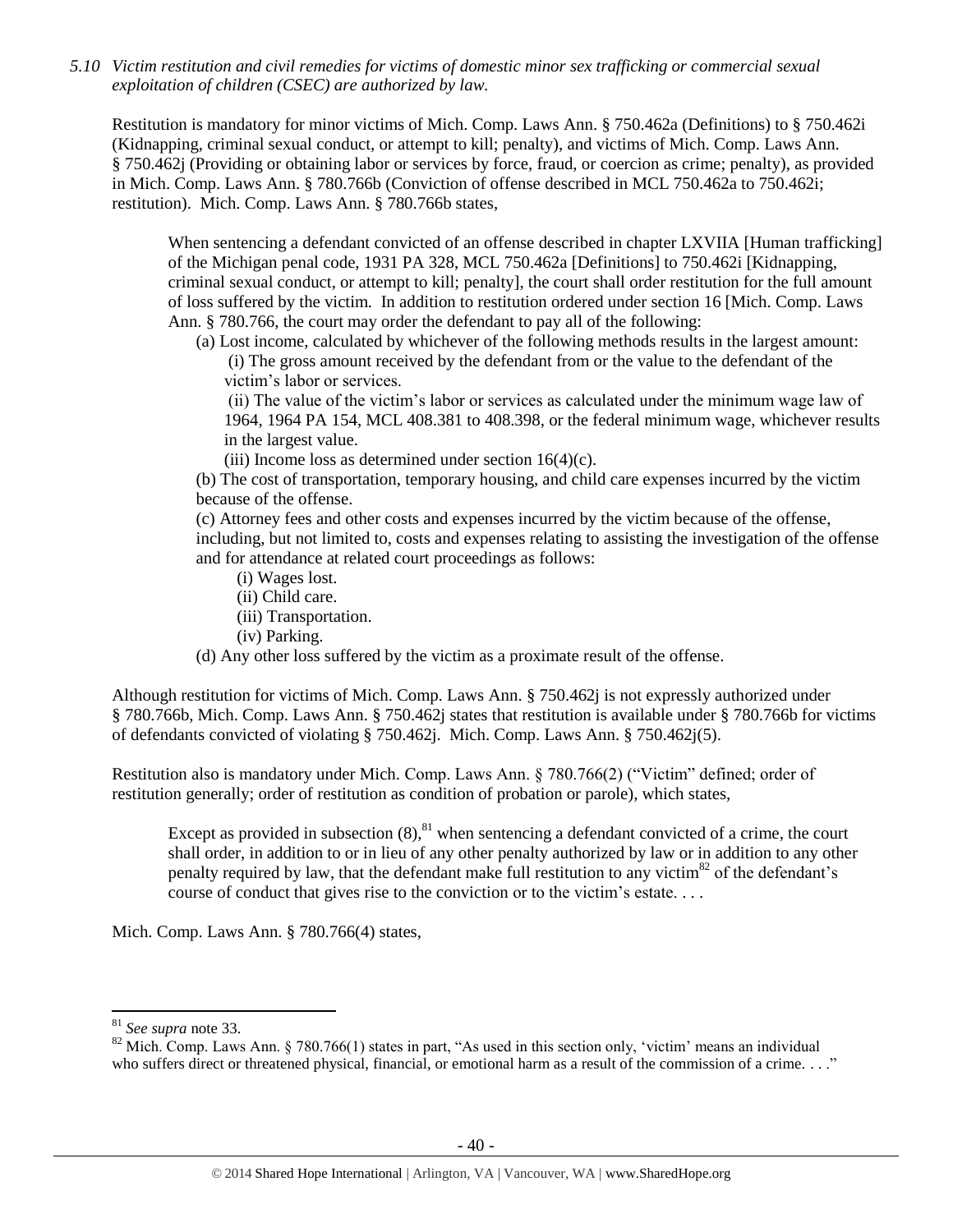*5.10 Victim restitution and civil remedies for victims of domestic minor sex trafficking or commercial sexual exploitation of children (CSEC) are authorized by law.*

Restitution is mandatory for minor victims of Mich. Comp. Laws Ann. § 750.462a (Definitions) to § 750.462i (Kidnapping, criminal sexual conduct, or attempt to kill; penalty), and victims of Mich. Comp. Laws Ann. § 750.462j (Providing or obtaining labor or services by force, fraud, or coercion as crime; penalty), as provided in Mich. Comp. Laws Ann. § 780.766b (Conviction of offense described in MCL 750.462a to 750.462i; restitution). Mich. Comp. Laws Ann. § 780.766b states,

> When sentencing a defendant convicted of an offense described in chapter LXVIIA [Human trafficking] of the Michigan penal code, 1931 PA 328, MCL 750.462a [Definitions] to 750.462i [Kidnapping, criminal sexual conduct, or attempt to kill; penalty], the court shall order restitution for the full amount of loss suffered by the victim. In addition to restitution ordered under section 16 [Mich. Comp. Laws Ann. § 780.766, the court may order the defendant to pay all of the following:
>
> (a) Lost income, calculated by whichever of the following methods results in the largest amount:
>
> (i) The gross amount received by the defendant from or the value to the defendant of the victim's labor or services.
>
> (ii) The value of the victim's labor or services as calculated under the minimum wage law of 1964, 1964 PA 154, MCL 408.381 to 408.398, or the federal minimum wage, whichever results in the largest value.
>
> (iii) Income loss as determined under section 16(4)(c).
>
> (b) The cost of transportation, temporary housing, and child care expenses incurred by the victim because of the offense.
>
> (c) Attorney fees and other costs and expenses incurred by the victim because of the offense, including, but not limited to, costs and expenses relating to assisting the investigation of the offense and for attendance at related court proceedings as follows:
>
> (i) Wages lost.
>
> (ii) Child care.
>
> (iii) Transportation.
>
> (iv) Parking.
>
> (d) Any other loss suffered by the victim as a proximate result of the offense.

Although restitution for victims of Mich. Comp. Laws Ann. § 750.462j is not expressly authorized under § 780.766b, Mich. Comp. Laws Ann. § 750.462j states that restitution is available under § 780.766b for victims of defendants convicted of violating § 750.462j. Mich. Comp. Laws Ann. § 750.462j(5).

Restitution also is mandatory under Mich. Comp. Laws Ann. § 780.766(2) ("Victim" defined; order of restitution generally; order of restitution as condition of probation or parole), which states,

> Except as provided in subsection (8),[81] when sentencing a defendant convicted of a crime, the court shall order, in addition to or in lieu of any other penalty authorized by law or in addition to any other penalty required by law, that the defendant make full restitution to any victim[82] of the defendant's course of conduct that gives rise to the conviction or to the victim's estate. . . .

Mich. Comp. Laws Ann. § 780.766(4) states,

---

[81] *See supra* note 33.

[82] Mich. Comp. Laws Ann. § 780.766(1) states in part, "As used in this section only, 'victim' means an individual who suffers direct or threatened physical, financial, or emotional harm as a result of the commission of a crime. . . ."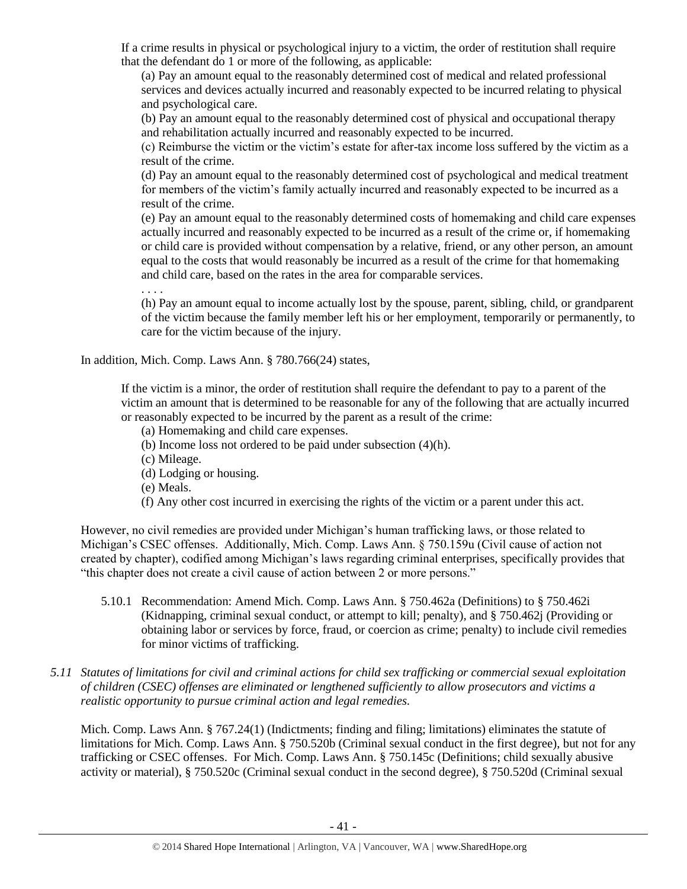If a crime results in physical or psychological injury to a victim, the order of restitution shall require that the defendant do 1 or more of the following, as applicable:

(a) Pay an amount equal to the reasonably determined cost of medical and related professional services and devices actually incurred and reasonably expected to be incurred relating to physical and psychological care.

(b) Pay an amount equal to the reasonably determined cost of physical and occupational therapy and rehabilitation actually incurred and reasonably expected to be incurred.

(c) Reimburse the victim or the victim's estate for after-tax income loss suffered by the victim as a result of the crime.

(d) Pay an amount equal to the reasonably determined cost of psychological and medical treatment for members of the victim's family actually incurred and reasonably expected to be incurred as a result of the crime.

(e) Pay an amount equal to the reasonably determined costs of homemaking and child care expenses actually incurred and reasonably expected to be incurred as a result of the crime or, if homemaking or child care is provided without compensation by a relative, friend, or any other person, an amount equal to the costs that would reasonably be incurred as a result of the crime for that homemaking and child care, based on the rates in the area for comparable services.

. . . .

(h) Pay an amount equal to income actually lost by the spouse, parent, sibling, child, or grandparent of the victim because the family member left his or her employment, temporarily or permanently, to care for the victim because of the injury.

In addition, Mich. Comp. Laws Ann. § 780.766(24) states,

If the victim is a minor, the order of restitution shall require the defendant to pay to a parent of the victim an amount that is determined to be reasonable for any of the following that are actually incurred or reasonably expected to be incurred by the parent as a result of the crime:

(a) Homemaking and child care expenses.

(b) Income loss not ordered to be paid under subsection (4)(h).

(c) Mileage.

(d) Lodging or housing.

(e) Meals.

(f) Any other cost incurred in exercising the rights of the victim or a parent under this act.

However, no civil remedies are provided under Michigan's human trafficking laws, or those related to Michigan's CSEC offenses. Additionally, Mich. Comp. Laws Ann. § 750.159u (Civil cause of action not created by chapter), codified among Michigan's laws regarding criminal enterprises, specifically provides that "this chapter does not create a civil cause of action between 2 or more persons."

5.10.1 Recommendation: Amend Mich. Comp. Laws Ann. § 750.462a (Definitions) to § 750.462i (Kidnapping, criminal sexual conduct, or attempt to kill; penalty), and § 750.462j (Providing or obtaining labor or services by force, fraud, or coercion as crime; penalty) to include civil remedies for minor victims of trafficking.

*5.11 Statutes of limitations for civil and criminal actions for child sex trafficking or commercial sexual exploitation of children (CSEC) offenses are eliminated or lengthened sufficiently to allow prosecutors and victims a realistic opportunity to pursue criminal action and legal remedies.*

Mich. Comp. Laws Ann. § 767.24(1) (Indictments; finding and filing; limitations) eliminates the statute of limitations for Mich. Comp. Laws Ann. § 750.520b (Criminal sexual conduct in the first degree), but not for any trafficking or CSEC offenses. For Mich. Comp. Laws Ann. § 750.145c (Definitions; child sexually abusive activity or material), § 750.520c (Criminal sexual conduct in the second degree), § 750.520d (Criminal sexual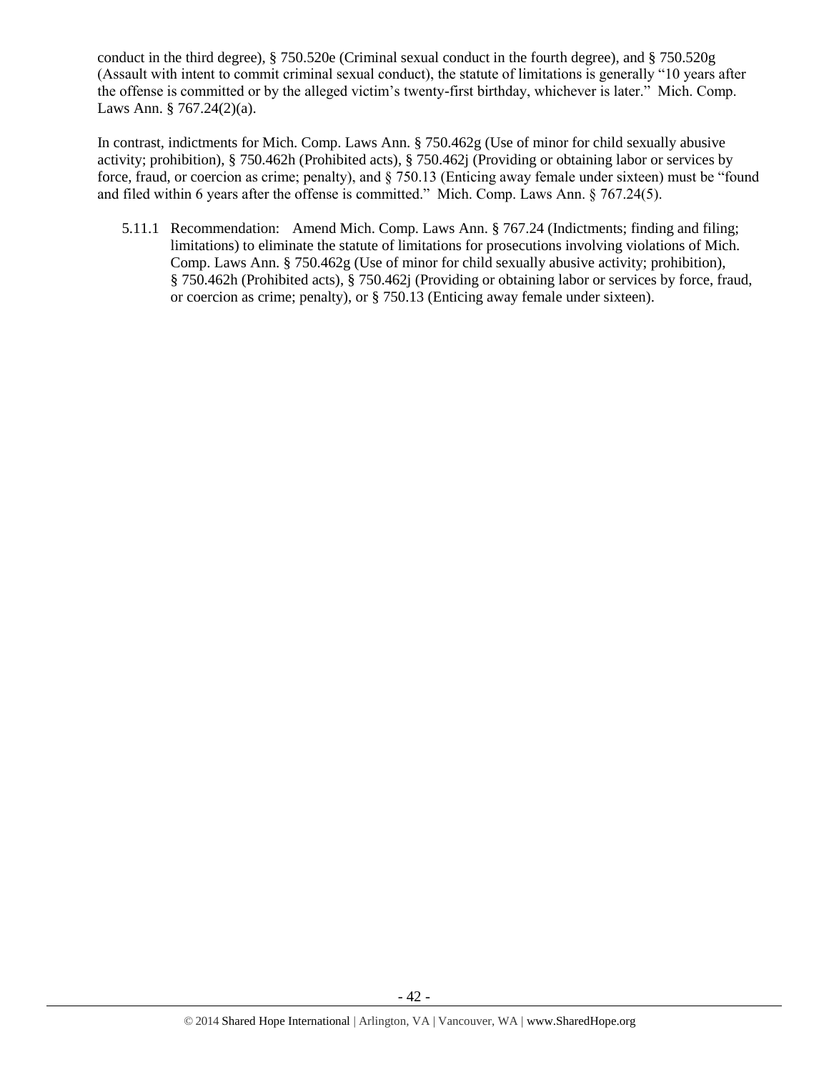conduct in the third degree), § 750.520e (Criminal sexual conduct in the fourth degree), and § 750.520g (Assault with intent to commit criminal sexual conduct), the statute of limitations is generally "10 years after the offense is committed or by the alleged victim's twenty-first birthday, whichever is later." Mich. Comp. Laws Ann. § 767.24(2)(a).

In contrast, indictments for Mich. Comp. Laws Ann. § 750.462g (Use of minor for child sexually abusive activity; prohibition), § 750.462h (Prohibited acts), § 750.462j (Providing or obtaining labor or services by force, fraud, or coercion as crime; penalty), and § 750.13 (Enticing away female under sixteen) must be "found and filed within 6 years after the offense is committed." Mich. Comp. Laws Ann. § 767.24(5).

5.11.1 Recommendation: Amend Mich. Comp. Laws Ann. § 767.24 (Indictments; finding and filing; limitations) to eliminate the statute of limitations for prosecutions involving violations of Mich. Comp. Laws Ann. § 750.462g (Use of minor for child sexually abusive activity; prohibition), § 750.462h (Prohibited acts), § 750.462j (Providing or obtaining labor or services by force, fraud, or coercion as crime; penalty), or § 750.13 (Enticing away female under sixteen).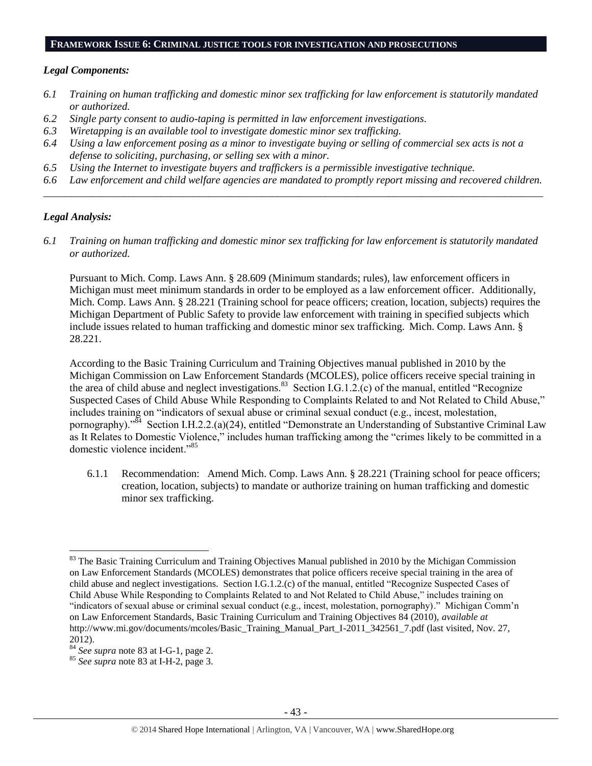## FRAMEWORK ISSUE 6: CRIMINAL JUSTICE TOOLS FOR INVESTIGATION AND PROSECUTIONS

### *Legal Components:*

*6.1 Training on human trafficking and domestic minor sex trafficking for law enforcement is statutorily mandated or authorized.*

*6.2 Single party consent to audio-taping is permitted in law enforcement investigations.*

*6.3 Wiretapping is an available tool to investigate domestic minor sex trafficking.*

*6.4 Using a law enforcement posing as a minor to investigate buying or selling of commercial sex acts is not a defense to soliciting, purchasing, or selling sex with a minor.*

*6.5 Using the Internet to investigate buyers and traffickers is a permissible investigative technique.*

*6.6 Law enforcement and child welfare agencies are mandated to promptly report missing and recovered children.*

---

### *Legal Analysis:*

*6.1 Training on human trafficking and domestic minor sex trafficking for law enforcement is statutorily mandated or authorized.*

Pursuant to Mich. Comp. Laws Ann. § 28.609 (Minimum standards; rules), law enforcement officers in Michigan must meet minimum standards in order to be employed as a law enforcement officer. Additionally, Mich. Comp. Laws Ann. § 28.221 (Training school for peace officers; creation, location, subjects) requires the Michigan Department of Public Safety to provide law enforcement with training in specified subjects which include issues related to human trafficking and domestic minor sex trafficking. Mich. Comp. Laws Ann. § 28.221.

According to the Basic Training Curriculum and Training Objectives manual published in 2010 by the Michigan Commission on Law Enforcement Standards (MCOLES), police officers receive special training in the area of child abuse and neglect investigations.[83] Section I.G.1.2.(c) of the manual, entitled "Recognize Suspected Cases of Child Abuse While Responding to Complaints Related to and Not Related to Child Abuse," includes training on "indicators of sexual abuse or criminal sexual conduct (e.g., incest, molestation, pornography)."[84] Section I.H.2.2.(a)(24), entitled "Demonstrate an Understanding of Substantive Criminal Law as It Relates to Domestic Violence," includes human trafficking among the "crimes likely to be committed in a domestic violence incident."[85]

6.1.1 Recommendation: Amend Mich. Comp. Laws Ann. § 28.221 (Training school for peace officers; creation, location, subjects) to mandate or authorize training on human trafficking and domestic minor sex trafficking.

---

[83] The Basic Training Curriculum and Training Objectives Manual published in 2010 by the Michigan Commission on Law Enforcement Standards (MCOLES) demonstrates that police officers receive special training in the area of child abuse and neglect investigations. Section I.G.1.2.(c) of the manual, entitled "Recognize Suspected Cases of Child Abuse While Responding to Complaints Related to and Not Related to Child Abuse," includes training on "indicators of sexual abuse or criminal sexual conduct (e.g., incest, molestation, pornography)." Michigan Comm'n on Law Enforcement Standards, Basic Training Curriculum and Training Objectives 84 (2010), *available at* http://www.mi.gov/documents/mcoles/Basic_Training_Manual_Part_I-2011_342561_7.pdf (last visited, Nov. 27, 2012).

[84] *See supra* note 83 at I-G-1, page 2.

[85] *See supra* note 83 at I-H-2, page 3.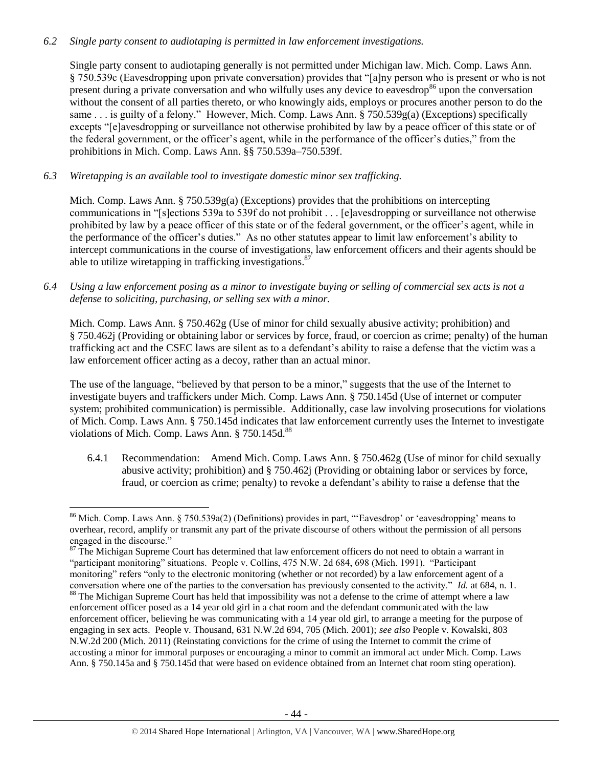*6.2 Single party consent to audiotaping is permitted in law enforcement investigations.*

Single party consent to audiotaping generally is not permitted under Michigan law. Mich. Comp. Laws Ann. § 750.539c (Eavesdropping upon private conversation) provides that "[a]ny person who is present or who is not present during a private conversation and who wilfully uses any device to eavesdrop[86] upon the conversation without the consent of all parties thereto, or who knowingly aids, employs or procures another person to do the same . . . is guilty of a felony." However, Mich. Comp. Laws Ann. § 750.539g(a) (Exceptions) specifically excepts "[e]avesdropping or surveillance not otherwise prohibited by law by a peace officer of this state or of the federal government, or the officer's agent, while in the performance of the officer's duties," from the prohibitions in Mich. Comp. Laws Ann. §§ 750.539a–750.539f.

*6.3 Wiretapping is an available tool to investigate domestic minor sex trafficking.*

Mich. Comp. Laws Ann. § 750.539g(a) (Exceptions) provides that the prohibitions on intercepting communications in "[s]ections 539a to 539f do not prohibit . . . [e]avesdropping or surveillance not otherwise prohibited by law by a peace officer of this state or of the federal government, or the officer's agent, while in the performance of the officer's duties." As no other statutes appear to limit law enforcement's ability to intercept communications in the course of investigations, law enforcement officers and their agents should be able to utilize wiretapping in trafficking investigations.[87]

*6.4 Using a law enforcement posing as a minor to investigate buying or selling of commercial sex acts is not a defense to soliciting, purchasing, or selling sex with a minor.*

Mich. Comp. Laws Ann. § 750.462g (Use of minor for child sexually abusive activity; prohibition) and § 750.462j (Providing or obtaining labor or services by force, fraud, or coercion as crime; penalty) of the human trafficking act and the CSEC laws are silent as to a defendant's ability to raise a defense that the victim was a law enforcement officer acting as a decoy, rather than an actual minor.

The use of the language, "believed by that person to be a minor," suggests that the use of the Internet to investigate buyers and traffickers under Mich. Comp. Laws Ann. § 750.145d (Use of internet or computer system; prohibited communication) is permissible. Additionally, case law involving prosecutions for violations of Mich. Comp. Laws Ann. § 750.145d indicates that law enforcement currently uses the Internet to investigate violations of Mich. Comp. Laws Ann. § 750.145d.[88]

6.4.1 Recommendation: Amend Mich. Comp. Laws Ann. § 750.462g (Use of minor for child sexually abusive activity; prohibition) and § 750.462j (Providing or obtaining labor or services by force, fraud, or coercion as crime; penalty) to revoke a defendant's ability to raise a defense that the

---

[86] Mich. Comp. Laws Ann. § 750.539a(2) (Definitions) provides in part, "'Eavesdrop' or 'eavesdropping' means to overhear, record, amplify or transmit any part of the private discourse of others without the permission of all persons engaged in the discourse."

[87] The Michigan Supreme Court has determined that law enforcement officers do not need to obtain a warrant in "participant monitoring" situations. People v. Collins, 475 N.W. 2d 684, 698 (Mich. 1991). "Participant monitoring" refers "only to the electronic monitoring (whether or not recorded) by a law enforcement agent of a conversation where one of the parties to the conversation has previously consented to the activity." *Id.* at 684, n. 1.

[88] The Michigan Supreme Court has held that impossibility was not a defense to the crime of attempt where a law enforcement officer posed as a 14 year old girl in a chat room and the defendant communicated with the law enforcement officer, believing he was communicating with a 14 year old girl, to arrange a meeting for the purpose of engaging in sex acts. People v. Thousand, 631 N.W.2d 694, 705 (Mich. 2001); *see also* People v. Kowalski, 803 N.W.2d 200 (Mich. 2011) (Reinstating convictions for the crime of using the Internet to commit the crime of accosting a minor for immoral purposes or encouraging a minor to commit an immoral act under Mich. Comp. Laws Ann. § 750.145a and § 750.145d that were based on evidence obtained from an Internet chat room sting operation).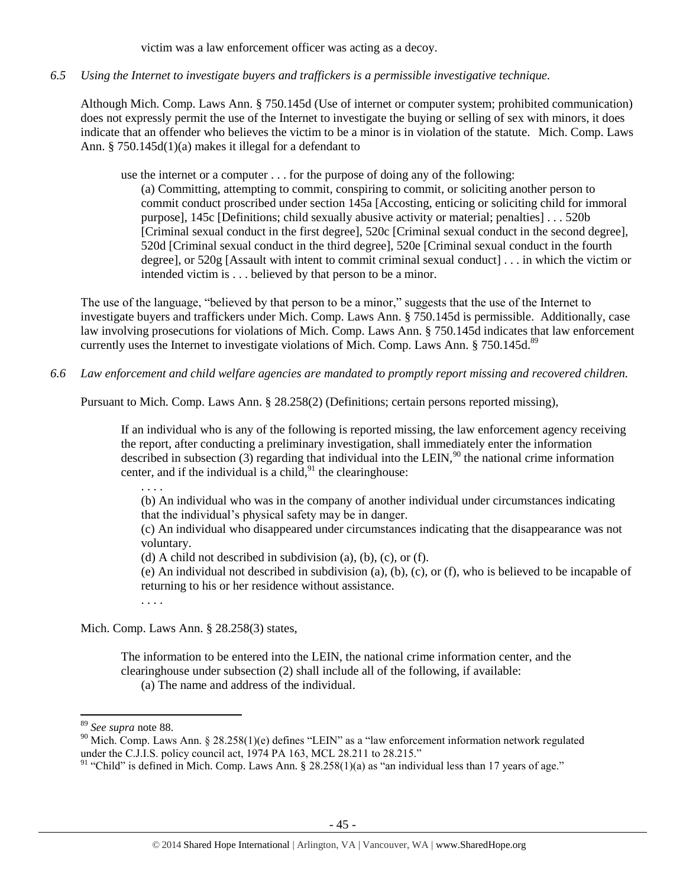victim was a law enforcement officer was acting as a decoy.

*6.5 Using the Internet to investigate buyers and traffickers is a permissible investigative technique.*

Although Mich. Comp. Laws Ann. § 750.145d (Use of internet or computer system; prohibited communication) does not expressly permit the use of the Internet to investigate the buying or selling of sex with minors, it does indicate that an offender who believes the victim to be a minor is in violation of the statute. Mich. Comp. Laws Ann. § 750.145d(1)(a) makes it illegal for a defendant to

> use the internet or a computer . . . for the purpose of doing any of the following:
>
> (a) Committing, attempting to commit, conspiring to commit, or soliciting another person to commit conduct proscribed under section 145a [Accosting, enticing or soliciting child for immoral purpose], 145c [Definitions; child sexually abusive activity or material; penalties] . . . 520b [Criminal sexual conduct in the first degree], 520c [Criminal sexual conduct in the second degree], 520d [Criminal sexual conduct in the third degree], 520e [Criminal sexual conduct in the fourth degree], or 520g [Assault with intent to commit criminal sexual conduct] . . . in which the victim or intended victim is . . . believed by that person to be a minor.

The use of the language, "believed by that person to be a minor," suggests that the use of the Internet to investigate buyers and traffickers under Mich. Comp. Laws Ann. § 750.145d is permissible. Additionally, case law involving prosecutions for violations of Mich. Comp. Laws Ann. § 750.145d indicates that law enforcement currently uses the Internet to investigate violations of Mich. Comp. Laws Ann. § 750.145d.[89]

*6.6 Law enforcement and child welfare agencies are mandated to promptly report missing and recovered children.*

Pursuant to Mich. Comp. Laws Ann. § 28.258(2) (Definitions; certain persons reported missing),

> If an individual who is any of the following is reported missing, the law enforcement agency receiving the report, after conducting a preliminary investigation, shall immediately enter the information described in subsection (3) regarding that individual into the LEIN,[90] the national crime information center, and if the individual is a child,[91] the clearinghouse:
>
> . . . .
>
> (b) An individual who was in the company of another individual under circumstances indicating that the individual's physical safety may be in danger.
>
> (c) An individual who disappeared under circumstances indicating that the disappearance was not voluntary.
>
> (d) A child not described in subdivision (a), (b), (c), or (f).
>
> (e) An individual not described in subdivision (a), (b), (c), or (f), who is believed to be incapable of returning to his or her residence without assistance.
>
> . . . .

Mich. Comp. Laws Ann. § 28.258(3) states,

> The information to be entered into the LEIN, the national crime information center, and the clearinghouse under subsection (2) shall include all of the following, if available:
>
> (a) The name and address of the individual.

---

[89] *See supra* note 88.

[90] Mich. Comp. Laws Ann. § 28.258(1)(e) defines "LEIN" as a "law enforcement information network regulated under the C.J.I.S. policy council act, 1974 PA 163, MCL 28.211 to 28.215."

[91] "Child" is defined in Mich. Comp. Laws Ann. § 28.258(1)(a) as "an individual less than 17 years of age."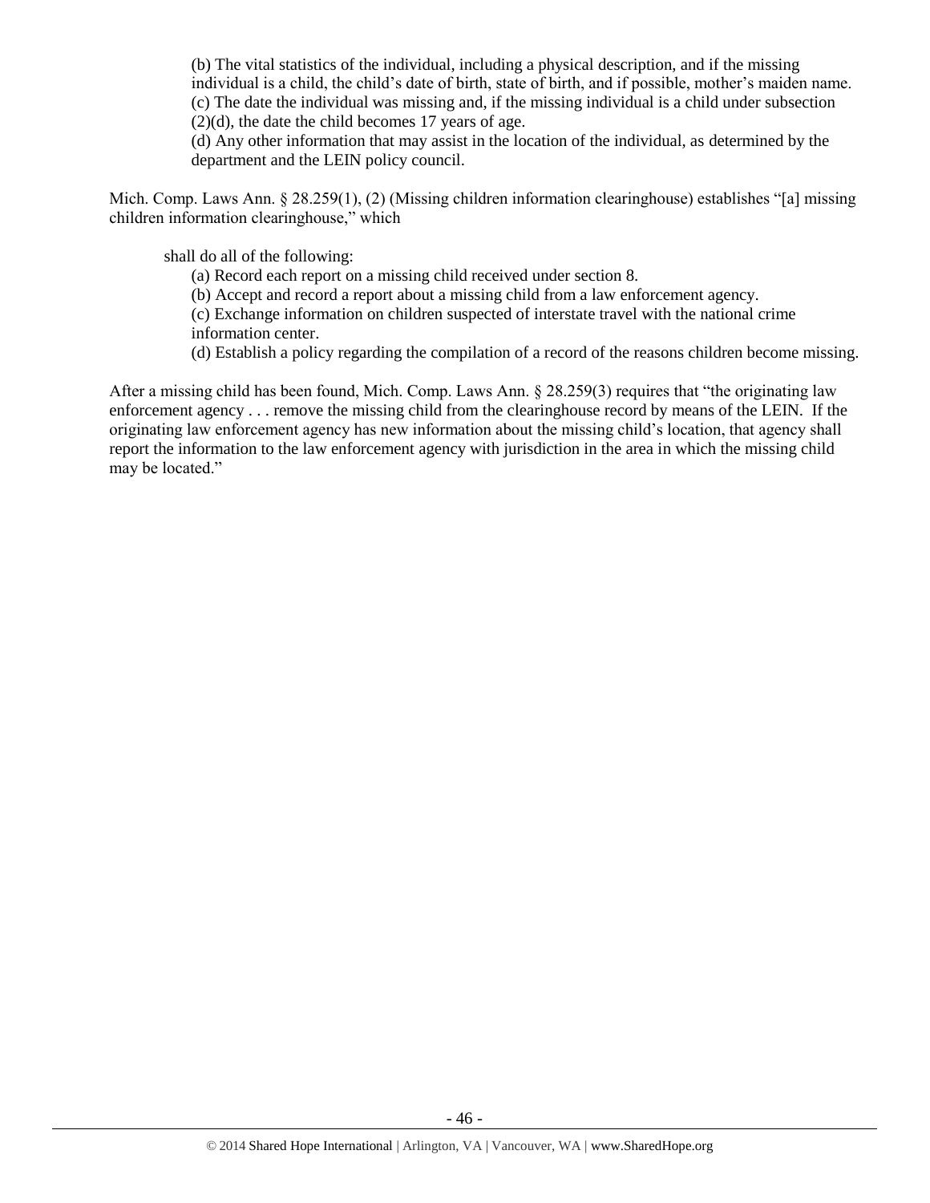> (b) The vital statistics of the individual, including a physical description, and if the missing individual is a child, the child's date of birth, state of birth, and if possible, mother's maiden name.
> (c) The date the individual was missing and, if the missing individual is a child under subsection (2)(d), the date the child becomes 17 years of age.
> (d) Any other information that may assist in the location of the individual, as determined by the department and the LEIN policy council.

Mich. Comp. Laws Ann. § 28.259(1), (2) (Missing children information clearinghouse) establishes "[a] missing children information clearinghouse," which

> shall do all of the following:
> (a) Record each report on a missing child received under section 8.
> (b) Accept and record a report about a missing child from a law enforcement agency.
> (c) Exchange information on children suspected of interstate travel with the national crime information center.
> (d) Establish a policy regarding the compilation of a record of the reasons children become missing.

After a missing child has been found, Mich. Comp. Laws Ann. § 28.259(3) requires that "the originating law enforcement agency . . . remove the missing child from the clearinghouse record by means of the LEIN. If the originating law enforcement agency has new information about the missing child's location, that agency shall report the information to the law enforcement agency with jurisdiction in the area in which the missing child may be located."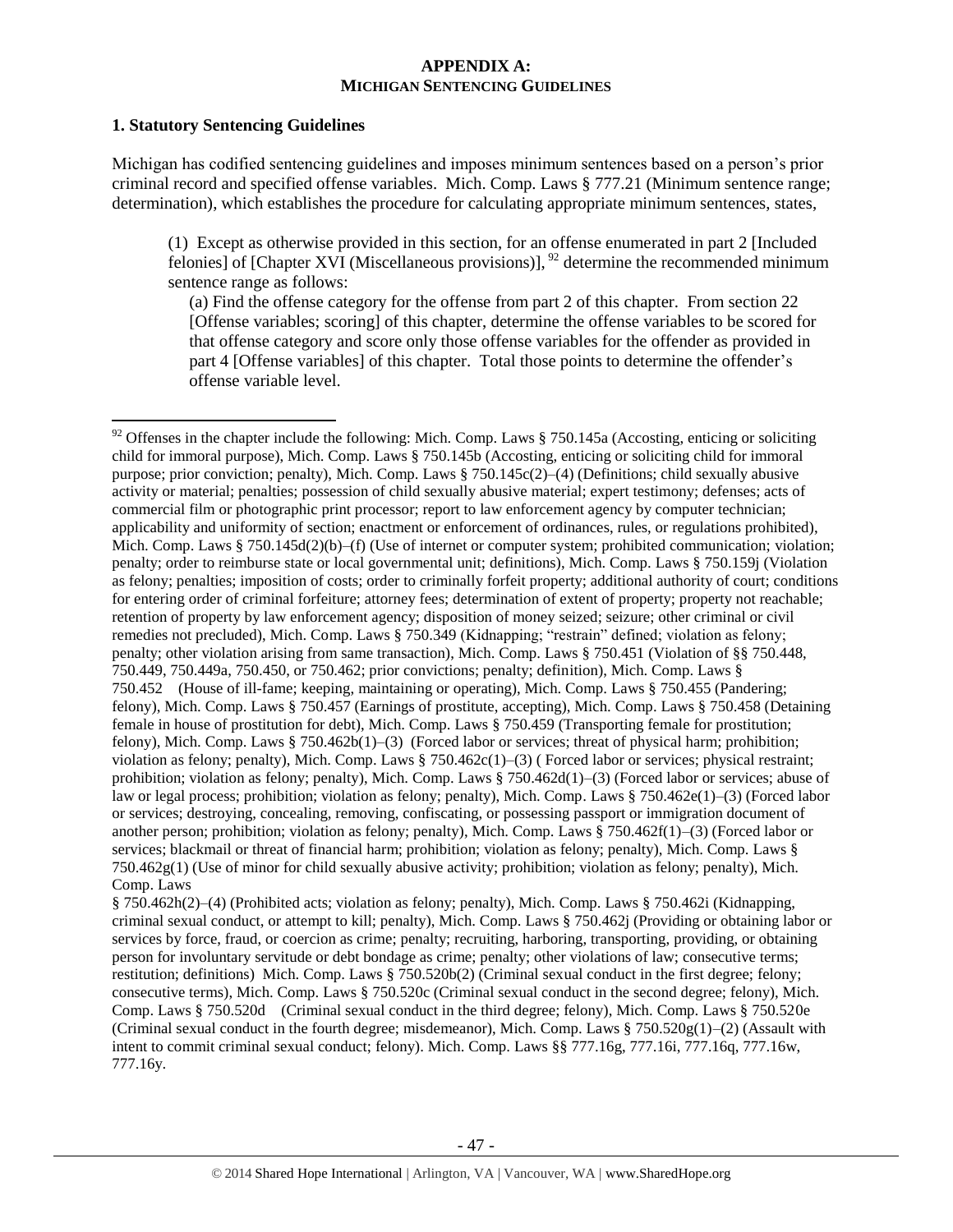## APPENDIX A:
## MICHIGAN SENTENCING GUIDELINES

### 1. Statutory Sentencing Guidelines

Michigan has codified sentencing guidelines and imposes minimum sentences based on a person's prior criminal record and specified offense variables. Mich. Comp. Laws § 777.21 (Minimum sentence range; determination), which establishes the procedure for calculating appropriate minimum sentences, states,

> (1) Except as otherwise provided in this section, for an offense enumerated in part 2 [Included felonies] of [Chapter XVI (Miscellaneous provisions)], [92] determine the recommended minimum sentence range as follows:
>
> (a) Find the offense category for the offense from part 2 of this chapter. From section 22 [Offense variables; scoring] of this chapter, determine the offense variables to be scored for that offense category and score only those offense variables for the offender as provided in part 4 [Offense variables] of this chapter. Total those points to determine the offender's offense variable level.

---

[92] Offenses in the chapter include the following: Mich. Comp. Laws § 750.145a (Accosting, enticing or soliciting child for immoral purpose), Mich. Comp. Laws § 750.145b (Accosting, enticing or soliciting child for immoral purpose; prior conviction; penalty), Mich. Comp. Laws § 750.145c(2)–(4) (Definitions; child sexually abusive activity or material; penalties; possession of child sexually abusive material; expert testimony; defenses; acts of commercial film or photographic print processor; report to law enforcement agency by computer technician; applicability and uniformity of section; enactment or enforcement of ordinances, rules, or regulations prohibited), Mich. Comp. Laws § 750.145d(2)(b)–(f) (Use of internet or computer system; prohibited communication; violation; penalty; order to reimburse state or local governmental unit; definitions), Mich. Comp. Laws § 750.159j (Violation as felony; penalties; imposition of costs; order to criminally forfeit property; additional authority of court; conditions for entering order of criminal forfeiture; attorney fees; determination of extent of property; property not reachable; retention of property by law enforcement agency; disposition of money seized; seizure; other criminal or civil remedies not precluded), Mich. Comp. Laws § 750.349 (Kidnapping; "restrain" defined; violation as felony; penalty; other violation arising from same transaction), Mich. Comp. Laws § 750.451 (Violation of §§ 750.448, 750.449, 750.449a, 750.450, or 750.462; prior convictions; penalty; definition), Mich. Comp. Laws § 750.452 (House of ill-fame; keeping, maintaining or operating), Mich. Comp. Laws § 750.455 (Pandering; felony), Mich. Comp. Laws § 750.457 (Earnings of prostitute, accepting), Mich. Comp. Laws § 750.458 (Detaining female in house of prostitution for debt), Mich. Comp. Laws § 750.459 (Transporting female for prostitution; felony), Mich. Comp. Laws § 750.462b(1)–(3) (Forced labor or services; threat of physical harm; prohibition; violation as felony; penalty), Mich. Comp. Laws § 750.462c(1)–(3) ( Forced labor or services; physical restraint; prohibition; violation as felony; penalty), Mich. Comp. Laws § 750.462d(1)–(3) (Forced labor or services; abuse of law or legal process; prohibition; violation as felony; penalty), Mich. Comp. Laws § 750.462e(1)–(3) (Forced labor or services; destroying, concealing, removing, confiscating, or possessing passport or immigration document of another person; prohibition; violation as felony; penalty), Mich. Comp. Laws § 750.462f(1)–(3) (Forced labor or services; blackmail or threat of financial harm; prohibition; violation as felony; penalty), Mich. Comp. Laws § 750.462g(1) (Use of minor for child sexually abusive activity; prohibition; violation as felony; penalty), Mich. Comp. Laws § 750.462h(2)–(4) (Prohibited acts; violation as felony; penalty), Mich. Comp. Laws § 750.462i (Kidnapping, criminal sexual conduct, or attempt to kill; penalty), Mich. Comp. Laws § 750.462j (Providing or obtaining labor or services by force, fraud, or coercion as crime; penalty; recruiting, harboring, transporting, providing, or obtaining person for involuntary servitude or debt bondage as crime; penalty; other violations of law; consecutive terms; restitution; definitions) Mich. Comp. Laws § 750.520b(2) (Criminal sexual conduct in the first degree; felony; consecutive terms), Mich. Comp. Laws § 750.520c (Criminal sexual conduct in the second degree; felony), Mich. Comp. Laws § 750.520d (Criminal sexual conduct in the third degree; felony), Mich. Comp. Laws § 750.520e (Criminal sexual conduct in the fourth degree; misdemeanor), Mich. Comp. Laws § 750.520g(1)–(2) (Assault with intent to commit criminal sexual conduct; felony). Mich. Comp. Laws §§ 777.16g, 777.16i, 777.16q, 777.16w, 777.16y.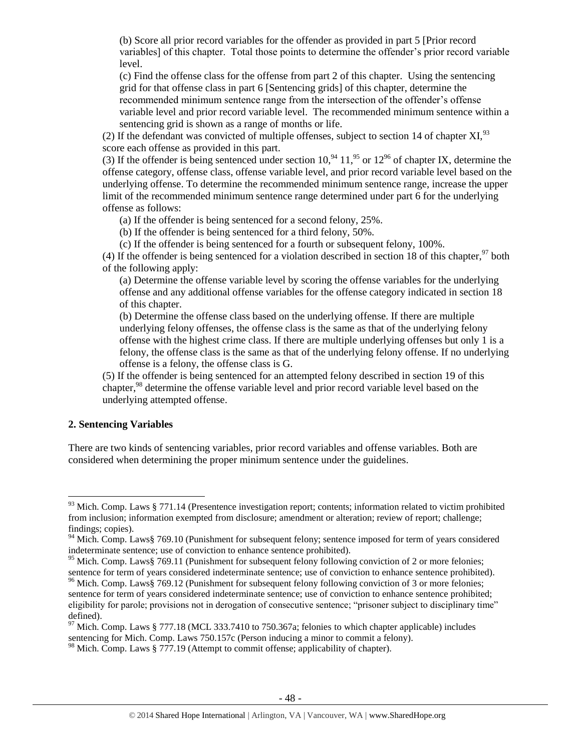(b) Score all prior record variables for the offender as provided in part 5 [Prior record variables] of this chapter. Total those points to determine the offender's prior record variable level.

(c) Find the offense class for the offense from part 2 of this chapter. Using the sentencing grid for that offense class in part 6 [Sentencing grids] of this chapter, determine the recommended minimum sentence range from the intersection of the offender's offense variable level and prior record variable level. The recommended minimum sentence within a sentencing grid is shown as a range of months or life.

(2) If the defendant was convicted of multiple offenses, subject to section 14 of chapter XI,[93] score each offense as provided in this part.

(3) If the offender is being sentenced under section 10,[94] 11,[95] or 12[96] of chapter IX, determine the offense category, offense class, offense variable level, and prior record variable level based on the underlying offense. To determine the recommended minimum sentence range, increase the upper limit of the recommended minimum sentence range determined under part 6 for the underlying offense as follows:

(a) If the offender is being sentenced for a second felony, 25%.

(b) If the offender is being sentenced for a third felony, 50%.

(c) If the offender is being sentenced for a fourth or subsequent felony, 100%.

(4) If the offender is being sentenced for a violation described in section 18 of this chapter,[97] both of the following apply:

(a) Determine the offense variable level by scoring the offense variables for the underlying offense and any additional offense variables for the offense category indicated in section 18 of this chapter.

(b) Determine the offense class based on the underlying offense. If there are multiple underlying felony offenses, the offense class is the same as that of the underlying felony offense with the highest crime class. If there are multiple underlying offenses but only 1 is a felony, the offense class is the same as that of the underlying felony offense. If no underlying offense is a felony, the offense class is G.

(5) If the offender is being sentenced for an attempted felony described in section 19 of this chapter,[98] determine the offense variable level and prior record variable level based on the underlying attempted offense.

**2. Sentencing Variables**

There are two kinds of sentencing variables, prior record variables and offense variables. Both are considered when determining the proper minimum sentence under the guidelines.

---

[93] Mich. Comp. Laws § 771.14 (Presentence investigation report; contents; information related to victim prohibited from inclusion; information exempted from disclosure; amendment or alteration; review of report; challenge; findings; copies).

[94] Mich. Comp. Laws§ 769.10 (Punishment for subsequent felony; sentence imposed for term of years considered indeterminate sentence; use of conviction to enhance sentence prohibited).

[95] Mich. Comp. Laws§ 769.11 (Punishment for subsequent felony following conviction of 2 or more felonies; sentence for term of years considered indeterminate sentence; use of conviction to enhance sentence prohibited).

[96] Mich. Comp. Laws§ 769.12 (Punishment for subsequent felony following conviction of 3 or more felonies; sentence for term of years considered indeterminate sentence; use of conviction to enhance sentence prohibited; eligibility for parole; provisions not in derogation of consecutive sentence; "prisoner subject to disciplinary time" defined).

[97] Mich. Comp. Laws § 777.18 (MCL 333.7410 to 750.367a; felonies to which chapter applicable) includes sentencing for Mich. Comp. Laws 750.157c (Person inducing a minor to commit a felony).

[98] Mich. Comp. Laws § 777.19 (Attempt to commit offense; applicability of chapter).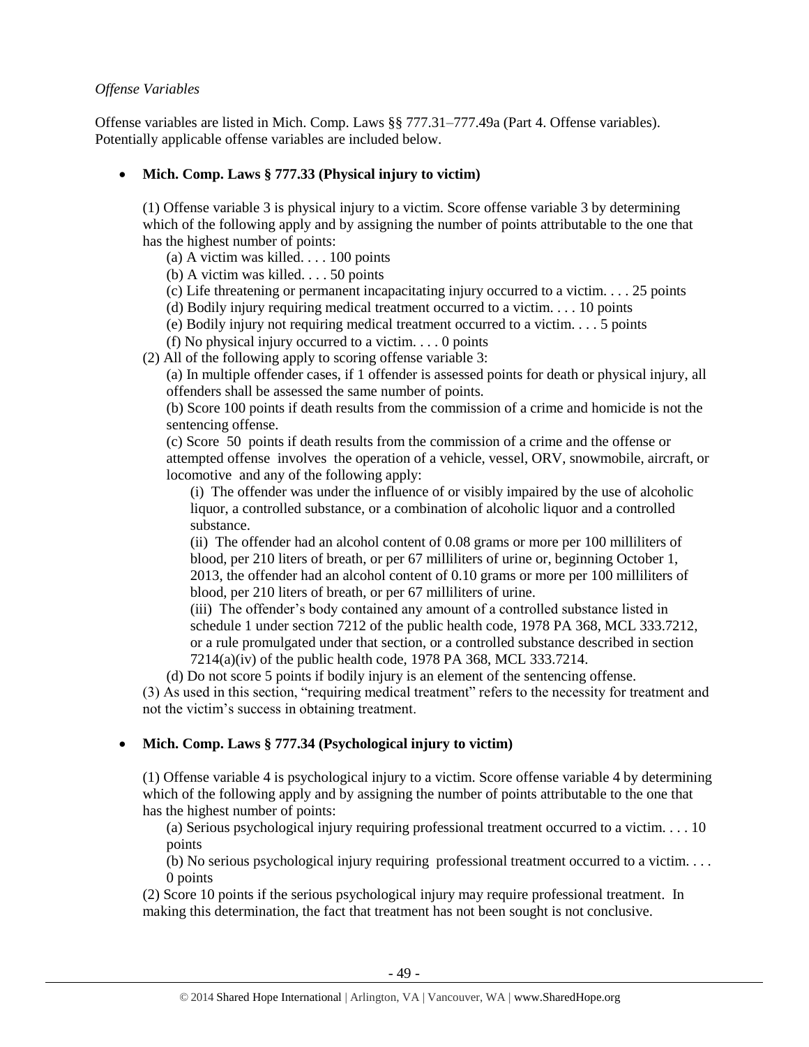*Offense Variables*

Offense variables are listed in Mich. Comp. Laws §§ 777.31–777.49a (Part 4. Offense variables). Potentially applicable offense variables are included below.

- **Mich. Comp. Laws § 777.33 (Physical injury to victim)**

  (1) Offense variable 3 is physical injury to a victim. Score offense variable 3 by determining which of the following apply and by assigning the number of points attributable to the one that has the highest number of points:

  (a) A victim was killed. . . . 100 points

  (b) A victim was killed. . . . 50 points

  (c) Life threatening or permanent incapacitating injury occurred to a victim. . . . 25 points

  (d) Bodily injury requiring medical treatment occurred to a victim. . . . 10 points

  (e) Bodily injury not requiring medical treatment occurred to a victim. . . . 5 points

  (f) No physical injury occurred to a victim. . . . 0 points

  (2) All of the following apply to scoring offense variable 3:

  (a) In multiple offender cases, if 1 offender is assessed points for death or physical injury, all offenders shall be assessed the same number of points.

  (b) Score 100 points if death results from the commission of a crime and homicide is not the sentencing offense.

  (c) Score 50 points if death results from the commission of a crime and the offense or attempted offense involves the operation of a vehicle, vessel, ORV, snowmobile, aircraft, or locomotive and any of the following apply:

  (i) The offender was under the influence of or visibly impaired by the use of alcoholic liquor, a controlled substance, or a combination of alcoholic liquor and a controlled substance.

  (ii) The offender had an alcohol content of 0.08 grams or more per 100 milliliters of blood, per 210 liters of breath, or per 67 milliliters of urine or, beginning October 1, 2013, the offender had an alcohol content of 0.10 grams or more per 100 milliliters of blood, per 210 liters of breath, or per 67 milliliters of urine.

  (iii) The offender's body contained any amount of a controlled substance listed in schedule 1 under section 7212 of the public health code, 1978 PA 368, MCL 333.7212, or a rule promulgated under that section, or a controlled substance described in section 7214(a)(iv) of the public health code, 1978 PA 368, MCL 333.7214.

  (d) Do not score 5 points if bodily injury is an element of the sentencing offense.

  (3) As used in this section, "requiring medical treatment" refers to the necessity for treatment and not the victim's success in obtaining treatment.

- **Mich. Comp. Laws § 777.34 (Psychological injury to victim)**

  (1) Offense variable 4 is psychological injury to a victim. Score offense variable 4 by determining which of the following apply and by assigning the number of points attributable to the one that has the highest number of points:

  (a) Serious psychological injury requiring professional treatment occurred to a victim. . . . 10 points

  (b) No serious psychological injury requiring professional treatment occurred to a victim. . . . 0 points

  (2) Score 10 points if the serious psychological injury may require professional treatment. In making this determination, the fact that treatment has not been sought is not conclusive.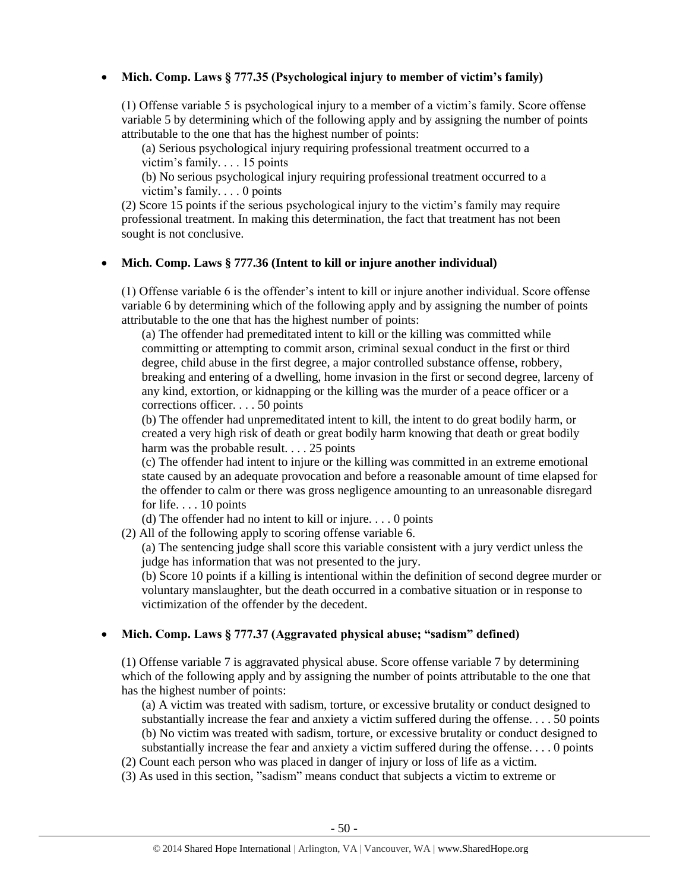- **Mich. Comp. Laws § 777.35 (Psychological injury to member of victim's family)**

  (1) Offense variable 5 is psychological injury to a member of a victim's family. Score offense variable 5 by determining which of the following apply and by assigning the number of points attributable to the one that has the highest number of points:

  (a) Serious psychological injury requiring professional treatment occurred to a victim's family. . . . 15 points

  (b) No serious psychological injury requiring professional treatment occurred to a victim's family. . . . 0 points

  (2) Score 15 points if the serious psychological injury to the victim's family may require professional treatment. In making this determination, the fact that treatment has not been sought is not conclusive.

- **Mich. Comp. Laws § 777.36 (Intent to kill or injure another individual)**

  (1) Offense variable 6 is the offender's intent to kill or injure another individual. Score offense variable 6 by determining which of the following apply and by assigning the number of points attributable to the one that has the highest number of points:

  (a) The offender had premeditated intent to kill or the killing was committed while committing or attempting to commit arson, criminal sexual conduct in the first or third degree, child abuse in the first degree, a major controlled substance offense, robbery, breaking and entering of a dwelling, home invasion in the first or second degree, larceny of any kind, extortion, or kidnapping or the killing was the murder of a peace officer or a corrections officer. . . . 50 points

  (b) The offender had unpremeditated intent to kill, the intent to do great bodily harm, or created a very high risk of death or great bodily harm knowing that death or great bodily harm was the probable result. . . . 25 points

  (c) The offender had intent to injure or the killing was committed in an extreme emotional state caused by an adequate provocation and before a reasonable amount of time elapsed for the offender to calm or there was gross negligence amounting to an unreasonable disregard for life. . . . 10 points

  (d) The offender had no intent to kill or injure. . . . 0 points

  (2) All of the following apply to scoring offense variable 6.

  (a) The sentencing judge shall score this variable consistent with a jury verdict unless the judge has information that was not presented to the jury.

  (b) Score 10 points if a killing is intentional within the definition of second degree murder or voluntary manslaughter, but the death occurred in a combative situation or in response to victimization of the offender by the decedent.

- **Mich. Comp. Laws § 777.37 (Aggravated physical abuse; "sadism" defined)**

  (1) Offense variable 7 is aggravated physical abuse. Score offense variable 7 by determining which of the following apply and by assigning the number of points attributable to the one that has the highest number of points:

  (a) A victim was treated with sadism, torture, or excessive brutality or conduct designed to substantially increase the fear and anxiety a victim suffered during the offense. . . . 50 points

  (b) No victim was treated with sadism, torture, or excessive brutality or conduct designed to substantially increase the fear and anxiety a victim suffered during the offense. . . . 0 points

  (2) Count each person who was placed in danger of injury or loss of life as a victim.

  (3) As used in this section, "sadism" means conduct that subjects a victim to extreme or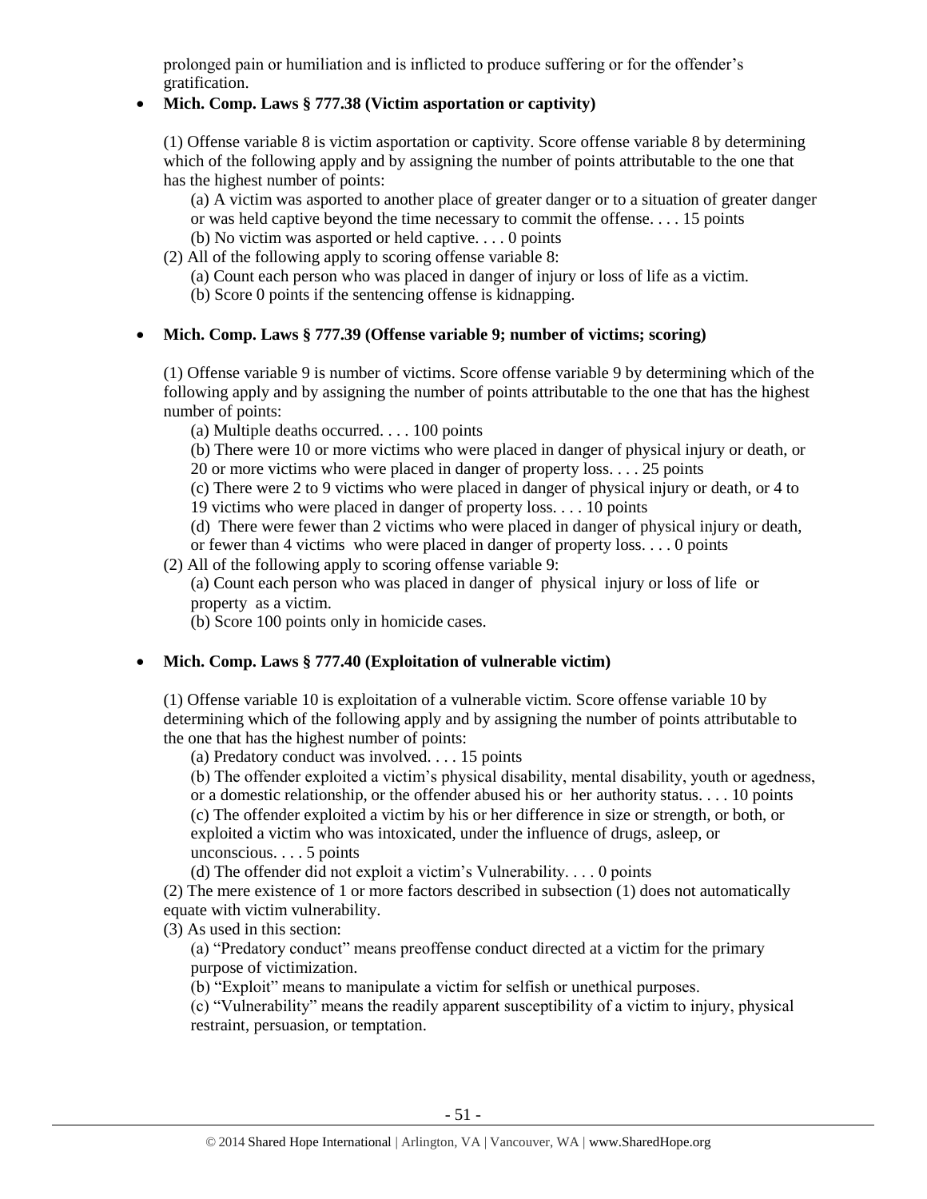prolonged pain or humiliation and is inflicted to produce suffering or for the offender's gratification.

- **Mich. Comp. Laws § 777.38 (Victim asportation or captivity)**

  (1) Offense variable 8 is victim asportation or captivity. Score offense variable 8 by determining which of the following apply and by assigning the number of points attributable to the one that has the highest number of points:

  (a) A victim was asported to another place of greater danger or to a situation of greater danger or was held captive beyond the time necessary to commit the offense. . . . 15 points

  (b) No victim was asported or held captive. . . . 0 points

  (2) All of the following apply to scoring offense variable 8:

  (a) Count each person who was placed in danger of injury or loss of life as a victim.

  (b) Score 0 points if the sentencing offense is kidnapping.

- **Mich. Comp. Laws § 777.39 (Offense variable 9; number of victims; scoring)**

  (1) Offense variable 9 is number of victims. Score offense variable 9 by determining which of the following apply and by assigning the number of points attributable to the one that has the highest number of points:

  (a) Multiple deaths occurred. . . . 100 points

  (b) There were 10 or more victims who were placed in danger of physical injury or death, or 20 or more victims who were placed in danger of property loss. . . . 25 points

  (c) There were 2 to 9 victims who were placed in danger of physical injury or death, or 4 to 19 victims who were placed in danger of property loss. . . . 10 points

  (d) There were fewer than 2 victims who were placed in danger of physical injury or death, or fewer than 4 victims who were placed in danger of property loss. . . . 0 points

  (2) All of the following apply to scoring offense variable 9:

  (a) Count each person who was placed in danger of physical injury or loss of life or property as a victim.

  (b) Score 100 points only in homicide cases.

- **Mich. Comp. Laws § 777.40 (Exploitation of vulnerable victim)**

  (1) Offense variable 10 is exploitation of a vulnerable victim. Score offense variable 10 by determining which of the following apply and by assigning the number of points attributable to the one that has the highest number of points:

  (a) Predatory conduct was involved. . . . 15 points

  (b) The offender exploited a victim's physical disability, mental disability, youth or agedness, or a domestic relationship, or the offender abused his or her authority status. . . . 10 points

  (c) The offender exploited a victim by his or her difference in size or strength, or both, or exploited a victim who was intoxicated, under the influence of drugs, asleep, or unconscious. . . . 5 points

  (d) The offender did not exploit a victim's Vulnerability. . . . 0 points

  (2) The mere existence of 1 or more factors described in subsection (1) does not automatically equate with victim vulnerability.

  (3) As used in this section:

  (a) "Predatory conduct" means preoffense conduct directed at a victim for the primary purpose of victimization.

  (b) "Exploit" means to manipulate a victim for selfish or unethical purposes.

  (c) "Vulnerability" means the readily apparent susceptibility of a victim to injury, physical restraint, persuasion, or temptation.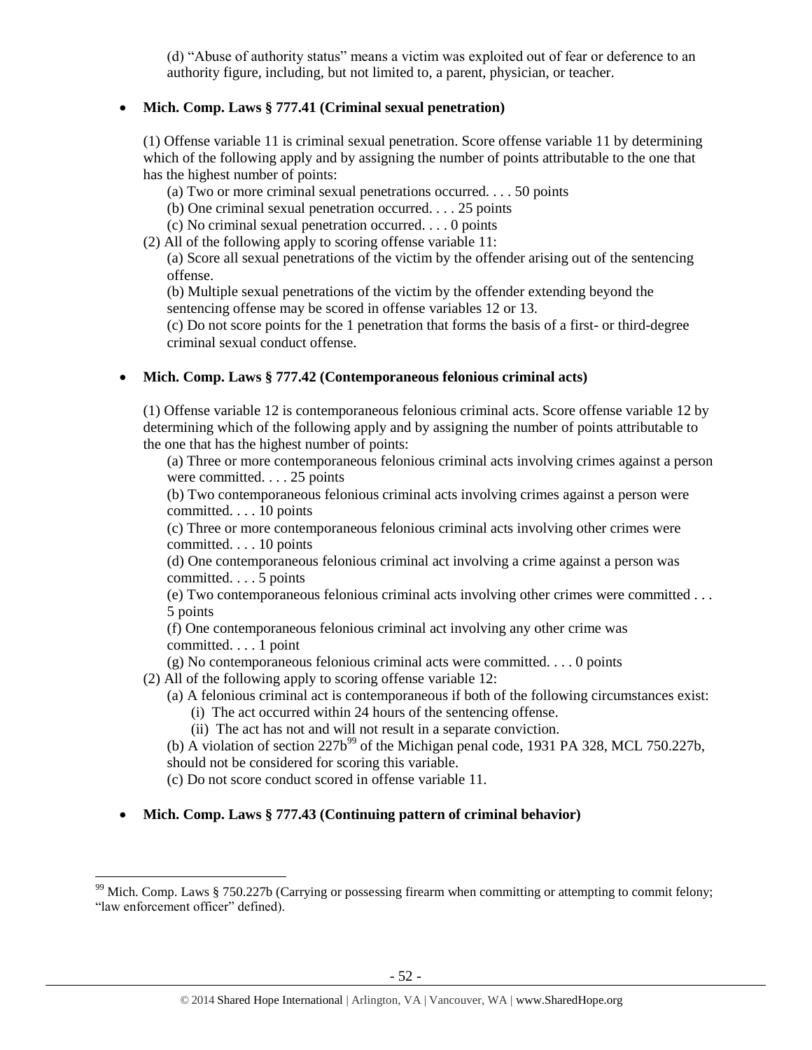(d) "Abuse of authority status" means a victim was exploited out of fear or deference to an authority figure, including, but not limited to, a parent, physician, or teacher.

- **Mich. Comp. Laws § 777.41 (Criminal sexual penetration)**

  (1) Offense variable 11 is criminal sexual penetration. Score offense variable 11 by determining which of the following apply and by assigning the number of points attributable to the one that has the highest number of points:

  (a) Two or more criminal sexual penetrations occurred. . . . 50 points

  (b) One criminal sexual penetration occurred. . . . 25 points

  (c) No criminal sexual penetration occurred. . . . 0 points

  (2) All of the following apply to scoring offense variable 11:

  (a) Score all sexual penetrations of the victim by the offender arising out of the sentencing offense.

  (b) Multiple sexual penetrations of the victim by the offender extending beyond the sentencing offense may be scored in offense variables 12 or 13.

  (c) Do not score points for the 1 penetration that forms the basis of a first- or third-degree criminal sexual conduct offense.

- **Mich. Comp. Laws § 777.42 (Contemporaneous felonious criminal acts)**

  (1) Offense variable 12 is contemporaneous felonious criminal acts. Score offense variable 12 by determining which of the following apply and by assigning the number of points attributable to the one that has the highest number of points:

  (a) Three or more contemporaneous felonious criminal acts involving crimes against a person were committed. . . . 25 points

  (b) Two contemporaneous felonious criminal acts involving crimes against a person were committed. . . . 10 points

  (c) Three or more contemporaneous felonious criminal acts involving other crimes were committed. . . . 10 points

  (d) One contemporaneous felonious criminal act involving a crime against a person was committed. . . . 5 points

  (e) Two contemporaneous felonious criminal acts involving other crimes were committed . . . 5 points

  (f) One contemporaneous felonious criminal act involving any other crime was committed. . . . 1 point

  (g) No contemporaneous felonious criminal acts were committed. . . . 0 points

  (2) All of the following apply to scoring offense variable 12:

  (a) A felonious criminal act is contemporaneous if both of the following circumstances exist:

  (i) The act occurred within 24 hours of the sentencing offense.

  (ii) The act has not and will not result in a separate conviction.

  (b) A violation of section 227b[99] of the Michigan penal code, 1931 PA 328, MCL 750.227b, should not be considered for scoring this variable.

  (c) Do not score conduct scored in offense variable 11.

- **Mich. Comp. Laws § 777.43 (Continuing pattern of criminal behavior)**

[99] Mich. Comp. Laws § 750.227b (Carrying or possessing firearm when committing or attempting to commit felony; "law enforcement officer" defined).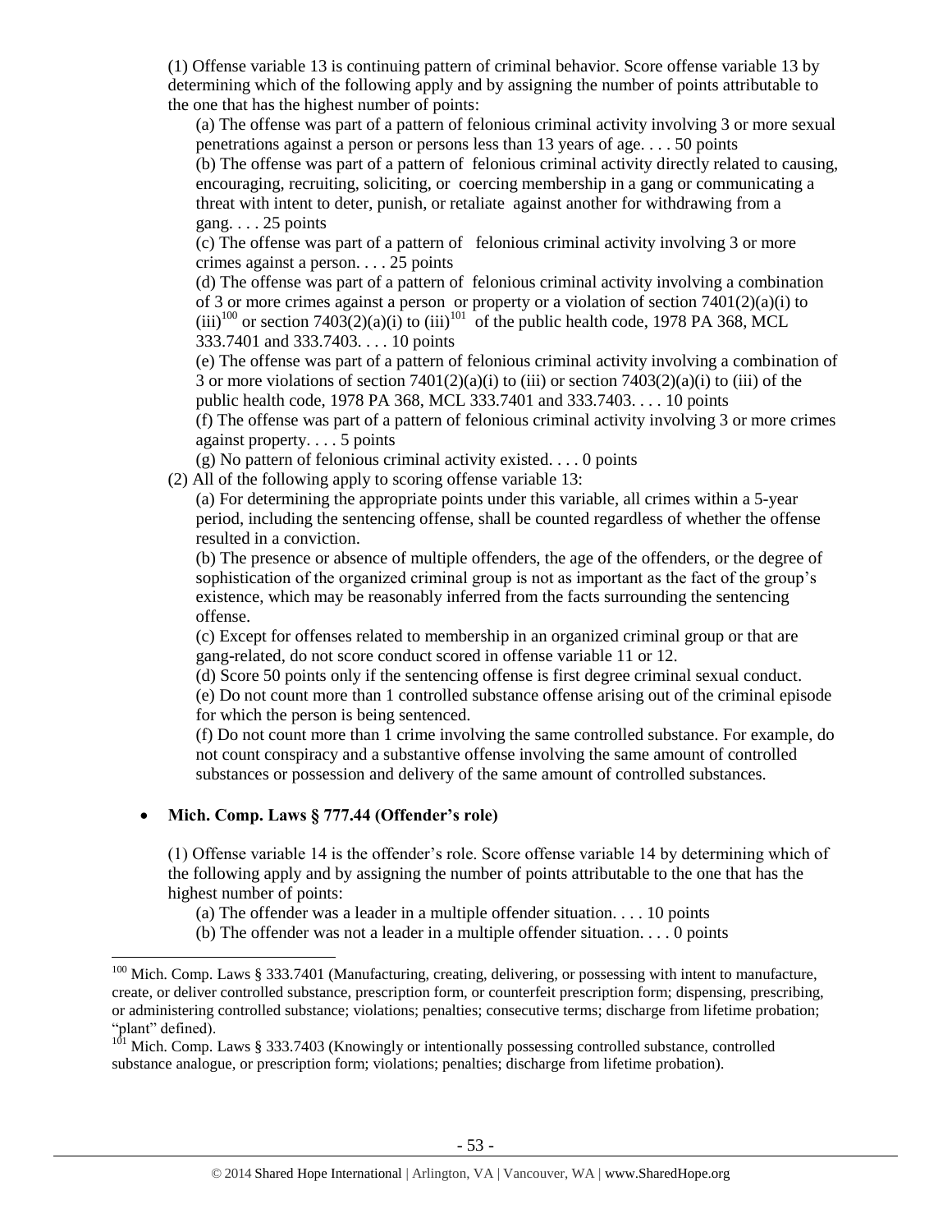(1) Offense variable 13 is continuing pattern of criminal behavior. Score offense variable 13 by determining which of the following apply and by assigning the number of points attributable to the one that has the highest number of points:

(a) The offense was part of a pattern of felonious criminal activity involving 3 or more sexual penetrations against a person or persons less than 13 years of age. . . . 50 points

(b) The offense was part of a pattern of felonious criminal activity directly related to causing, encouraging, recruiting, soliciting, or coercing membership in a gang or communicating a threat with intent to deter, punish, or retaliate against another for withdrawing from a gang. . . . 25 points

(c) The offense was part of a pattern of felonious criminal activity involving 3 or more crimes against a person. . . . 25 points

(d) The offense was part of a pattern of felonious criminal activity involving a combination of 3 or more crimes against a person or property or a violation of section 7401(2)(a)(i) to (iii)[100] or section 7403(2)(a)(i) to (iii)[101] of the public health code, 1978 PA 368, MCL 333.7401 and 333.7403. . . . 10 points

(e) The offense was part of a pattern of felonious criminal activity involving a combination of 3 or more violations of section 7401(2)(a)(i) to (iii) or section 7403(2)(a)(i) to (iii) of the public health code, 1978 PA 368, MCL 333.7401 and 333.7403. . . . 10 points

(f) The offense was part of a pattern of felonious criminal activity involving 3 or more crimes against property. . . . 5 points

(g) No pattern of felonious criminal activity existed. . . . 0 points

(2) All of the following apply to scoring offense variable 13:

(a) For determining the appropriate points under this variable, all crimes within a 5-year period, including the sentencing offense, shall be counted regardless of whether the offense resulted in a conviction.

(b) The presence or absence of multiple offenders, the age of the offenders, or the degree of sophistication of the organized criminal group is not as important as the fact of the group's existence, which may be reasonably inferred from the facts surrounding the sentencing offense.

(c) Except for offenses related to membership in an organized criminal group or that are gang-related, do not score conduct scored in offense variable 11 or 12.

(d) Score 50 points only if the sentencing offense is first degree criminal sexual conduct.

(e) Do not count more than 1 controlled substance offense arising out of the criminal episode for which the person is being sentenced.

(f) Do not count more than 1 crime involving the same controlled substance. For example, do not count conspiracy and a substantive offense involving the same amount of controlled substances or possession and delivery of the same amount of controlled substances.

- **Mich. Comp. Laws § 777.44 (Offender's role)**

(1) Offense variable 14 is the offender's role. Score offense variable 14 by determining which of the following apply and by assigning the number of points attributable to the one that has the highest number of points:

(a) The offender was a leader in a multiple offender situation. . . . 10 points

(b) The offender was not a leader in a multiple offender situation. . . . 0 points

---

[100] Mich. Comp. Laws § 333.7401 (Manufacturing, creating, delivering, or possessing with intent to manufacture, create, or deliver controlled substance, prescription form, or counterfeit prescription form; dispensing, prescribing, or administering controlled substance; violations; penalties; consecutive terms; discharge from lifetime probation; "plant" defined).

[101] Mich. Comp. Laws § 333.7403 (Knowingly or intentionally possessing controlled substance, controlled substance analogue, or prescription form; violations; penalties; discharge from lifetime probation).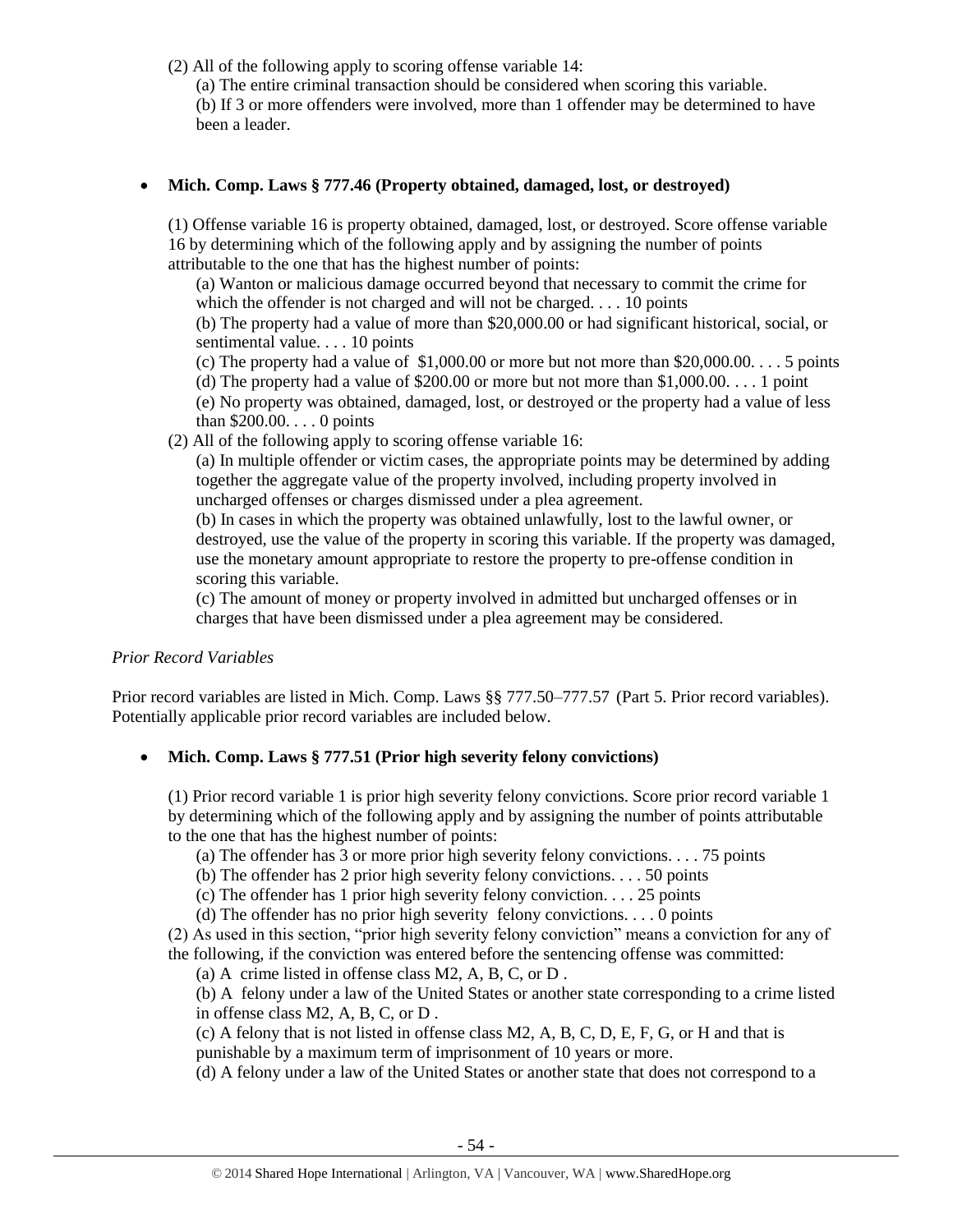(2) All of the following apply to scoring offense variable 14:

(a) The entire criminal transaction should be considered when scoring this variable.

(b) If 3 or more offenders were involved, more than 1 offender may be determined to have been a leader.

- **Mich. Comp. Laws § 777.46 (Property obtained, damaged, lost, or destroyed)**

(1) Offense variable 16 is property obtained, damaged, lost, or destroyed. Score offense variable 16 by determining which of the following apply and by assigning the number of points attributable to the one that has the highest number of points:

(a) Wanton or malicious damage occurred beyond that necessary to commit the crime for which the offender is not charged and will not be charged. . . . 10 points

(b) The property had a value of more than $20,000.00 or had significant historical, social, or sentimental value. . . . 10 points

(c) The property had a value of $1,000.00 or more but not more than $20,000.00. . . . 5 points

(d) The property had a value of $200.00 or more but not more than $1,000.00. . . . 1 point

(e) No property was obtained, damaged, lost, or destroyed or the property had a value of less than $200.00. . . . 0 points

(2) All of the following apply to scoring offense variable 16:

(a) In multiple offender or victim cases, the appropriate points may be determined by adding together the aggregate value of the property involved, including property involved in uncharged offenses or charges dismissed under a plea agreement.

(b) In cases in which the property was obtained unlawfully, lost to the lawful owner, or destroyed, use the value of the property in scoring this variable. If the property was damaged, use the monetary amount appropriate to restore the property to pre-offense condition in scoring this variable.

(c) The amount of money or property involved in admitted but uncharged offenses or in charges that have been dismissed under a plea agreement may be considered.

*Prior Record Variables*

Prior record variables are listed in Mich. Comp. Laws §§ 777.50–777.57 (Part 5. Prior record variables). Potentially applicable prior record variables are included below.

- **Mich. Comp. Laws § 777.51 (Prior high severity felony convictions)**

(1) Prior record variable 1 is prior high severity felony convictions. Score prior record variable 1 by determining which of the following apply and by assigning the number of points attributable to the one that has the highest number of points:

(a) The offender has 3 or more prior high severity felony convictions. . . . 75 points

(b) The offender has 2 prior high severity felony convictions. . . . 50 points

(c) The offender has 1 prior high severity felony conviction. . . . 25 points

(d) The offender has no prior high severity felony convictions. . . . 0 points

(2) As used in this section, "prior high severity felony conviction" means a conviction for any of the following, if the conviction was entered before the sentencing offense was committed:

(a) A crime listed in offense class M2, A, B, C, or D .

(b) A felony under a law of the United States or another state corresponding to a crime listed in offense class M2, A, B, C, or D .

(c) A felony that is not listed in offense class M2, A, B, C, D, E, F, G, or H and that is punishable by a maximum term of imprisonment of 10 years or more.

(d) A felony under a law of the United States or another state that does not correspond to a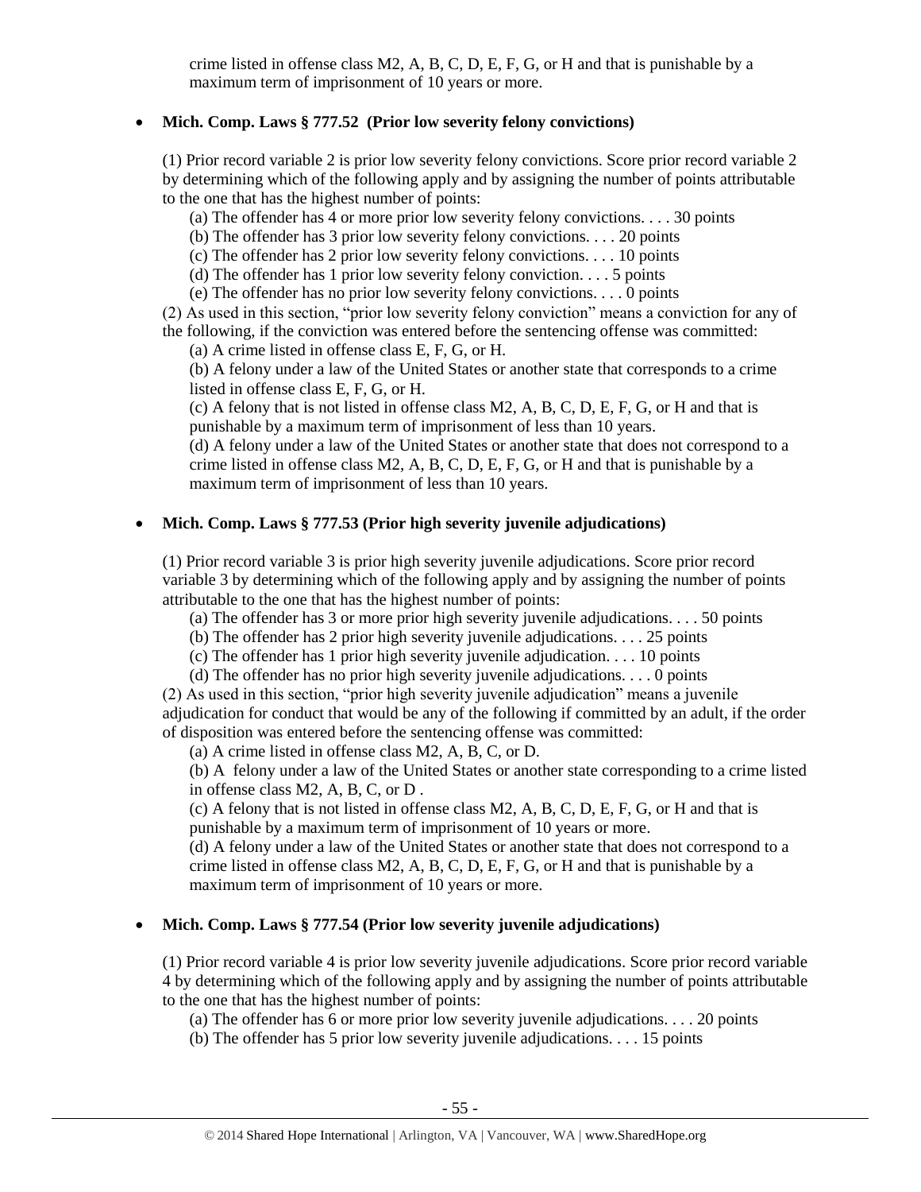crime listed in offense class M2, A, B, C, D, E, F, G, or H and that is punishable by a maximum term of imprisonment of 10 years or more.

- **Mich. Comp. Laws § 777.52 (Prior low severity felony convictions)**

(1) Prior record variable 2 is prior low severity felony convictions. Score prior record variable 2 by determining which of the following apply and by assigning the number of points attributable to the one that has the highest number of points:

(a) The offender has 4 or more prior low severity felony convictions. . . . 30 points
(b) The offender has 3 prior low severity felony convictions. . . . 20 points
(c) The offender has 2 prior low severity felony convictions. . . . 10 points
(d) The offender has 1 prior low severity felony conviction. . . . 5 points
(e) The offender has no prior low severity felony convictions. . . . 0 points

(2) As used in this section, "prior low severity felony conviction" means a conviction for any of the following, if the conviction was entered before the sentencing offense was committed:

(a) A crime listed in offense class E, F, G, or H.
(b) A felony under a law of the United States or another state that corresponds to a crime listed in offense class E, F, G, or H.
(c) A felony that is not listed in offense class M2, A, B, C, D, E, F, G, or H and that is punishable by a maximum term of imprisonment of less than 10 years.
(d) A felony under a law of the United States or another state that does not correspond to a crime listed in offense class M2, A, B, C, D, E, F, G, or H and that is punishable by a maximum term of imprisonment of less than 10 years.

- **Mich. Comp. Laws § 777.53 (Prior high severity juvenile adjudications)**

(1) Prior record variable 3 is prior high severity juvenile adjudications. Score prior record variable 3 by determining which of the following apply and by assigning the number of points attributable to the one that has the highest number of points:

(a) The offender has 3 or more prior high severity juvenile adjudications. . . . 50 points
(b) The offender has 2 prior high severity juvenile adjudications. . . . 25 points
(c) The offender has 1 prior high severity juvenile adjudication. . . . 10 points
(d) The offender has no prior high severity juvenile adjudications. . . . 0 points

(2) As used in this section, "prior high severity juvenile adjudication" means a juvenile adjudication for conduct that would be any of the following if committed by an adult, if the order of disposition was entered before the sentencing offense was committed:

(a) A crime listed in offense class M2, A, B, C, or D.
(b) A felony under a law of the United States or another state corresponding to a crime listed in offense class M2, A, B, C, or D .
(c) A felony that is not listed in offense class M2, A, B, C, D, E, F, G, or H and that is punishable by a maximum term of imprisonment of 10 years or more.
(d) A felony under a law of the United States or another state that does not correspond to a crime listed in offense class M2, A, B, C, D, E, F, G, or H and that is punishable by a maximum term of imprisonment of 10 years or more.

- **Mich. Comp. Laws § 777.54 (Prior low severity juvenile adjudications)**

(1) Prior record variable 4 is prior low severity juvenile adjudications. Score prior record variable 4 by determining which of the following apply and by assigning the number of points attributable to the one that has the highest number of points:

(a) The offender has 6 or more prior low severity juvenile adjudications. . . . 20 points
(b) The offender has 5 prior low severity juvenile adjudications. . . . 15 points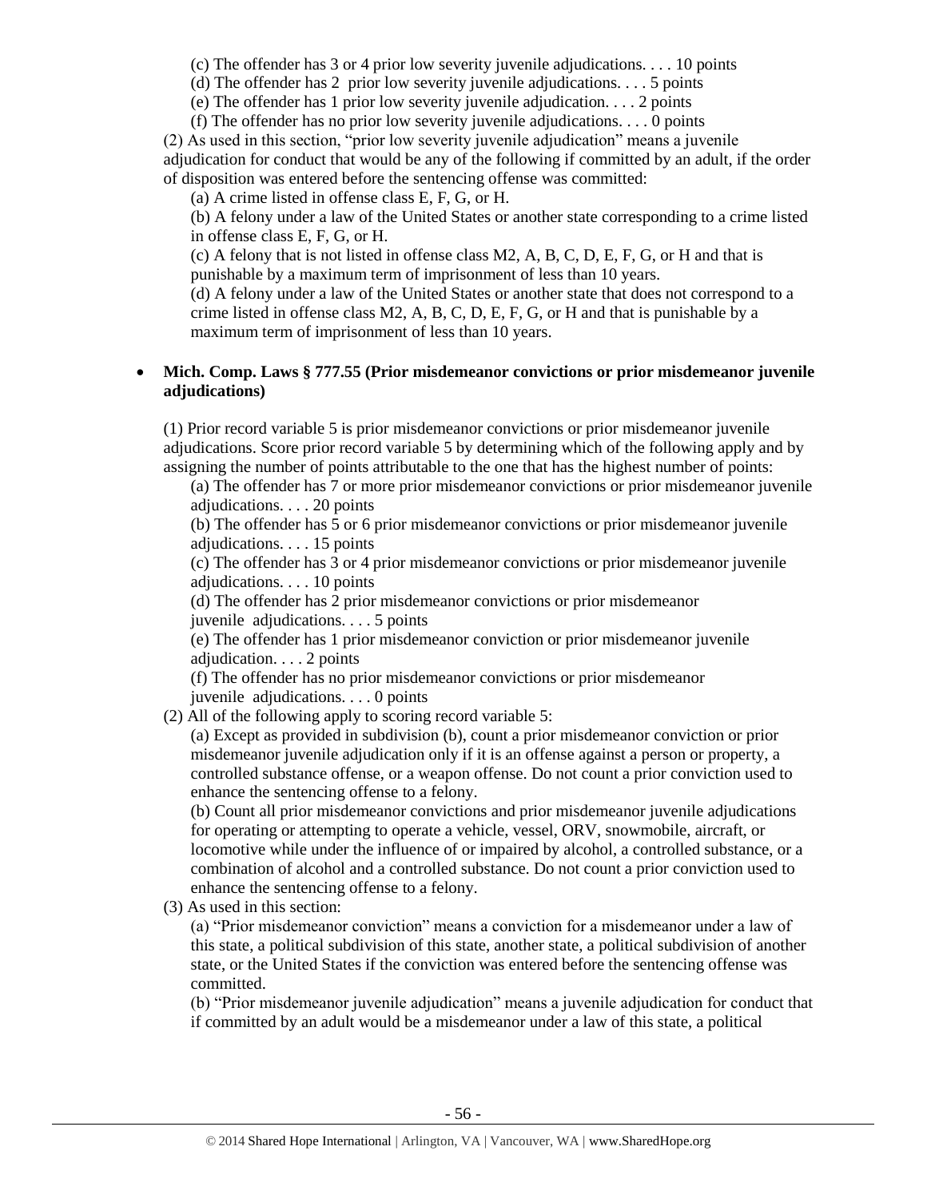(c) The offender has 3 or 4 prior low severity juvenile adjudications. . . . 10 points

(d) The offender has 2 prior low severity juvenile adjudications. . . . 5 points

(e) The offender has 1 prior low severity juvenile adjudication. . . . 2 points

(f) The offender has no prior low severity juvenile adjudications. . . . 0 points

(2) As used in this section, "prior low severity juvenile adjudication" means a juvenile adjudication for conduct that would be any of the following if committed by an adult, if the order of disposition was entered before the sentencing offense was committed:

(a) A crime listed in offense class E, F, G, or H.

(b) A felony under a law of the United States or another state corresponding to a crime listed in offense class E, F, G, or H.

(c) A felony that is not listed in offense class M2, A, B, C, D, E, F, G, or H and that is punishable by a maximum term of imprisonment of less than 10 years.

(d) A felony under a law of the United States or another state that does not correspond to a crime listed in offense class M2, A, B, C, D, E, F, G, or H and that is punishable by a maximum term of imprisonment of less than 10 years.

- **Mich. Comp. Laws § 777.55 (Prior misdemeanor convictions or prior misdemeanor juvenile adjudications)**

(1) Prior record variable 5 is prior misdemeanor convictions or prior misdemeanor juvenile adjudications. Score prior record variable 5 by determining which of the following apply and by assigning the number of points attributable to the one that has the highest number of points:

(a) The offender has 7 or more prior misdemeanor convictions or prior misdemeanor juvenile adjudications. . . . 20 points

(b) The offender has 5 or 6 prior misdemeanor convictions or prior misdemeanor juvenile adjudications. . . . 15 points

(c) The offender has 3 or 4 prior misdemeanor convictions or prior misdemeanor juvenile adjudications. . . . 10 points

(d) The offender has 2 prior misdemeanor convictions or prior misdemeanor juvenile adjudications. . . . 5 points

(e) The offender has 1 prior misdemeanor conviction or prior misdemeanor juvenile adjudication. . . . 2 points

(f) The offender has no prior misdemeanor convictions or prior misdemeanor juvenile adjudications. . . . 0 points

(2) All of the following apply to scoring record variable 5:

(a) Except as provided in subdivision (b), count a prior misdemeanor conviction or prior misdemeanor juvenile adjudication only if it is an offense against a person or property, a controlled substance offense, or a weapon offense. Do not count a prior conviction used to enhance the sentencing offense to a felony.

(b) Count all prior misdemeanor convictions and prior misdemeanor juvenile adjudications for operating or attempting to operate a vehicle, vessel, ORV, snowmobile, aircraft, or locomotive while under the influence of or impaired by alcohol, a controlled substance, or a combination of alcohol and a controlled substance. Do not count a prior conviction used to enhance the sentencing offense to a felony.

(3) As used in this section:

(a) "Prior misdemeanor conviction" means a conviction for a misdemeanor under a law of this state, a political subdivision of this state, another state, a political subdivision of another state, or the United States if the conviction was entered before the sentencing offense was committed.

(b) "Prior misdemeanor juvenile adjudication" means a juvenile adjudication for conduct that if committed by an adult would be a misdemeanor under a law of this state, a political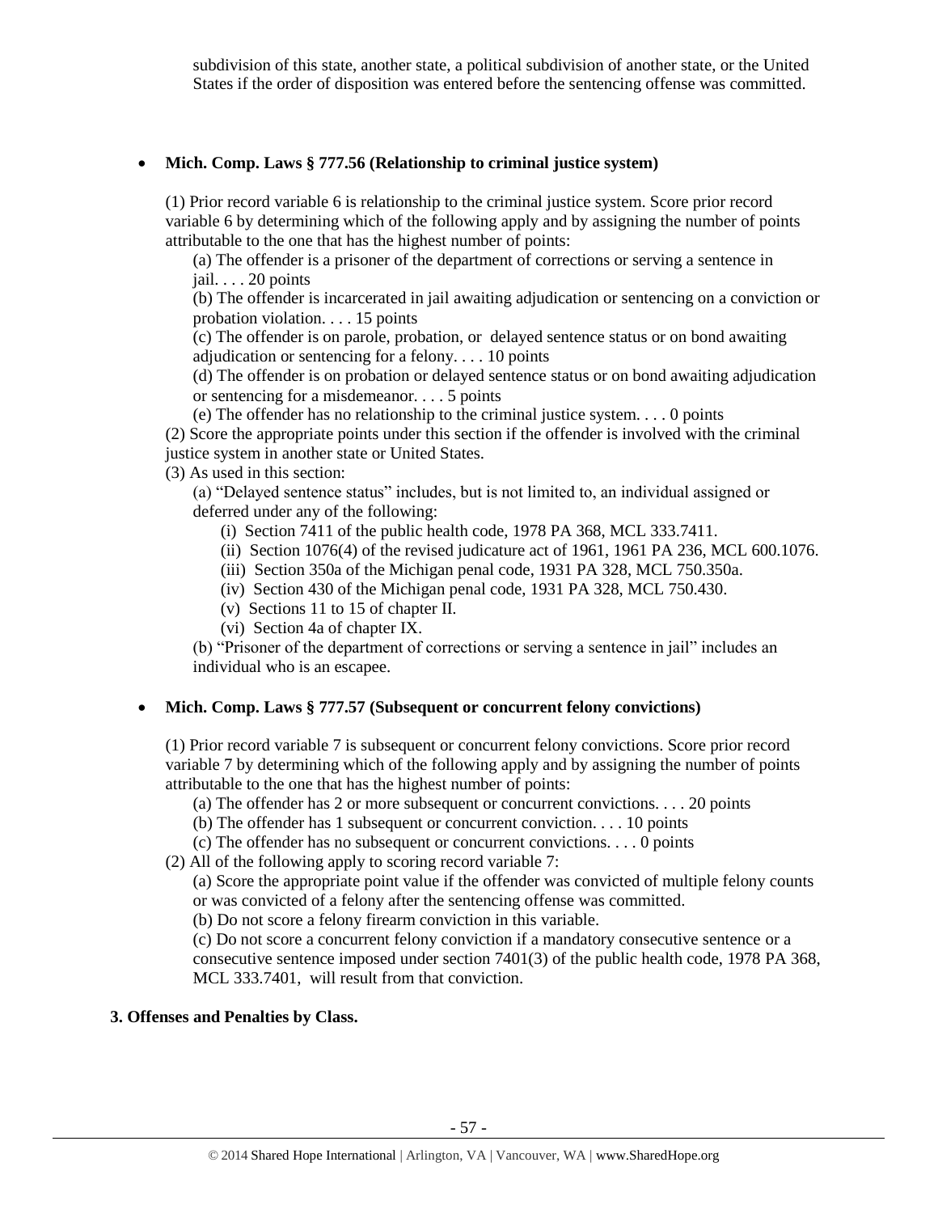subdivision of this state, another state, a political subdivision of another state, or the United States if the order of disposition was entered before the sentencing offense was committed.

- **Mich. Comp. Laws § 777.56 (Relationship to criminal justice system)**

(1) Prior record variable 6 is relationship to the criminal justice system. Score prior record variable 6 by determining which of the following apply and by assigning the number of points attributable to the one that has the highest number of points:

(a) The offender is a prisoner of the department of corrections or serving a sentence in jail. . . . 20 points

(b) The offender is incarcerated in jail awaiting adjudication or sentencing on a conviction or probation violation. . . . 15 points

(c) The offender is on parole, probation, or delayed sentence status or on bond awaiting adjudication or sentencing for a felony. . . . 10 points

(d) The offender is on probation or delayed sentence status or on bond awaiting adjudication or sentencing for a misdemeanor. . . . 5 points

(e) The offender has no relationship to the criminal justice system. . . . 0 points

(2) Score the appropriate points under this section if the offender is involved with the criminal justice system in another state or United States.

(3) As used in this section:

(a) "Delayed sentence status" includes, but is not limited to, an individual assigned or deferred under any of the following:

(i) Section 7411 of the public health code, 1978 PA 368, MCL 333.7411.

(ii) Section 1076(4) of the revised judicature act of 1961, 1961 PA 236, MCL 600.1076.

(iii) Section 350a of the Michigan penal code, 1931 PA 328, MCL 750.350a.

(iv) Section 430 of the Michigan penal code, 1931 PA 328, MCL 750.430.

(v) Sections 11 to 15 of chapter II.

(vi) Section 4a of chapter IX.

(b) "Prisoner of the department of corrections or serving a sentence in jail" includes an individual who is an escapee.

- **Mich. Comp. Laws § 777.57 (Subsequent or concurrent felony convictions)**

(1) Prior record variable 7 is subsequent or concurrent felony convictions. Score prior record variable 7 by determining which of the following apply and by assigning the number of points attributable to the one that has the highest number of points:

(a) The offender has 2 or more subsequent or concurrent convictions. . . . 20 points

(b) The offender has 1 subsequent or concurrent conviction. . . . 10 points

(c) The offender has no subsequent or concurrent convictions. . . . 0 points

(2) All of the following apply to scoring record variable 7:

(a) Score the appropriate point value if the offender was convicted of multiple felony counts or was convicted of a felony after the sentencing offense was committed.

(b) Do not score a felony firearm conviction in this variable.

(c) Do not score a concurrent felony conviction if a mandatory consecutive sentence or a consecutive sentence imposed under section 7401(3) of the public health code, 1978 PA 368, MCL 333.7401, will result from that conviction.

**3. Offenses and Penalties by Class.**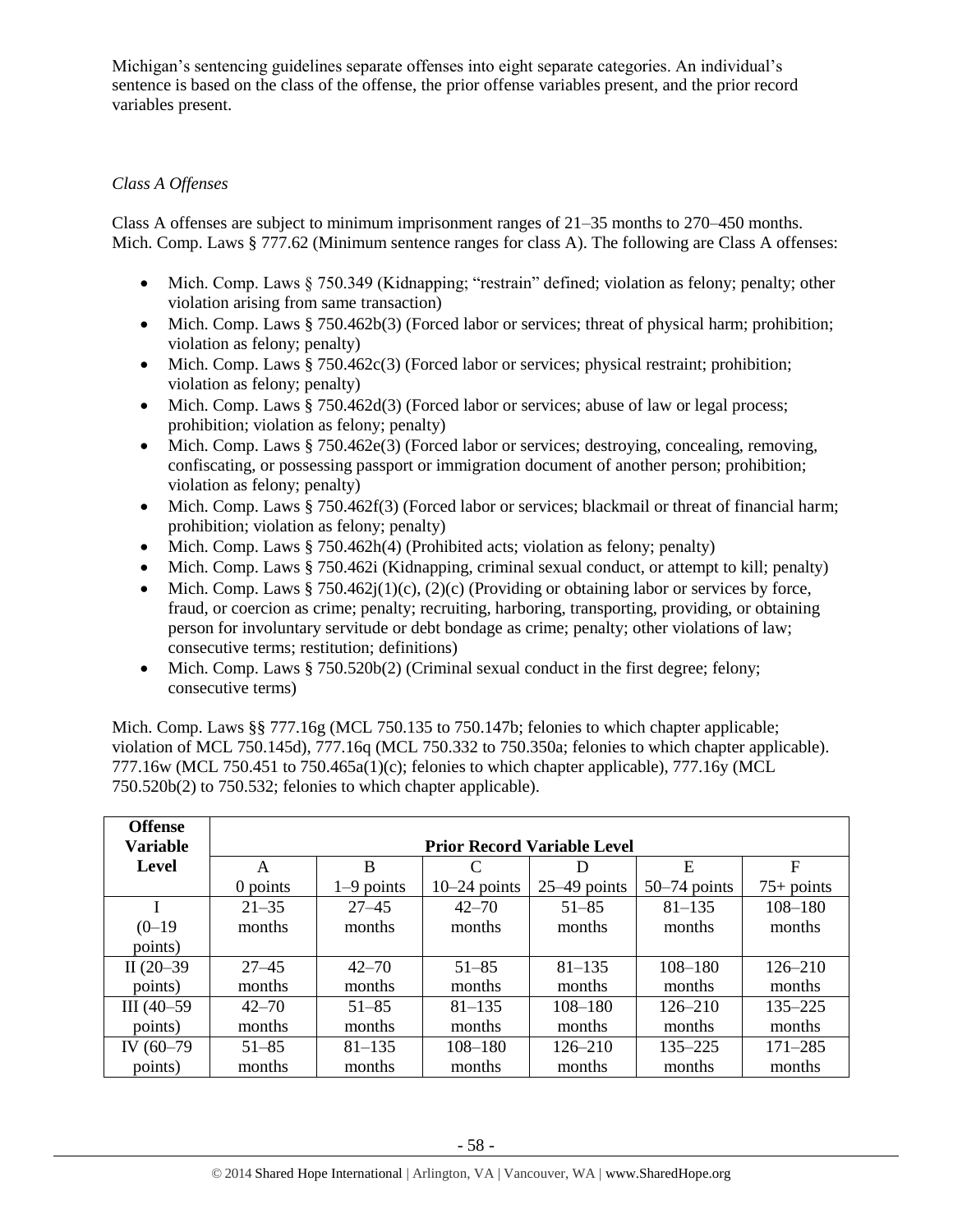Michigan's sentencing guidelines separate offenses into eight separate categories. An individual's sentence is based on the class of the offense, the prior offense variables present, and the prior record variables present.

*Class A Offenses*

Class A offenses are subject to minimum imprisonment ranges of 21–35 months to 270–450 months. Mich. Comp. Laws § 777.62 (Minimum sentence ranges for class A). The following are Class A offenses:

- Mich. Comp. Laws § 750.349 (Kidnapping; "restrain" defined; violation as felony; penalty; other violation arising from same transaction)
- Mich. Comp. Laws § 750.462b(3) (Forced labor or services; threat of physical harm; prohibition; violation as felony; penalty)
- Mich. Comp. Laws § 750.462c(3) (Forced labor or services; physical restraint; prohibition; violation as felony; penalty)
- Mich. Comp. Laws § 750.462d(3) (Forced labor or services; abuse of law or legal process; prohibition; violation as felony; penalty)
- Mich. Comp. Laws § 750.462e(3) (Forced labor or services; destroying, concealing, removing, confiscating, or possessing passport or immigration document of another person; prohibition; violation as felony; penalty)
- Mich. Comp. Laws § 750.462f(3) (Forced labor or services; blackmail or threat of financial harm; prohibition; violation as felony; penalty)
- Mich. Comp. Laws § 750.462h(4) (Prohibited acts; violation as felony; penalty)
- Mich. Comp. Laws § 750.462i (Kidnapping, criminal sexual conduct, or attempt to kill; penalty)
- Mich. Comp. Laws § 750.462j(1)(c), (2)(c) (Providing or obtaining labor or services by force, fraud, or coercion as crime; penalty; recruiting, harboring, transporting, providing, or obtaining person for involuntary servitude or debt bondage as crime; penalty; other violations of law; consecutive terms; restitution; definitions)
- Mich. Comp. Laws § 750.520b(2) (Criminal sexual conduct in the first degree; felony; consecutive terms)

Mich. Comp. Laws §§ 777.16g (MCL 750.135 to 750.147b; felonies to which chapter applicable; violation of MCL 750.145d), 777.16q (MCL 750.332 to 750.350a; felonies to which chapter applicable). 777.16w (MCL 750.451 to 750.465a(1)(c); felonies to which chapter applicable), 777.16y (MCL 750.520b(2) to 750.532; felonies to which chapter applicable).

| Offense Variable Level | Prior Record Variable Level | | | | | |
|---|---|---|---|---|---|---|
| | A<br>0 points | B<br>1–9 points | C<br>10–24 points | D<br>25–49 points | E<br>50–74 points | F<br>75+ points |
| I<br>(0–19 points) | 21–35 months | 27–45 months | 42–70 months | 51–85 months | 81–135 months | 108–180 months |
| II (20–39 points) | 27–45 months | 42–70 months | 51–85 months | 81–135 months | 108–180 months | 126–210 months |
| III (40–59 points) | 42–70 months | 51–85 months | 81–135 months | 108–180 months | 126–210 months | 135–225 months |
| IV (60–79 points) | 51–85 months | 81–135 months | 108–180 months | 126–210 months | 135–225 months | 171–285 months |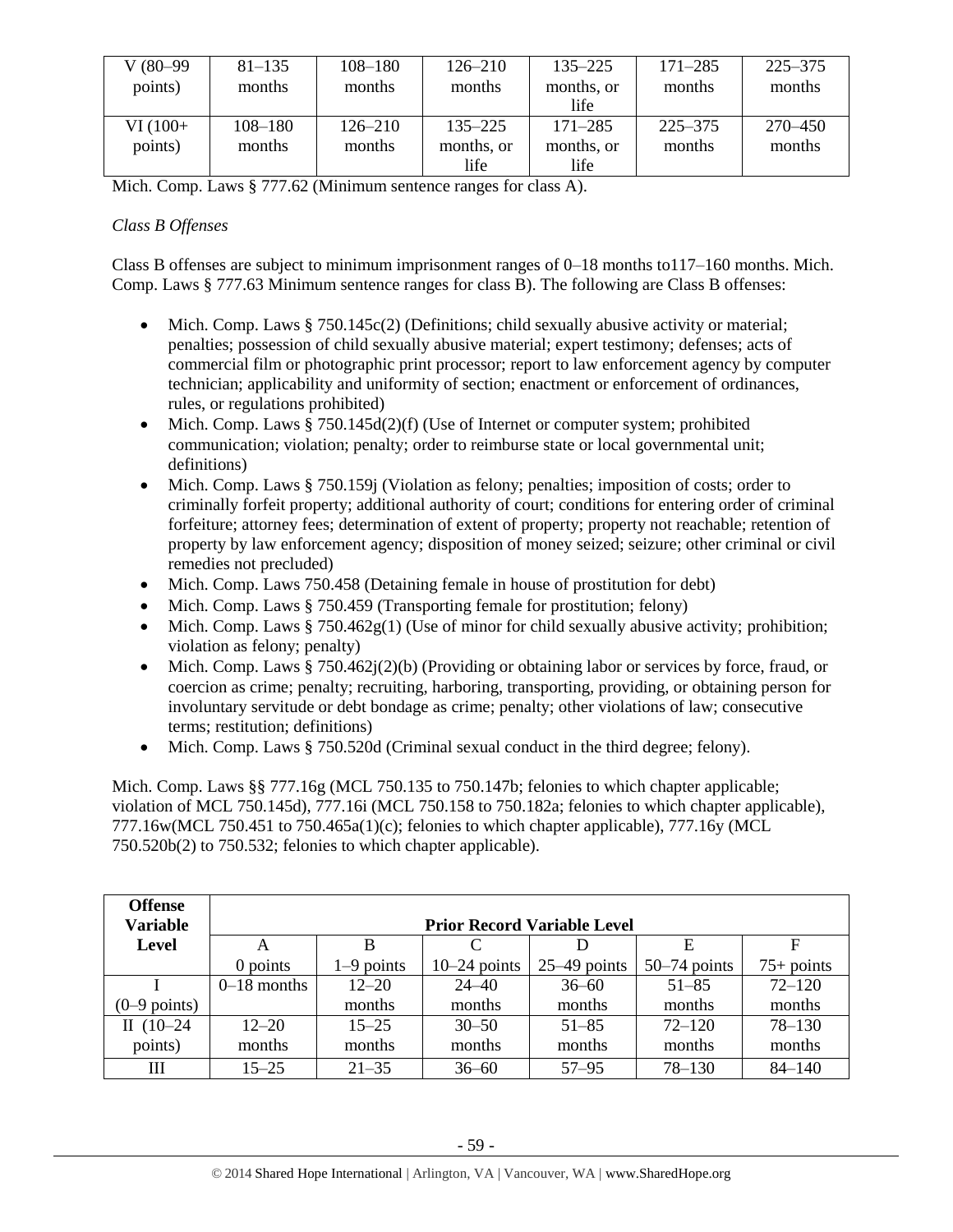| V (80–99 points) | 81–135 months | 108–180 months | 126–210 months | 135–225 months, or life | 171–285 months | 225–375 months |
|---|---|---|---|---|---|---|
| VI (100+ points) | 108–180 months | 126–210 months | 135–225 months, or life | 171–285 months, or life | 225–375 months | 270–450 months |

Mich. Comp. Laws § 777.62 (Minimum sentence ranges for class A).

*Class B Offenses*

Class B offenses are subject to minimum imprisonment ranges of 0–18 months to117–160 months. Mich. Comp. Laws § 777.63 Minimum sentence ranges for class B). The following are Class B offenses:

- Mich. Comp. Laws § 750.145c(2) (Definitions; child sexually abusive activity or material; penalties; possession of child sexually abusive material; expert testimony; defenses; acts of commercial film or photographic print processor; report to law enforcement agency by computer technician; applicability and uniformity of section; enactment or enforcement of ordinances, rules, or regulations prohibited)
- Mich. Comp. Laws § 750.145d(2)(f) (Use of Internet or computer system; prohibited communication; violation; penalty; order to reimburse state or local governmental unit; definitions)
- Mich. Comp. Laws § 750.159j (Violation as felony; penalties; imposition of costs; order to criminally forfeit property; additional authority of court; conditions for entering order of criminal forfeiture; attorney fees; determination of extent of property; property not reachable; retention of property by law enforcement agency; disposition of money seized; seizure; other criminal or civil remedies not precluded)
- Mich. Comp. Laws 750.458 (Detaining female in house of prostitution for debt)
- Mich. Comp. Laws § 750.459 (Transporting female for prostitution; felony)
- Mich. Comp. Laws § 750.462g(1) (Use of minor for child sexually abusive activity; prohibition; violation as felony; penalty)
- Mich. Comp. Laws § 750.462j(2)(b) (Providing or obtaining labor or services by force, fraud, or coercion as crime; penalty; recruiting, harboring, transporting, providing, or obtaining person for involuntary servitude or debt bondage as crime; penalty; other violations of law; consecutive terms; restitution; definitions)
- Mich. Comp. Laws § 750.520d (Criminal sexual conduct in the third degree; felony).

Mich. Comp. Laws §§ 777.16g (MCL 750.135 to 750.147b; felonies to which chapter applicable; violation of MCL 750.145d), 777.16i (MCL 750.158 to 750.182a; felonies to which chapter applicable), 777.16w(MCL 750.451 to 750.465a(1)(c); felonies to which chapter applicable), 777.16y (MCL 750.520b(2) to 750.532; felonies to which chapter applicable).

| Offense Variable Level | Prior Record Variable Level | | | | | |
|---|---|---|---|---|---|---|
| | A<br>0 points | B<br>1–9 points | C<br>10–24 points | D<br>25–49 points | E<br>50–74 points | F<br>75+ points |
| I (0–9 points) | 0–18 months | 12–20 months | 24–40 months | 36–60 months | 51–85 months | 72–120 months |
| II (10–24 points) | 12–20 months | 15–25 months | 30–50 months | 51–85 months | 72–120 months | 78–130 months |
| III | 15–25 | 21–35 | 36–60 | 57–95 | 78–130 | 84–140 |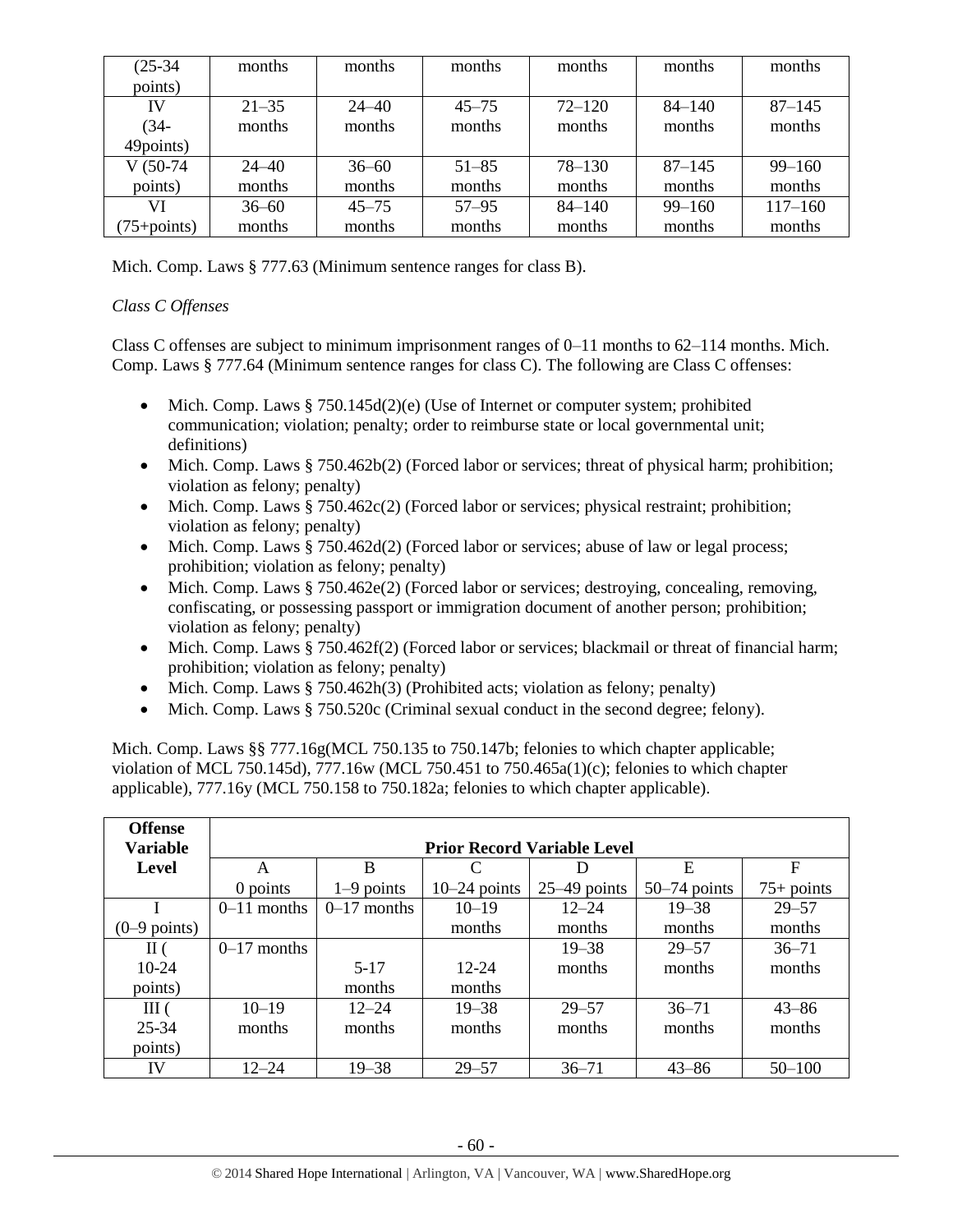| (25-34 points) | months | months | months | months | months | months |
|---|---|---|---|---|---|---|
| IV (34-49points) | 21–35 months | 24–40 months | 45–75 months | 72–120 months | 84–140 months | 87–145 months |
| V (50-74 points) | 24–40 months | 36–60 months | 51–85 months | 78–130 months | 87–145 months | 99–160 months |
| VI (75+points) | 36–60 months | 45–75 months | 57–95 months | 84–140 months | 99–160 months | 117–160 months |

Mich. Comp. Laws § 777.63 (Minimum sentence ranges for class B).

*Class C Offenses*

Class C offenses are subject to minimum imprisonment ranges of 0–11 months to 62–114 months. Mich. Comp. Laws § 777.64 (Minimum sentence ranges for class C). The following are Class C offenses:

- Mich. Comp. Laws § 750.145d(2)(e) (Use of Internet or computer system; prohibited communication; violation; penalty; order to reimburse state or local governmental unit; definitions)
- Mich. Comp. Laws § 750.462b(2) (Forced labor or services; threat of physical harm; prohibition; violation as felony; penalty)
- Mich. Comp. Laws § 750.462c(2) (Forced labor or services; physical restraint; prohibition; violation as felony; penalty)
- Mich. Comp. Laws § 750.462d(2) (Forced labor or services; abuse of law or legal process; prohibition; violation as felony; penalty)
- Mich. Comp. Laws § 750.462e(2) (Forced labor or services; destroying, concealing, removing, confiscating, or possessing passport or immigration document of another person; prohibition; violation as felony; penalty)
- Mich. Comp. Laws § 750.462f(2) (Forced labor or services; blackmail or threat of financial harm; prohibition; violation as felony; penalty)
- Mich. Comp. Laws § 750.462h(3) (Prohibited acts; violation as felony; penalty)
- Mich. Comp. Laws § 750.520c (Criminal sexual conduct in the second degree; felony).

Mich. Comp. Laws §§ 777.16g(MCL 750.135 to 750.147b; felonies to which chapter applicable; violation of MCL 750.145d), 777.16w (MCL 750.451 to 750.465a(1)(c); felonies to which chapter applicable), 777.16y (MCL 750.158 to 750.182a; felonies to which chapter applicable).

| Offense Variable Level | Prior Record Variable Level | | | | | |
|---|---|---|---|---|---|---|
| | A 0 points | B 1–9 points | C 10–24 points | D 25–49 points | E 50–74 points | F 75+ points |
| I (0–9 points) | 0–11 months | 0–17 months | 10–19 months | 12–24 months | 19–38 months | 29–57 months |
| II ( 10-24 points) | 0–17 months | 5-17 months | 12-24 months | 19–38 months | 29–57 months | 36–71 months |
| III ( 25-34 points) | 10–19 months | 12–24 months | 19–38 months | 29–57 months | 36–71 months | 43–86 months |
| IV | 12–24 | 19–38 | 29–57 | 36–71 | 43–86 | 50–100 |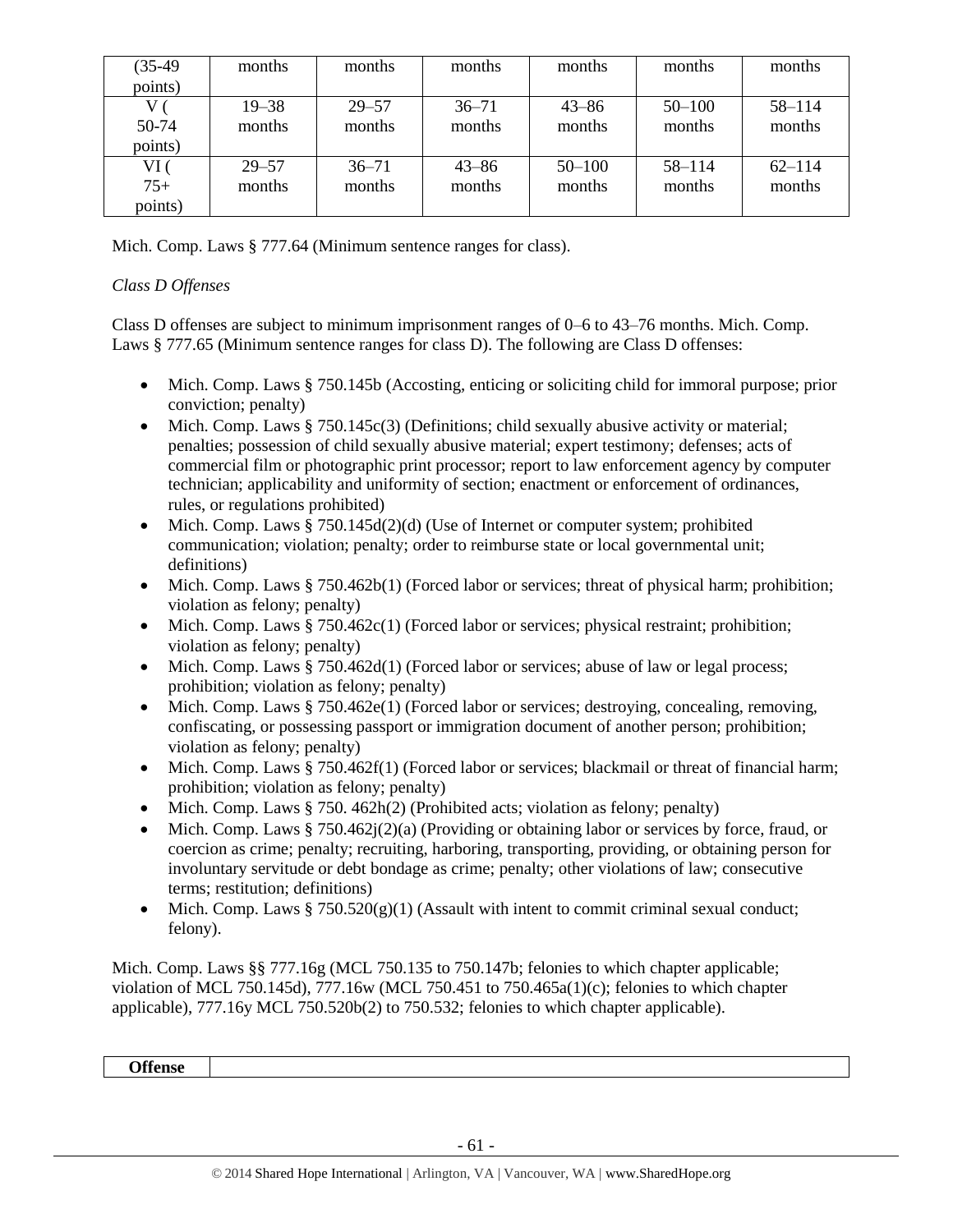| (35-49 points) | months | months | months | months | months | months |
|---|---|---|---|---|---|---|
| V ( 50-74 points) | 19–38 months | 29–57 months | 36–71 months | 43–86 months | 50–100 months | 58–114 months |
| VI ( 75+ points) | 29–57 months | 36–71 months | 43–86 months | 50–100 months | 58–114 months | 62–114 months |

Mich. Comp. Laws § 777.64 (Minimum sentence ranges for class).

*Class D Offenses*

Class D offenses are subject to minimum imprisonment ranges of 0–6 to 43–76 months. Mich. Comp. Laws § 777.65 (Minimum sentence ranges for class D). The following are Class D offenses:

- Mich. Comp. Laws § 750.145b (Accosting, enticing or soliciting child for immoral purpose; prior conviction; penalty)
- Mich. Comp. Laws § 750.145c(3) (Definitions; child sexually abusive activity or material; penalties; possession of child sexually abusive material; expert testimony; defenses; acts of commercial film or photographic print processor; report to law enforcement agency by computer technician; applicability and uniformity of section; enactment or enforcement of ordinances, rules, or regulations prohibited)
- Mich. Comp. Laws § 750.145d(2)(d) (Use of Internet or computer system; prohibited communication; violation; penalty; order to reimburse state or local governmental unit; definitions)
- Mich. Comp. Laws § 750.462b(1) (Forced labor or services; threat of physical harm; prohibition; violation as felony; penalty)
- Mich. Comp. Laws § 750.462c(1) (Forced labor or services; physical restraint; prohibition; violation as felony; penalty)
- Mich. Comp. Laws § 750.462d(1) (Forced labor or services; abuse of law or legal process; prohibition; violation as felony; penalty)
- Mich. Comp. Laws § 750.462e(1) (Forced labor or services; destroying, concealing, removing, confiscating, or possessing passport or immigration document of another person; prohibition; violation as felony; penalty)
- Mich. Comp. Laws § 750.462f(1) (Forced labor or services; blackmail or threat of financial harm; prohibition; violation as felony; penalty)
- Mich. Comp. Laws § 750. 462h(2) (Prohibited acts; violation as felony; penalty)
- Mich. Comp. Laws § 750.462j(2)(a) (Providing or obtaining labor or services by force, fraud, or coercion as crime; penalty; recruiting, harboring, transporting, providing, or obtaining person for involuntary servitude or debt bondage as crime; penalty; other violations of law; consecutive terms; restitution; definitions)
- Mich. Comp. Laws § 750.520(g)(1) (Assault with intent to commit criminal sexual conduct; felony).

Mich. Comp. Laws §§ 777.16g (MCL 750.135 to 750.147b; felonies to which chapter applicable; violation of MCL 750.145d), 777.16w (MCL 750.451 to 750.465a(1)(c); felonies to which chapter applicable), 777.16y MCL 750.520b(2) to 750.532; felonies to which chapter applicable).

| **Offense** | |
|---|---|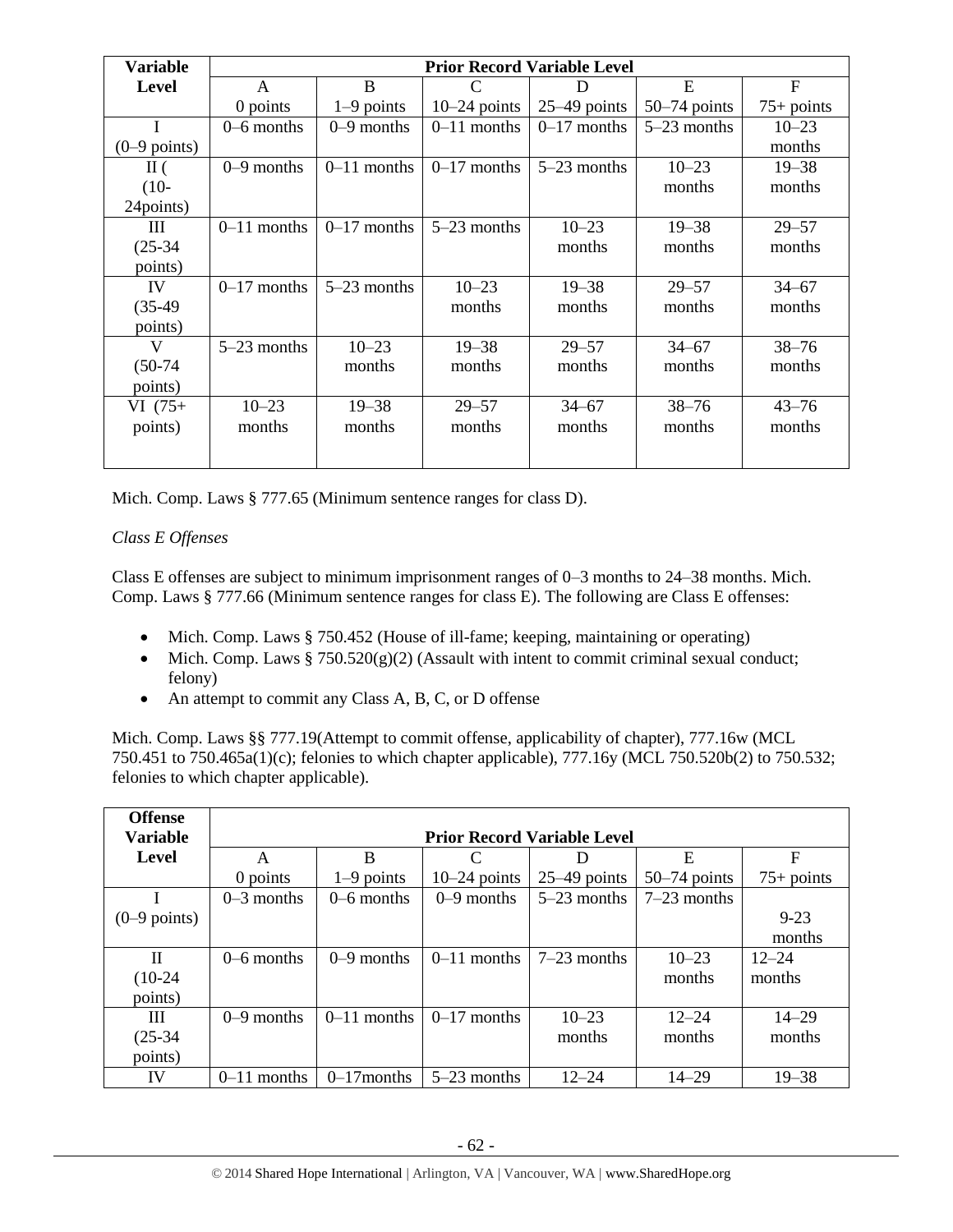| Variable Level | Prior Record Variable Level | | | | | |
|---|---|---|---|---|---|---|
| | A 0 points | B 1–9 points | C 10–24 points | D 25–49 points | E 50–74 points | F 75+ points |
| I (0–9 points) | 0–6 months | 0–9 months | 0–11 months | 0–17 months | 5–23 months | 10–23 months |
| II ( (10-24points) | 0–9 months | 0–11 months | 0–17 months | 5–23 months | 10–23 months | 19–38 months |
| III (25-34 points) | 0–11 months | 0–17 months | 5–23 months | 10–23 months | 19–38 months | 29–57 months |
| IV (35-49 points) | 0–17 months | 5–23 months | 10–23 months | 19–38 months | 29–57 months | 34–67 months |
| V (50-74 points) | 5–23 months | 10–23 months | 19–38 months | 29–57 months | 34–67 months | 38–76 months |
| VI (75+ points) | 10–23 months | 19–38 months | 29–57 months | 34–67 months | 38–76 months | 43–76 months |

Mich. Comp. Laws § 777.65 (Minimum sentence ranges for class D).

*Class E Offenses*

Class E offenses are subject to minimum imprisonment ranges of 0–3 months to 24–38 months. Mich. Comp. Laws § 777.66 (Minimum sentence ranges for class E). The following are Class E offenses:

- Mich. Comp. Laws § 750.452 (House of ill-fame; keeping, maintaining or operating)
- Mich. Comp. Laws § 750.520(g)(2) (Assault with intent to commit criminal sexual conduct; felony)
- An attempt to commit any Class A, B, C, or D offense

Mich. Comp. Laws §§ 777.19(Attempt to commit offense, applicability of chapter), 777.16w (MCL 750.451 to 750.465a(1)(c); felonies to which chapter applicable), 777.16y (MCL 750.520b(2) to 750.532; felonies to which chapter applicable).

| Offense Variable Level | Prior Record Variable Level | | | | | |
|---|---|---|---|---|---|---|
| | A 0 points | B 1–9 points | C 10–24 points | D 25–49 points | E 50–74 points | F 75+ points |
| I (0–9 points) | 0–3 months | 0–6 months | 0–9 months | 5–23 months | 7–23 months | 9-23 months |
| II (10-24 points) | 0–6 months | 0–9 months | 0–11 months | 7–23 months | 10–23 months | 12–24 months |
| III (25-34 points) | 0–9 months | 0–11 months | 0–17 months | 10–23 months | 12–24 months | 14–29 months |
| IV | 0–11 months | 0–17months | 5–23 months | 12–24 | 14–29 | 19–38 |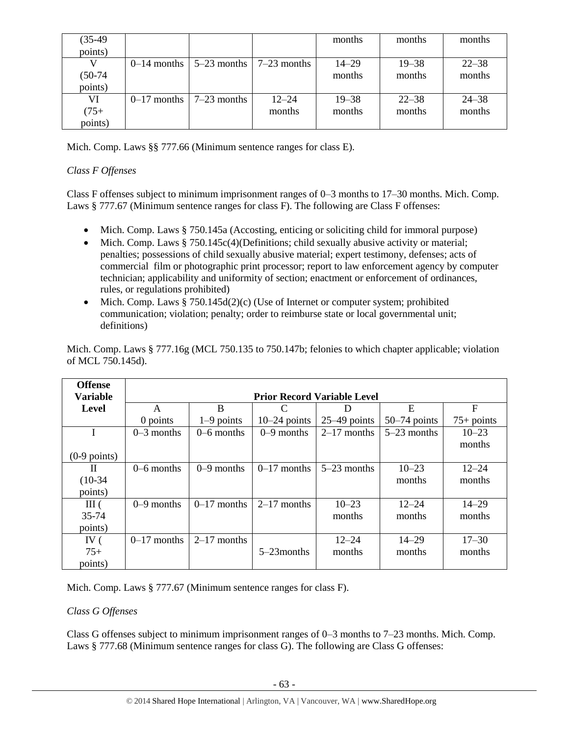| (35-49 points) | | | | months | months | months |
|---|---|---|---|---|---|---|
| V (50-74 points) | 0–14 months | 5–23 months | 7–23 months | 14–29 months | 19–38 months | 22–38 months |
| VI (75+ points) | 0–17 months | 7–23 months | 12–24 months | 19–38 months | 22–38 months | 24–38 months |

Mich. Comp. Laws §§ 777.66 (Minimum sentence ranges for class E).

*Class F Offenses*

Class F offenses subject to minimum imprisonment ranges of 0–3 months to 17–30 months. Mich. Comp. Laws § 777.67 (Minimum sentence ranges for class F). The following are Class F offenses:

- Mich. Comp. Laws § 750.145a (Accosting, enticing or soliciting child for immoral purpose)
- Mich. Comp. Laws § 750.145c(4)(Definitions; child sexually abusive activity or material; penalties; possessions of child sexually abusive material; expert testimony, defenses; acts of commercial film or photographic print processor; report to law enforcement agency by computer technician; applicability and uniformity of section; enactment or enforcement of ordinances, rules, or regulations prohibited)
- Mich. Comp. Laws § 750.145d(2)(c) (Use of Internet or computer system; prohibited communication; violation; penalty; order to reimburse state or local governmental unit; definitions)

Mich. Comp. Laws § 777.16g (MCL 750.135 to 750.147b; felonies to which chapter applicable; violation of MCL 750.145d).

| Offense Variable Level | Prior Record Variable Level | | | | | |
|---|---|---|---|---|---|---|
| | A 0 points | B 1–9 points | C 10–24 points | D 25–49 points | E 50–74 points | F 75+ points |
| I (0-9 points) | 0–3 months | 0–6 months | 0–9 months | 2–17 months | 5–23 months | 10–23 months |
| II (10-34 points) | 0–6 months | 0–9 months | 0–17 months | 5–23 months | 10–23 months | 12–24 months |
| III ( 35-74 points) | 0–9 months | 0–17 months | 2–17 months | 10–23 months | 12–24 months | 14–29 months |
| IV ( 75+ points) | 0–17 months | 2–17 months | 5–23months | 12–24 months | 14–29 months | 17–30 months |

Mich. Comp. Laws § 777.67 (Minimum sentence ranges for class F).

*Class G Offenses*

Class G offenses subject to minimum imprisonment ranges of 0–3 months to 7–23 months. Mich. Comp. Laws § 777.68 (Minimum sentence ranges for class G). The following are Class G offenses: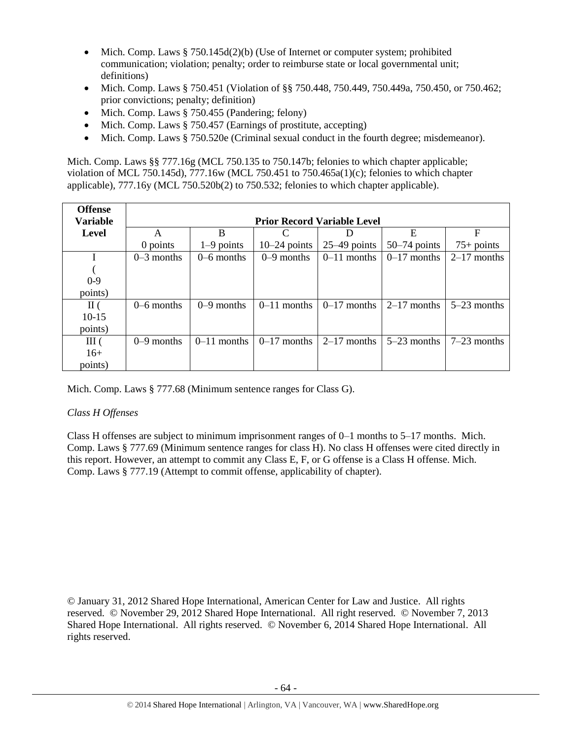- Mich. Comp. Laws § 750.145d(2)(b) (Use of Internet or computer system; prohibited communication; violation; penalty; order to reimburse state or local governmental unit; definitions)
- Mich. Comp. Laws § 750.451 (Violation of §§ 750.448, 750.449, 750.449a, 750.450, or 750.462; prior convictions; penalty; definition)
- Mich. Comp. Laws § 750.455 (Pandering; felony)
- Mich. Comp. Laws § 750.457 (Earnings of prostitute, accepting)
- Mich. Comp. Laws § 750.520e (Criminal sexual conduct in the fourth degree; misdemeanor).

Mich. Comp. Laws §§ 777.16g (MCL 750.135 to 750.147b; felonies to which chapter applicable; violation of MCL 750.145d), 777.16w (MCL 750.451 to 750.465a(1)(c); felonies to which chapter applicable), 777.16y (MCL 750.520b(2) to 750.532; felonies to which chapter applicable).

| Offense Variable Level | Prior Record Variable Level | | | | | |
|---|---|---|---|---|---|---|
| | A<br>0 points | B<br>1–9 points | C<br>10–24 points | D<br>25–49 points | E<br>50–74 points | F<br>75+ points |
| I (0-9 points) | 0–3 months | 0–6 months | 0–9 months | 0–11 months | 0–17 months | 2–17 months |
| II (10-15 points) | 0–6 months | 0–9 months | 0–11 months | 0–17 months | 2–17 months | 5–23 months |
| III (16+ points) | 0–9 months | 0–11 months | 0–17 months | 2–17 months | 5–23 months | 7–23 months |

Mich. Comp. Laws § 777.68 (Minimum sentence ranges for Class G).

*Class H Offenses*

Class H offenses are subject to minimum imprisonment ranges of 0–1 months to 5–17 months. Mich. Comp. Laws § 777.69 (Minimum sentence ranges for class H). No class H offenses were cited directly in this report. However, an attempt to commit any Class E, F, or G offense is a Class H offense. Mich. Comp. Laws § 777.19 (Attempt to commit offense, applicability of chapter).

© January 31, 2012 Shared Hope International, American Center for Law and Justice. All rights reserved. © November 29, 2012 Shared Hope International. All right reserved. © November 7, 2013 Shared Hope International. All rights reserved. © November 6, 2014 Shared Hope International. All rights reserved.